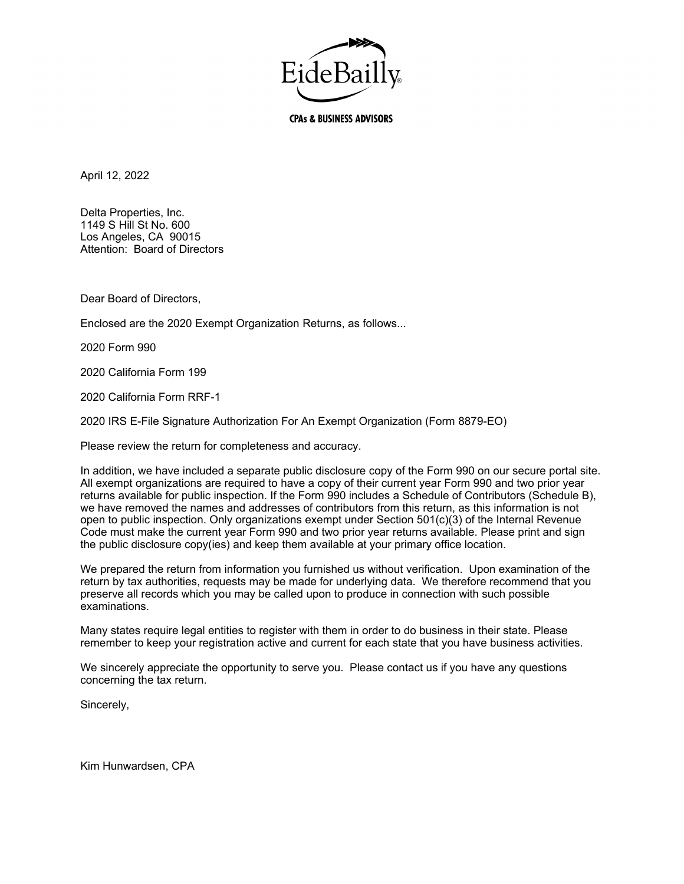EideBailly

CPAs & BUSINESS ADVISORS

April 12, 2022

Delta Properties, Inc.
1149 S Hill St No. 600
Los Angeles, CA 90015
Attention: Board of Directors

Dear Board of Directors,

Enclosed are the 2020 Exempt Organization Returns, as follows...

2020 Form 990

2020 California Form 199

2020 California Form RRF-1

2020 IRS E-File Signature Authorization For An Exempt Organization (Form 8879-EO)

Please review the return for completeness and accuracy.

In addition, we have included a separate public disclosure copy of the Form 990 on our secure portal site. All exempt organizations are required to have a copy of their current year Form 990 and two prior year returns available for public inspection. If the Form 990 includes a Schedule of Contributors (Schedule B), we have removed the names and addresses of contributors from this return, as this information is not open to public inspection. Only organizations exempt under Section 501(c)(3) of the Internal Revenue Code must make the current year Form 990 and two prior year returns available. Please print and sign the public disclosure copy(ies) and keep them available at your primary office location.

We prepared the return from information you furnished us without verification. Upon examination of the return by tax authorities, requests may be made for underlying data. We therefore recommend that you preserve all records which you may be called upon to produce in connection with such possible examinations.

Many states require legal entities to register with them in order to do business in their state. Please remember to keep your registration active and current for each state that you have business activities.

We sincerely appreciate the opportunity to serve you. Please contact us if you have any questions concerning the tax return.

Sincerely,

Kim Hunwardsen, CPA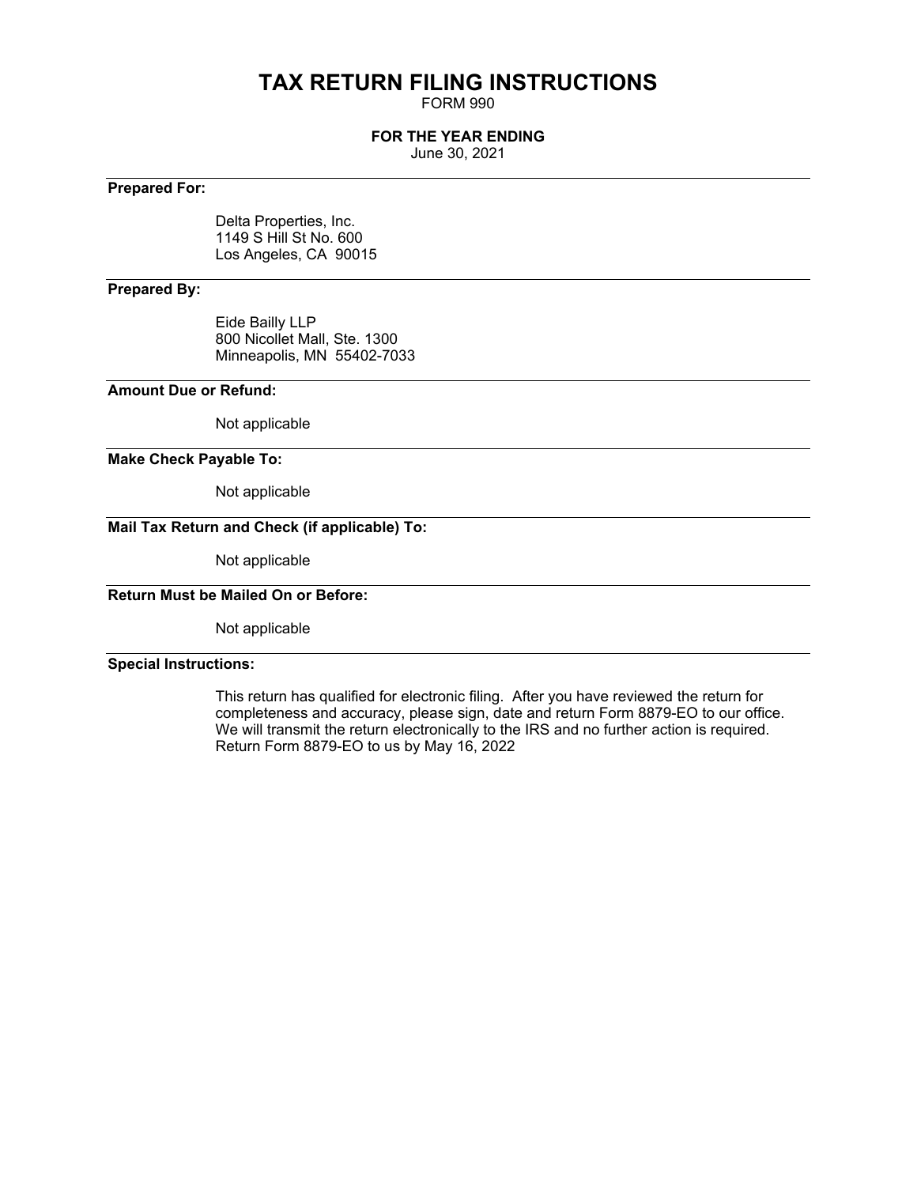# TAX RETURN FILING INSTRUCTIONS

FORM 990

**FOR THE YEAR ENDING**

June 30, 2021

**Prepared For:**

Delta Properties, Inc.
1149 S Hill St No. 600
Los Angeles, CA 90015

**Prepared By:**

Eide Bailly LLP
800 Nicollet Mall, Ste. 1300
Minneapolis, MN 55402-7033

**Amount Due or Refund:**

Not applicable

**Make Check Payable To:**

Not applicable

**Mail Tax Return and Check (if applicable) To:**

Not applicable

**Return Must be Mailed On or Before:**

Not applicable

**Special Instructions:**

This return has qualified for electronic filing. After you have reviewed the return for completeness and accuracy, please sign, date and return Form 8879-EO to our office. We will transmit the return electronically to the IRS and no further action is required. Return Form 8879-EO to us by May 16, 2022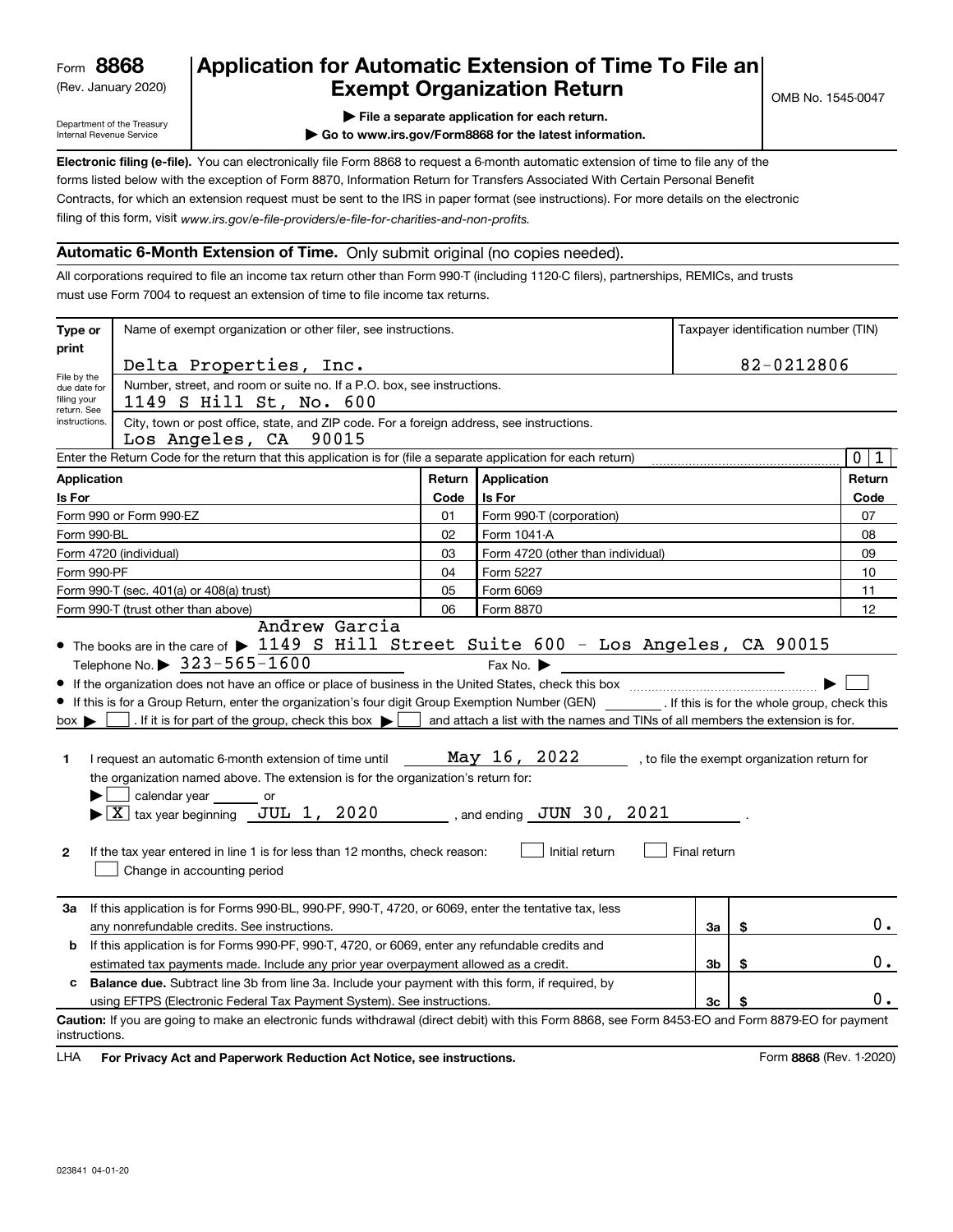Form **8868**
(Rev. January 2020)

Department of the Treasury
Internal Revenue Service

# Application for Automatic Extension of Time To File an Exempt Organization Return

OMB No. 1545-0047

▶ File a separate application for each return.

▶ Go to www.irs.gov/Form8868 for the latest information.

**Electronic filing (e-file).** You can electronically file Form 8868 to request a 6-month automatic extension of time to file any of the forms listed below with the exception of Form 8870, Information Return for Transfers Associated With Certain Personal Benefit Contracts, for which an extension request must be sent to the IRS in paper format (see instructions). For more details on the electronic filing of this form, visit *www.irs.gov/e-file-providers/e-file-for-charities-and-non-profits.*

## Automatic 6-Month Extension of Time. Only submit original (no copies needed).

All corporations required to file an income tax return other than Form 990-T (including 1120-C filers), partnerships, REMICs, and trusts must use Form 7004 to request an extension of time to file income tax returns.

| Type or print | Name of exempt organization or other filer, see instructions. | Taxpayer identification number (TIN) |
|---|---|---|
| File by the due date for filing your return. See instructions. | Delta Properties, Inc. | 82-0212806 |
| | Number, street, and room or suite no. If a P.O. box, see instructions. 1149 S Hill St, No. 600 | |
| | City, town or post office, state, and ZIP code. For a foreign address, see instructions. Los Angeles, CA 90015 | |

Enter the Return Code for the return that this application is for (file a separate application for each return) 0 1

| Application Is For | Return Code | Application Is For | Return Code |
|---|---|---|---|
| Form 990 or Form 990-EZ | 01 | Form 990-T (corporation) | 07 |
| Form 990-BL | 02 | Form 1041-A | 08 |
| Form 4720 (individual) | 03 | Form 4720 (other than individual) | 09 |
| Form 990-PF | 04 | Form 5227 | 10 |
| Form 990-T (sec. 401(a) or 408(a) trust) | 05 | Form 6069 | 11 |
| Form 990-T (trust other than above) | 06 | Form 8870 | 12 |

- The books are in the care of ▶ Andrew Garcia 1149 S Hill Street Suite 600 - Los Angeles, CA 90015
  Telephone No. ▶ 323-565-1600   Fax No. ▶
- If the organization does not have an office or place of business in the United States, check this box ▶ ☐
- If this is for a Group Return, enter the organization's four digit Group Exemption Number (GEN) ______ . If this is for the whole group, check this box ▶ ☐ . If it is for part of the group, check this box ▶ ☐ and attach a list with the names and TINs of all members the extension is for.

**1** I request an automatic 6-month extension of time until May 16, 2022 , to file the exempt organization return for the organization named above. The extension is for the organization's return for:
▶ ☐ calendar year ______ or
▶ ☒ tax year beginning JUL 1, 2020 , and ending JUN 30, 2021 .

**2** If the tax year entered in line 1 is for less than 12 months, check reason: ☐ Initial return ☐ Final return
☐ Change in accounting period

| | | | |
|---|---|---|---|
| **3a** | If this application is for Forms 990-BL, 990-PF, 990-T, 4720, or 6069, enter the tentative tax, less any nonrefundable credits. See instructions. | 3a | $ 0. |
| **b** | If this application is for Forms 990-PF, 990-T, 4720, or 6069, enter any refundable credits and estimated tax payments made. Include any prior year overpayment allowed as a credit. | 3b | $ 0. |
| **c** | **Balance due.** Subtract line 3b from line 3a. Include your payment with this form, if required, by using EFTPS (Electronic Federal Tax Payment System). See instructions. | 3c | $ 0. |

**Caution:** If you are going to make an electronic funds withdrawal (direct debit) with this Form 8868, see Form 8453-EO and Form 8879-EO for payment instructions.

LHA **For Privacy Act and Paperwork Reduction Act Notice, see instructions.** Form **8868** (Rev. 1-2020)

023841 04-01-20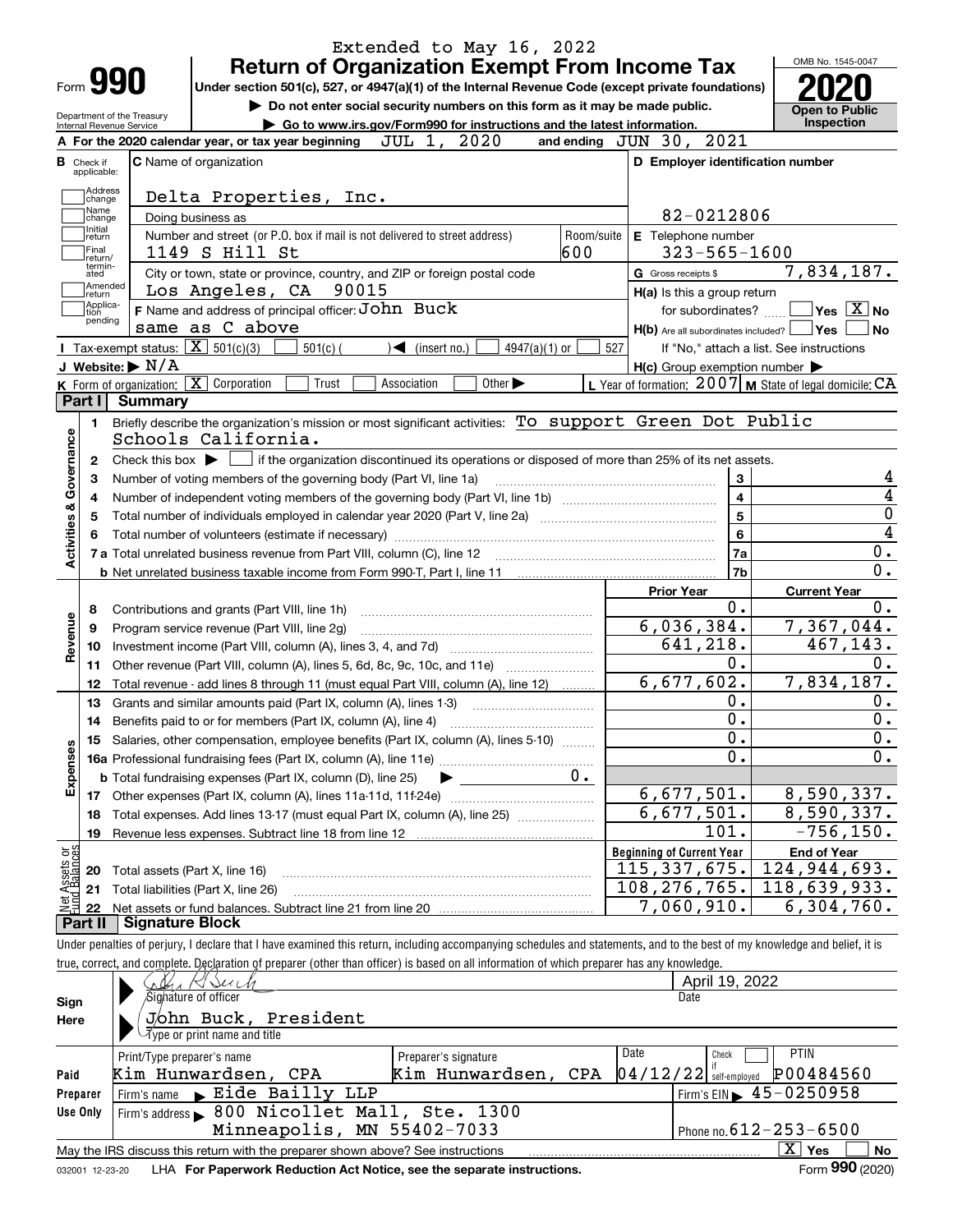Extended to May 16, 2022

# Form 990 — Return of Organization Exempt From Income Tax — 2020

Under section 501(c), 527, or 4947(a)(1) of the Internal Revenue Code (except private foundations)

▶ Do not enter social security numbers on this form as it may be made public.

▶ Go to www.irs.gov/Form990 for instructions and the latest information.

Department of the Treasury, Internal Revenue Service — OMB No. 1545-0047 — Open to Public Inspection

**A** For the 2020 calendar year, or tax year beginning JUL 1, 2020 and ending JUN 30, 2021

**B** Check if applicable: Address change, Name change, Initial return, Final return/terminated, Amended return, Application pending

**C** Name of organization: Delta Properties, Inc.

Doing business as

Number and street (or P.O. box if mail is not delivered to street address): 1149 S Hill St — Room/suite: 600

City or town, state or province, country, and ZIP or foreign postal code: Los Angeles, CA 90015

**D** Employer identification number: 82-0212806

**E** Telephone number: 323-565-1600

**G** Gross receipts $ 7,834,187.

**F** Name and address of principal officer: John Buck, same as C above

**H(a)** Is this a group return for subordinates? ☐ Yes ☒ No

**H(b)** Are all subordinates included? ☐ Yes ☐ No — If "No," attach a list. See instructions

**H(c)** Group exemption number ▶

**I** Tax-exempt status: ☒ 501(c)(3) ☐ 501(c) ( ) ◀ (insert no.) ☐ 4947(a)(1) or ☐ 527

**J** Website: ▶ N/A

**K** Form of organization: ☒ Corporation ☐ Trust ☐ Association ☐ Other ▶

**L** Year of formation: 2007 **M** State of legal domicile: CA

## Part I Summary

**Activities & Governance**

1. Briefly describe the organization's mission or most significant activities: To support Green Dot Public Schools California.
2. Check this box ▶ ☐ if the organization discontinued its operations or disposed of more than 25% of its net assets.

| | | Line | |
|---|---|---|---|
| 3 | Number of voting members of the governing body (Part VI, line 1a) | 3 | 4 |
| 4 | Number of independent voting members of the governing body (Part VI, line 1b) | 4 | 4 |
| 5 | Total number of individuals employed in calendar year 2020 (Part V, line 2a) | 5 | 0 |
| 6 | Total number of volunteers (estimate if necessary) | 6 | 4 |
| 7a | Total unrelated business revenue from Part VIII, column (C), line 12 | 7a | 0. |
| b | Net unrelated business taxable income from Form 990-T, Part I, line 11 | 7b | 0. |

| | | Prior Year | Current Year |
|---|---|---|---|
| **Revenue** | | | |
| 8 | Contributions and grants (Part VIII, line 1h) | 0. | 0. |
| 9 | Program service revenue (Part VIII, line 2g) | 6,036,384. | 7,367,044. |
| 10 | Investment income (Part VIII, column (A), lines 3, 4, and 7d) | 641,218. | 467,143. |
| 11 | Other revenue (Part VIII, column (A), lines 5, 6d, 8c, 9c, 10c, and 11e) | 0. | 0. |
| 12 | Total revenue - add lines 8 through 11 (must equal Part VIII, column (A), line 12) | 6,677,602. | 7,834,187. |
| **Expenses** | | | |
| 13 | Grants and similar amounts paid (Part IX, column (A), lines 1-3) | 0. | 0. |
| 14 | Benefits paid to or for members (Part IX, column (A), line 4) | 0. | 0. |
| 15 | Salaries, other compensation, employee benefits (Part IX, column (A), lines 5-10) | 0. | 0. |
| 16a | Professional fundraising fees (Part IX, column (A), line 11e) | 0. | 0. |
| b | Total fundraising expenses (Part IX, column (D), line 25) ▶ 0. | | |
| 17 | Other expenses (Part IX, column (A), lines 11a-11d, 11f-24e) | 6,677,501. | 8,590,337. |
| 18 | Total expenses. Add lines 13-17 (must equal Part IX, column (A), line 25) | 6,677,501. | 8,590,337. |
| 19 | Revenue less expenses. Subtract line 18 from line 12 | 101. | -756,150. |

| **Net Assets or Fund Balances** | | Beginning of Current Year | End of Year |
|---|---|---|---|
| 20 | Total assets (Part X, line 16) | 115,337,675. | 124,944,693. |
| 21 | Total liabilities (Part X, line 26) | 108,276,765. | 118,639,933. |
| 22 | Net assets or fund balances. Subtract line 21 from line 20 | 7,060,910. | 6,304,760. |

## Part II Signature Block

Under penalties of perjury, I declare that I have examined this return, including accompanying schedules and statements, and to the best of my knowledge and belief, it is true, correct, and complete. Declaration of preparer (other than officer) is based on all information of which preparer has any knowledge.

**Sign Here**

Signature of officer — Date: April 19, 2022

John Buck, President — Type or print name and title

**Paid Preparer Use Only**

| Print/Type preparer's name | Preparer's signature | Date | Check if self-employed | PTIN |
|---|---|---|---|---|
| Kim Hunwardsen, CPA | Kim Hunwardsen, CPA | 04/12/22 | ☐ | P00484560 |

Firm's name ▶ Eide Bailly LLP — Firm's EIN ▶ 45-0250958

Firm's address ▶ 800 Nicollet Mall, Ste. 1300, Minneapolis, MN 55402-7033 — Phone no. 612-253-6500

May the IRS discuss this return with the preparer shown above? See instructions ☒ Yes ☐ No

032001 12-23-20 LHA For Paperwork Reduction Act Notice, see the separate instructions. Form **990** (2020)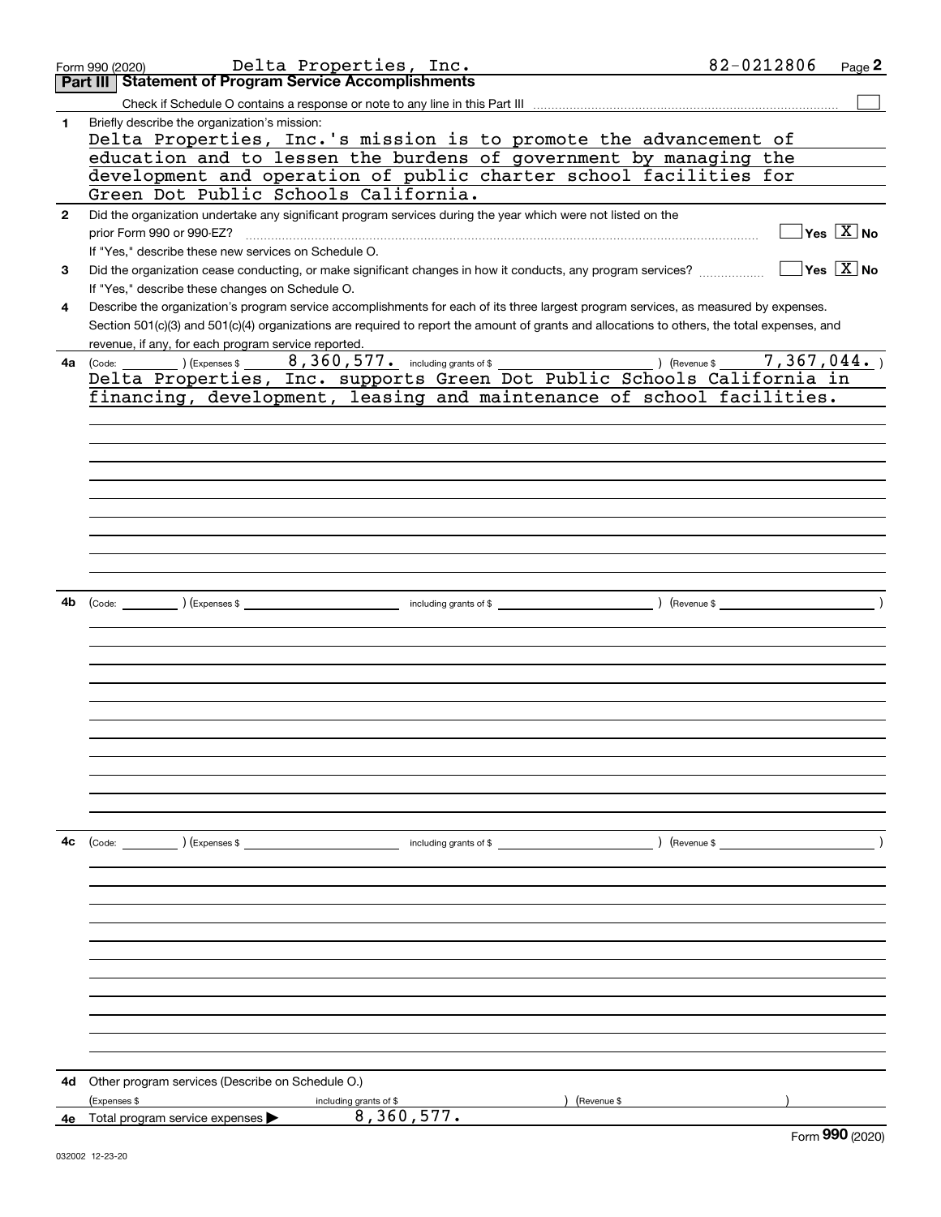Form 990 (2020) Delta Properties, Inc. 82-0212806 Page 2

## Part III Statement of Program Service Accomplishments

Check if Schedule O contains a response or note to any line in this Part III ☐

**1** Briefly describe the organization's mission:

Delta Properties, Inc.'s mission is to promote the advancement of education and to lessen the burdens of government by managing the development and operation of public charter school facilities for Green Dot Public Schools California.

**2** Did the organization undertake any significant program services during the year which were not listed on the prior Form 990 or 990-EZ? ☐ Yes ☒ No

If "Yes," describe these new services on Schedule O.

**3** Did the organization cease conducting, or make significant changes in how it conducts, any program services? ☐ Yes ☒ No

If "Yes," describe these changes on Schedule O.

**4** Describe the organization's program service accomplishments for each of its three largest program services, as measured by expenses. Section 501(c)(3) and 501(c)(4) organizations are required to report the amount of grants and allocations to others, the total expenses, and revenue, if any, for each program service reported.

**4a** (Code: ) (Expenses $ 8,360,577. including grants of $ ) (Revenue $ 7,367,044. )

Delta Properties, Inc. supports Green Dot Public Schools California in financing, development, leasing and maintenance of school facilities.

**4b** (Code: ) (Expenses $ including grants of $ ) (Revenue $ )

**4c** (Code: ) (Expenses $ including grants of $ ) (Revenue $ )

**4d** Other program services (Describe on Schedule O.)

(Expenses $ including grants of $ ) (Revenue $ )

**4e** Total program service expenses ▶ 8,360,577.

Form 990 (2020)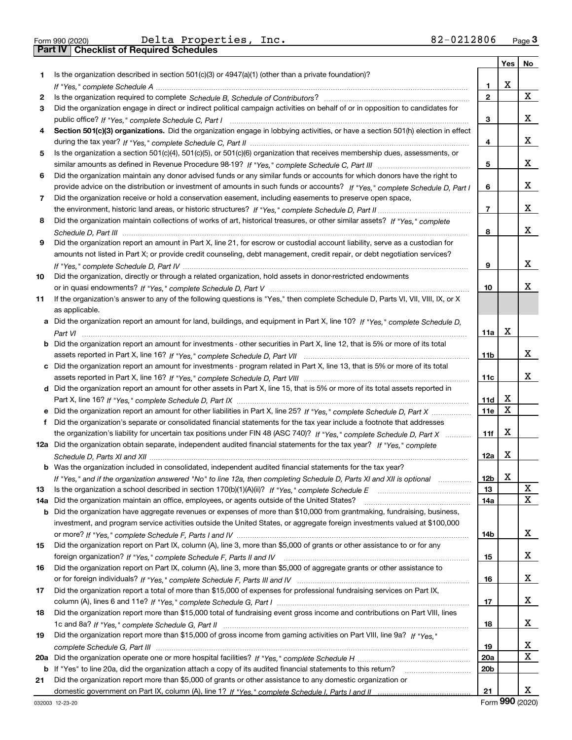Form 990 (2020) Delta Properties, Inc. 82-0212806 Page 3

## Part IV Checklist of Required Schedules

| | | | Yes | No |
|---|---|---|---|---|
| 1 | Is the organization described in section 501(c)(3) or 4947(a)(1) (other than a private foundation)? *If "Yes," complete Schedule A* | 1 | X | |
| 2 | Is the organization required to complete *Schedule B, Schedule of Contributors*? | 2 | | X |
| 3 | Did the organization engage in direct or indirect political campaign activities on behalf of or in opposition to candidates for public office? *If "Yes," complete Schedule C, Part I* | 3 | | X |
| 4 | **Section 501(c)(3) organizations.** Did the organization engage in lobbying activities, or have a section 501(h) election in effect during the tax year? *If "Yes," complete Schedule C, Part II* | 4 | | X |
| 5 | Is the organization a section 501(c)(4), 501(c)(5), or 501(c)(6) organization that receives membership dues, assessments, or similar amounts as defined in Revenue Procedure 98-19? *If "Yes," complete Schedule C, Part III* | 5 | | X |
| 6 | Did the organization maintain any donor advised funds or any similar funds or accounts for which donors have the right to provide advice on the distribution or investment of amounts in such funds or accounts? *If "Yes," complete Schedule D, Part I* | 6 | | X |
| 7 | Did the organization receive or hold a conservation easement, including easements to preserve open space, the environment, historic land areas, or historic structures? *If "Yes," complete Schedule D, Part II* | 7 | | X |
| 8 | Did the organization maintain collections of works of art, historical treasures, or other similar assets? *If "Yes," complete Schedule D, Part III* | 8 | | X |
| 9 | Did the organization report an amount in Part X, line 21, for escrow or custodial account liability, serve as a custodian for amounts not listed in Part X; or provide credit counseling, debt management, credit repair, or debt negotiation services? *If "Yes," complete Schedule D, Part IV* | 9 | | X |
| 10 | Did the organization, directly or through a related organization, hold assets in donor-restricted endowments or in quasi endowments? *If "Yes," complete Schedule D, Part V* | 10 | | X |
| 11 | If the organization's answer to any of the following questions is "Yes," then complete Schedule D, Parts VI, VII, VIII, IX, or X as applicable. | | | |
| a | Did the organization report an amount for land, buildings, and equipment in Part X, line 10? *If "Yes," complete Schedule D, Part VI* | 11a | X | |
| b | Did the organization report an amount for investments - other securities in Part X, line 12, that is 5% or more of its total assets reported in Part X, line 16? *If "Yes," complete Schedule D, Part VII* | 11b | | X |
| c | Did the organization report an amount for investments - program related in Part X, line 13, that is 5% or more of its total assets reported in Part X, line 16? *If "Yes," complete Schedule D, Part VIII* | 11c | | X |
| d | Did the organization report an amount for other assets in Part X, line 15, that is 5% or more of its total assets reported in Part X, line 16? *If "Yes," complete Schedule D, Part IX* | 11d | X | |
| e | Did the organization report an amount for other liabilities in Part X, line 25? *If "Yes," complete Schedule D, Part X* | 11e | X | |
| f | Did the organization's separate or consolidated financial statements for the tax year include a footnote that addresses the organization's liability for uncertain tax positions under FIN 48 (ASC 740)? *If "Yes," complete Schedule D, Part X* | 11f | X | |
| 12a | Did the organization obtain separate, independent audited financial statements for the tax year? *If "Yes," complete Schedule D, Parts XI and XII* | 12a | X | |
| b | Was the organization included in consolidated, independent audited financial statements for the tax year? *If "Yes," and if the organization answered "No" to line 12a, then completing Schedule D, Parts XI and XII is optional* | 12b | X | |
| 13 | Is the organization a school described in section 170(b)(1)(A)(ii)? *If "Yes," complete Schedule E* | 13 | | X |
| 14a | Did the organization maintain an office, employees, or agents outside of the United States? | 14a | | X |
| b | Did the organization have aggregate revenues or expenses of more than $10,000 from grantmaking, fundraising, business, investment, and program service activities outside the United States, or aggregate foreign investments valued at $100,000 or more? *If "Yes," complete Schedule F, Parts I and IV* | 14b | | X |
| 15 | Did the organization report on Part IX, column (A), line 3, more than $5,000 of grants or other assistance to or for any foreign organization? *If "Yes," complete Schedule F, Parts II and IV* | 15 | | X |
| 16 | Did the organization report on Part IX, column (A), line 3, more than $5,000 of aggregate grants or other assistance to or for foreign individuals? *If "Yes," complete Schedule F, Parts III and IV* | 16 | | X |
| 17 | Did the organization report a total of more than $15,000 of expenses for professional fundraising services on Part IX, column (A), lines 6 and 11e? *If "Yes," complete Schedule G, Part I* | 17 | | X |
| 18 | Did the organization report more than $15,000 total of fundraising event gross income and contributions on Part VIII, lines 1c and 8a? *If "Yes," complete Schedule G, Part II* | 18 | | X |
| 19 | Did the organization report more than $15,000 of gross income from gaming activities on Part VIII, line 9a? *If "Yes," complete Schedule G, Part III* | 19 | | X |
| 20a | Did the organization operate one or more hospital facilities? *If "Yes," complete Schedule H* | 20a | | X |
| b | If "Yes" to line 20a, did the organization attach a copy of its audited financial statements to this return? | 20b | | |
| 21 | Did the organization report more than $5,000 of grants or other assistance to any domestic organization or domestic government on Part IX, column (A), line 1? *If "Yes," complete Schedule I, Parts I and II* | 21 | | X |

032003 12-23-20 Form **990** (2020)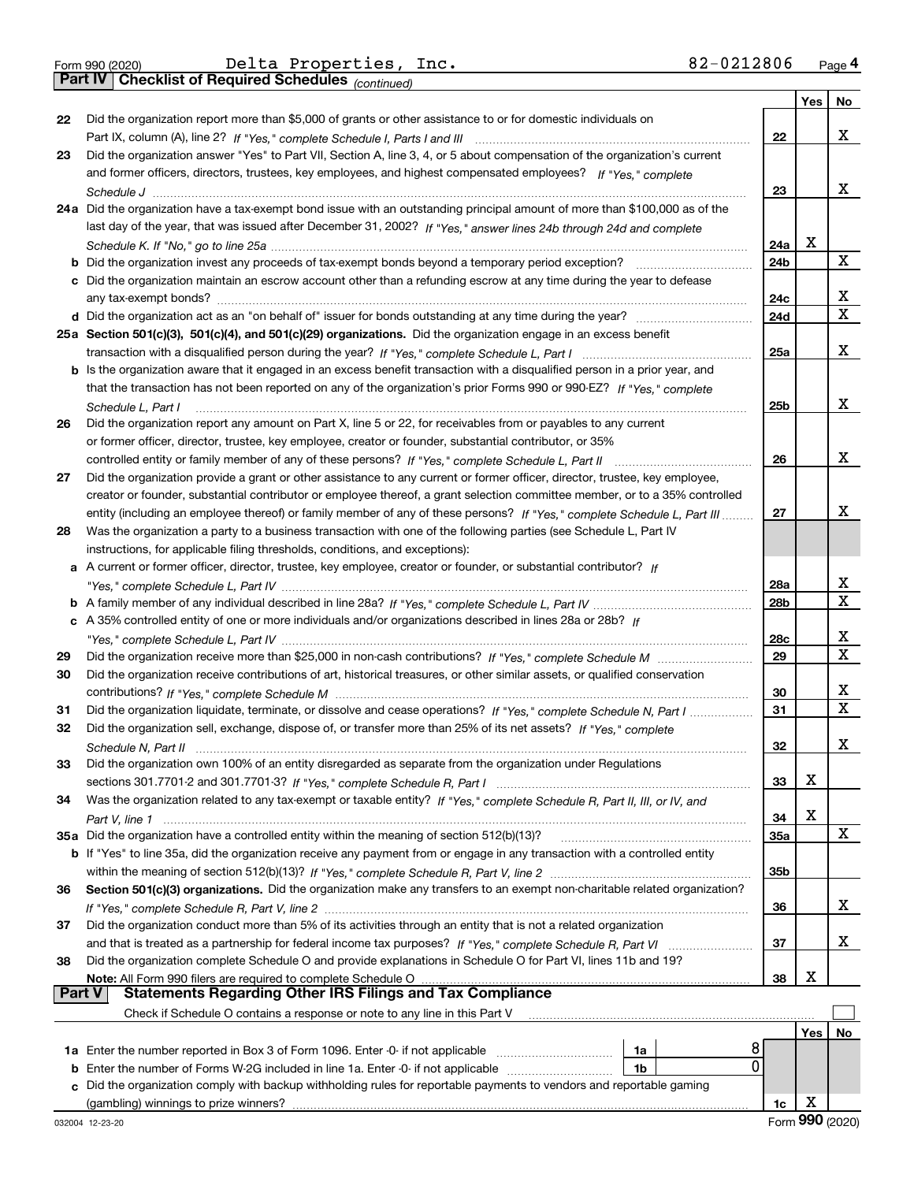Form 990 (2020) Delta Properties, Inc. 82-0212806 Page 4

## Part IV Checklist of Required Schedules *(continued)*

| | | | Yes | No |
|---|---|---|---|---|
| 22 | Did the organization report more than $5,000 of grants or other assistance to or for domestic individuals on Part IX, column (A), line 2? *If "Yes," complete Schedule I, Parts I and III* | 22 | | X |
| 23 | Did the organization answer "Yes" to Part VII, Section A, line 3, 4, or 5 about compensation of the organization's current and former officers, directors, trustees, key employees, and highest compensated employees? *If "Yes," complete Schedule J* | 23 | | X |
| 24a | Did the organization have a tax-exempt bond issue with an outstanding principal amount of more than $100,000 as of the last day of the year, that was issued after December 31, 2002? *If "Yes," answer lines 24b through 24d and complete Schedule K. If "No," go to line 25a* | 24a | X | |
| b | Did the organization invest any proceeds of tax-exempt bonds beyond a temporary period exception? | 24b | | X |
| c | Did the organization maintain an escrow account other than a refunding escrow at any time during the year to defease any tax-exempt bonds? | 24c | | X |
| d | Did the organization act as an "on behalf of" issuer for bonds outstanding at any time during the year? | 24d | | X |
| 25a | **Section 501(c)(3), 501(c)(4), and 501(c)(29) organizations.** Did the organization engage in an excess benefit transaction with a disqualified person during the year? *If "Yes," complete Schedule L, Part I* | 25a | | X |
| b | Is the organization aware that it engaged in an excess benefit transaction with a disqualified person in a prior year, and that the transaction has not been reported on any of the organization's prior Forms 990 or 990-EZ? *If "Yes," complete Schedule L, Part I* | 25b | | X |
| 26 | Did the organization report any amount on Part X, line 5 or 22, for receivables from or payables to any current or former officer, director, trustee, key employee, creator or founder, substantial contributor, or 35% controlled entity or family member of any of these persons? *If "Yes," complete Schedule L, Part II* | 26 | | X |
| 27 | Did the organization provide a grant or other assistance to any current or former officer, director, trustee, key employee, creator or founder, substantial contributor or employee thereof, a grant selection committee member, or to a 35% controlled entity (including an employee thereof) or family member of any of these persons? *If "Yes," complete Schedule L, Part III* | 27 | | X |
| 28 | Was the organization a party to a business transaction with one of the following parties (see Schedule L, Part IV instructions, for applicable filing thresholds, conditions, and exceptions): | | | |
| a | A current or former officer, director, trustee, key employee, creator or founder, or substantial contributor? *If "Yes," complete Schedule L, Part IV* | 28a | | X |
| b | A family member of any individual described in line 28a? *If "Yes," complete Schedule L, Part IV* | 28b | | X |
| c | A 35% controlled entity of one or more individuals and/or organizations described in lines 28a or 28b? *If "Yes," complete Schedule L, Part IV* | 28c | | X |
| 29 | Did the organization receive more than $25,000 in non-cash contributions? *If "Yes," complete Schedule M* | 29 | | X |
| 30 | Did the organization receive contributions of art, historical treasures, or other similar assets, or qualified conservation contributions? *If "Yes," complete Schedule M* | 30 | | X |
| 31 | Did the organization liquidate, terminate, or dissolve and cease operations? *If "Yes," complete Schedule N, Part I* | 31 | | X |
| 32 | Did the organization sell, exchange, dispose of, or transfer more than 25% of its net assets? *If "Yes," complete Schedule N, Part II* | 32 | | X |
| 33 | Did the organization own 100% of an entity disregarded as separate from the organization under Regulations sections 301.7701-2 and 301.7701-3? *If "Yes," complete Schedule R, Part I* | 33 | X | |
| 34 | Was the organization related to any tax-exempt or taxable entity? *If "Yes," complete Schedule R, Part II, III, or IV, and Part V, line 1* | 34 | X | |
| 35a | Did the organization have a controlled entity within the meaning of section 512(b)(13)? | 35a | | X |
| b | If "Yes" to line 35a, did the organization receive any payment from or engage in any transaction with a controlled entity within the meaning of section 512(b)(13)? *If "Yes," complete Schedule R, Part V, line 2* | 35b | | |
| 36 | **Section 501(c)(3) organizations.** Did the organization make any transfers to an exempt non-charitable related organization? *If "Yes," complete Schedule R, Part V, line 2* | 36 | | X |
| 37 | Did the organization conduct more than 5% of its activities through an entity that is not a related organization and that is treated as a partnership for federal income tax purposes? *If "Yes," complete Schedule R, Part VI* | 37 | | X |
| 38 | Did the organization complete Schedule O and provide explanations in Schedule O for Part VI, lines 11b and 19? **Note:** All Form 990 filers are required to complete Schedule O | 38 | X | |

## Part V Statements Regarding Other IRS Filings and Tax Compliance

Check if Schedule O contains a response or note to any line in this Part V ☐

| | | | | | Yes | No |
|---|---|---|---|---|---|---|
| 1a | Enter the number reported in Box 3 of Form 1096. Enter -0- if not applicable | 1a | 8 | | | |
| b | Enter the number of Forms W-2G included in line 1a. Enter -0- if not applicable | 1b | 0 | | | |
| c | Did the organization comply with backup withholding rules for reportable payments to vendors and reportable gaming (gambling) winnings to prize winners? | | | 1c | X | |

032004 12-23-20 Form **990** (2020)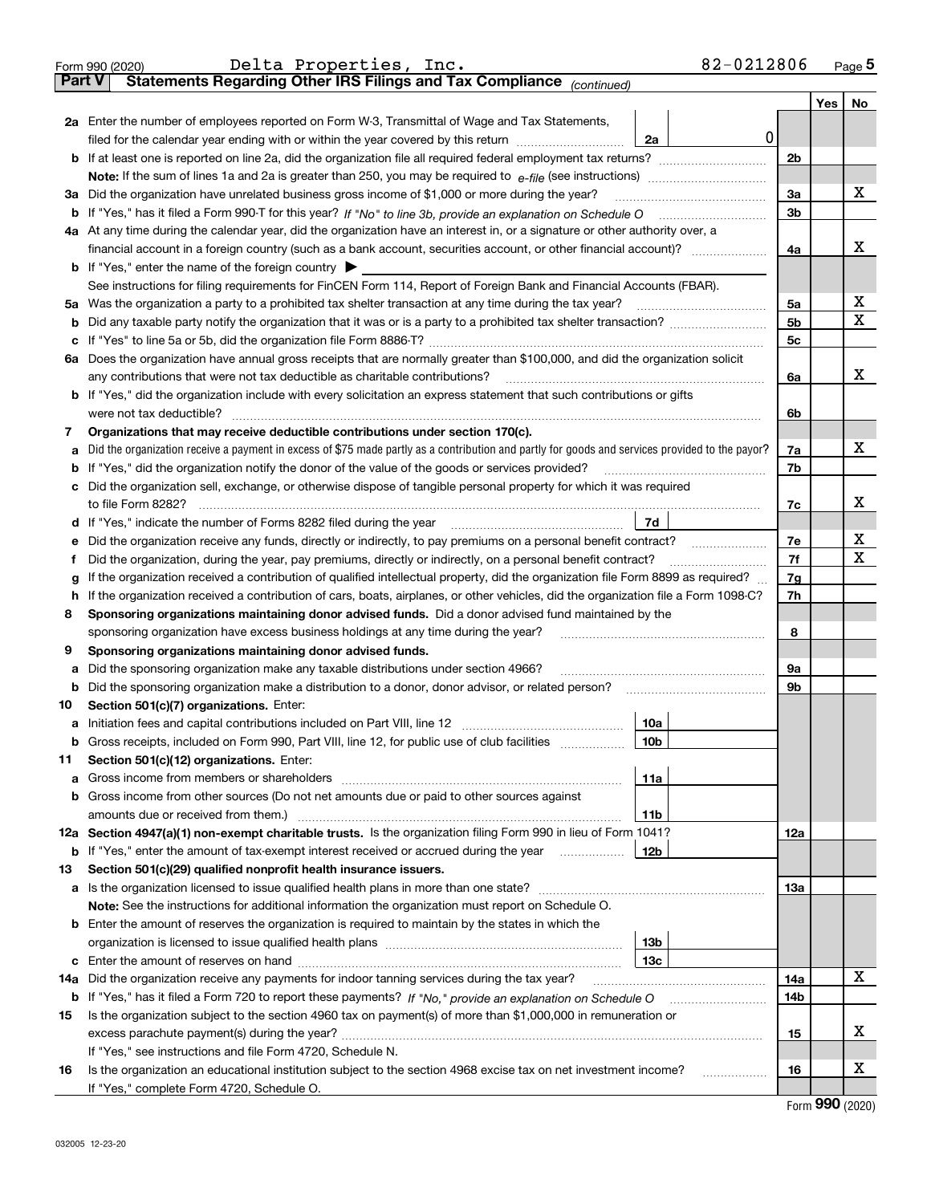Form 990 (2020) Delta Properties, Inc. 82-0212806 Page 5

**Part V Statements Regarding Other IRS Filings and Tax Compliance** *(continued)*

| | | | | | Yes | No |
|---|---|---|---|---|---|---|
| **2a** | Enter the number of employees reported on Form W-3, Transmittal of Wage and Tax Statements, filed for the calendar year ending with or within the year covered by this return | 2a | 0 | | | |
| **b** | If at least one is reported on line 2a, did the organization file all required federal employment tax returns? | | | 2b | | |
| | **Note:** If the sum of lines 1a and 2a is greater than 250, you may be required to *e-file* (see instructions) | | | | | |
| **3a** | Did the organization have unrelated business gross income of $1,000 or more during the year? | | | 3a | | X |
| **b** | If "Yes," has it filed a Form 990-T for this year? *If "No" to line 3b, provide an explanation on Schedule O* | | | 3b | | |
| **4a** | At any time during the calendar year, did the organization have an interest in, or a signature or other authority over, a financial account in a foreign country (such as a bank account, securities account, or other financial account)? | | | 4a | | X |
| **b** | If "Yes," enter the name of the foreign country ▶ | | | | | |
| | See instructions for filing requirements for FinCEN Form 114, Report of Foreign Bank and Financial Accounts (FBAR). | | | | | |
| **5a** | Was the organization a party to a prohibited tax shelter transaction at any time during the tax year? | | | 5a | | X |
| **b** | Did any taxable party notify the organization that it was or is a party to a prohibited tax shelter transaction? | | | 5b | | X |
| **c** | If "Yes" to line 5a or 5b, did the organization file Form 8886-T? | | | 5c | | |
| **6a** | Does the organization have annual gross receipts that are normally greater than $100,000, and did the organization solicit any contributions that were not tax deductible as charitable contributions? | | | 6a | | X |
| **b** | If "Yes," did the organization include with every solicitation an express statement that such contributions or gifts were not tax deductible? | | | 6b | | |
| **7** | **Organizations that may receive deductible contributions under section 170(c).** | | | | | |
| **a** | Did the organization receive a payment in excess of $75 made partly as a contribution and partly for goods and services provided to the payor? | | | 7a | | X |
| **b** | If "Yes," did the organization notify the donor of the value of the goods or services provided? | | | 7b | | |
| **c** | Did the organization sell, exchange, or otherwise dispose of tangible personal property for which it was required to file Form 8282? | | | 7c | | X |
| **d** | If "Yes," indicate the number of Forms 8282 filed during the year | 7d | | | | |
| **e** | Did the organization receive any funds, directly or indirectly, to pay premiums on a personal benefit contract? | | | 7e | | X |
| **f** | Did the organization, during the year, pay premiums, directly or indirectly, on a personal benefit contract? | | | 7f | | X |
| **g** | If the organization received a contribution of qualified intellectual property, did the organization file Form 8899 as required? | | | 7g | | |
| **h** | If the organization received a contribution of cars, boats, airplanes, or other vehicles, did the organization file a Form 1098-C? | | | 7h | | |
| **8** | **Sponsoring organizations maintaining donor advised funds.** Did a donor advised fund maintained by the sponsoring organization have excess business holdings at any time during the year? | | | 8 | | |
| **9** | **Sponsoring organizations maintaining donor advised funds.** | | | | | |
| **a** | Did the sponsoring organization make any taxable distributions under section 4966? | | | 9a | | |
| **b** | Did the sponsoring organization make a distribution to a donor, donor advisor, or related person? | | | 9b | | |
| **10** | **Section 501(c)(7) organizations.** Enter: | | | | | |
| **a** | Initiation fees and capital contributions included on Part VIII, line 12 | 10a | | | | |
| **b** | Gross receipts, included on Form 990, Part VIII, line 12, for public use of club facilities | 10b | | | | |
| **11** | **Section 501(c)(12) organizations.** Enter: | | | | | |
| **a** | Gross income from members or shareholders | 11a | | | | |
| **b** | Gross income from other sources (Do not net amounts due or paid to other sources against amounts due or received from them.) | 11b | | | | |
| **12a** | **Section 4947(a)(1) non-exempt charitable trusts.** Is the organization filing Form 990 in lieu of Form 1041? | | | 12a | | |
| **b** | If "Yes," enter the amount of tax-exempt interest received or accrued during the year | 12b | | | | |
| **13** | **Section 501(c)(29) qualified nonprofit health insurance issuers.** | | | | | |
| **a** | Is the organization licensed to issue qualified health plans in more than one state? | | | 13a | | |
| | **Note:** See the instructions for additional information the organization must report on Schedule O. | | | | | |
| **b** | Enter the amount of reserves the organization is required to maintain by the states in which the organization is licensed to issue qualified health plans | 13b | | | | |
| **c** | Enter the amount of reserves on hand | 13c | | | | |
| **14a** | Did the organization receive any payments for indoor tanning services during the tax year? | | | 14a | | X |
| **b** | If "Yes," has it filed a Form 720 to report these payments? *If "No," provide an explanation on Schedule O* | | | 14b | | |
| **15** | Is the organization subject to the section 4960 tax on payment(s) of more than $1,000,000 in remuneration or excess parachute payment(s) during the year? | | | 15 | | X |
| | If "Yes," see instructions and file Form 4720, Schedule N. | | | | | |
| **16** | Is the organization an educational institution subject to the section 4968 excise tax on net investment income? | | | 16 | | X |
| | If "Yes," complete Form 4720, Schedule O. | | | | | |

Form **990** (2020)

032005 12-23-20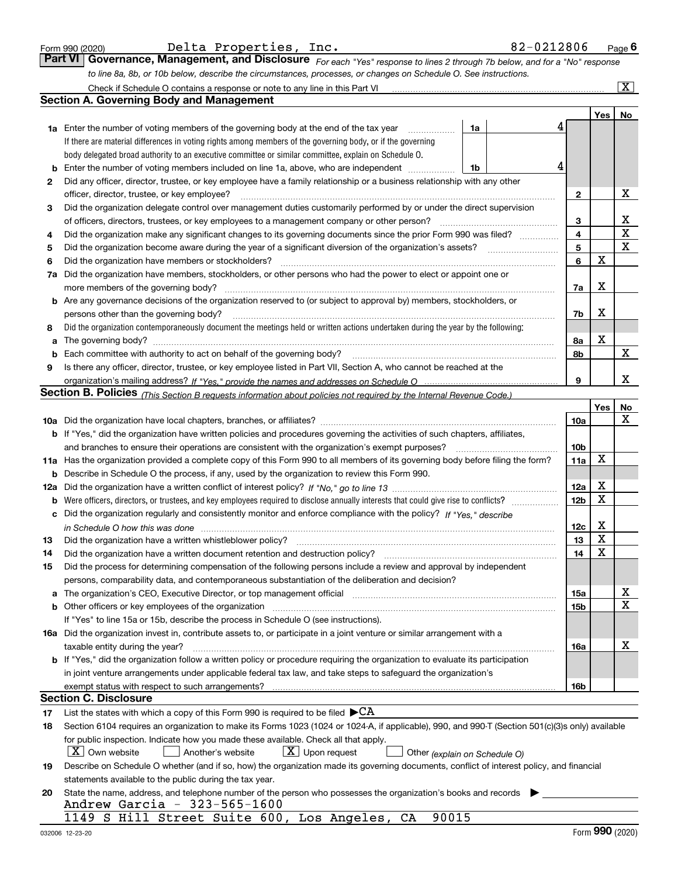Form 990 (2020) Delta Properties, Inc. 82-0212806 Page 6

## Part VI Governance, Management, and Disclosure

*For each "Yes" response to lines 2 through 7b below, and for a "No" response to line 8a, 8b, or 10b below, describe the circumstances, processes, or changes on Schedule O. See instructions.*

Check if Schedule O contains a response or note to any line in this Part VI [X]

### Section A. Governing Body and Management

| | | | | Yes | No |
|---|---|---|---|---|---|
| **1a** | Enter the number of voting members of the governing body at the end of the tax year. If there are material differences in voting rights among members of the governing body, or if the governing body delegated broad authority to an executive committee or similar committee, explain on Schedule O. | 1a | 4 | | |
| **b** | Enter the number of voting members included on line 1a, above, who are independent | 1b | 4 | | |
| **2** | Did any officer, director, trustee, or key employee have a family relationship or a business relationship with any other officer, director, trustee, or key employee? | | 2 | | X |
| **3** | Did the organization delegate control over management duties customarily performed by or under the direct supervision of officers, directors, trustees, or key employees to a management company or other person? | | 3 | | X |
| **4** | Did the organization make any significant changes to its governing documents since the prior Form 990 was filed? | | 4 | | X |
| **5** | Did the organization become aware during the year of a significant diversion of the organization's assets? | | 5 | | X |
| **6** | Did the organization have members or stockholders? | | 6 | X | |
| **7a** | Did the organization have members, stockholders, or other persons who had the power to elect or appoint one or more members of the governing body? | | 7a | X | |
| **b** | Are any governance decisions of the organization reserved to (or subject to approval by) members, stockholders, or persons other than the governing body? | | 7b | X | |
| **8** | Did the organization contemporaneously document the meetings held or written actions undertaken during the year by the following: | | | | |
| **a** | The governing body? | | 8a | X | |
| **b** | Each committee with authority to act on behalf of the governing body? | | 8b | | X |
| **9** | Is there any officer, director, trustee, or key employee listed in Part VII, Section A, who cannot be reached at the organization's mailing address? *If "Yes," provide the names and addresses on Schedule O* | | 9 | | X |

### Section B. Policies *(This Section B requests information about policies not required by the Internal Revenue Code.)*

| | | | Yes | No |
|---|---|---|---|---|
| **10a** | Did the organization have local chapters, branches, or affiliates? | 10a | | X |
| **b** | If "Yes," did the organization have written policies and procedures governing the activities of such chapters, affiliates, and branches to ensure their operations are consistent with the organization's exempt purposes? | 10b | | |
| **11a** | Has the organization provided a complete copy of this Form 990 to all members of its governing body before filing the form? | 11a | X | |
| **b** | Describe in Schedule O the process, if any, used by the organization to review this Form 990. | | | |
| **12a** | Did the organization have a written conflict of interest policy? *If "No," go to line 13* | 12a | X | |
| **b** | Were officers, directors, or trustees, and key employees required to disclose annually interests that could give rise to conflicts? | 12b | X | |
| **c** | Did the organization regularly and consistently monitor and enforce compliance with the policy? *If "Yes," describe in Schedule O how this was done* | 12c | X | |
| **13** | Did the organization have a written whistleblower policy? | 13 | X | |
| **14** | Did the organization have a written document retention and destruction policy? | 14 | X | |
| **15** | Did the process for determining compensation of the following persons include a review and approval by independent persons, comparability data, and contemporaneous substantiation of the deliberation and decision? | | | |
| **a** | The organization's CEO, Executive Director, or top management official | 15a | | X |
| **b** | Other officers or key employees of the organization | 15b | | X |
| | If "Yes" to line 15a or 15b, describe the process in Schedule O (see instructions). | | | |
| **16a** | Did the organization invest in, contribute assets to, or participate in a joint venture or similar arrangement with a taxable entity during the year? | 16a | | X |
| **b** | If "Yes," did the organization follow a written policy or procedure requiring the organization to evaluate its participation in joint venture arrangements under applicable federal tax law, and take steps to safeguard the organization's exempt status with respect to such arrangements? | 16b | | |

### Section C. Disclosure

**17** List the states with which a copy of this Form 990 is required to be filed ▶CA

**18** Section 6104 requires an organization to make its Forms 1023 (1024 or 1024-A, if applicable), 990, and 990-T (Section 501(c)(3)s only) available for public inspection. Indicate how you made these available. Check all that apply.

[X] Own website [ ] Another's website [X] Upon request [ ] Other *(explain on Schedule O)*

**19** Describe on Schedule O whether (and if so, how) the organization made its governing documents, conflict of interest policy, and financial statements available to the public during the tax year.

**20** State the name, address, and telephone number of the person who possesses the organization's books and records ▶
Andrew Garcia - 323-565-1600
1149 S Hill Street Suite 600, Los Angeles, CA 90015

032006 12-23-20 Form **990** (2020)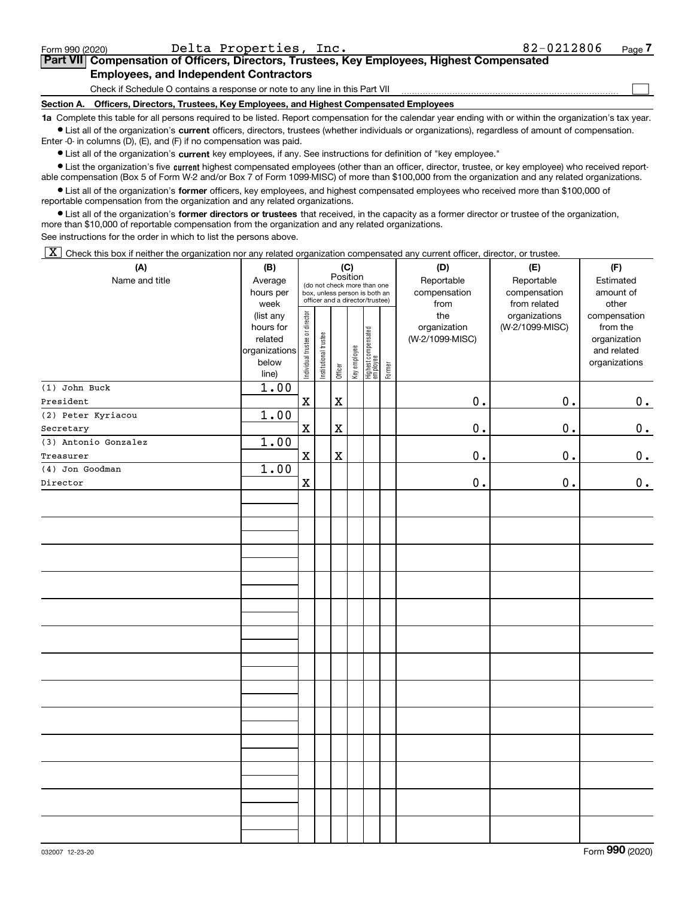Form 990 (2020) Delta Properties, Inc. 82-0212806 Page 7

## Part VII Compensation of Officers, Directors, Trustees, Key Employees, Highest Compensated Employees, and Independent Contractors

Check if Schedule O contains a response or note to any line in this Part VII ☐

**Section A. Officers, Directors, Trustees, Key Employees, and Highest Compensated Employees**

**1a** Complete this table for all persons required to be listed. Report compensation for the calendar year ending with or within the organization's tax year.

- List all of the organization's **current** officers, directors, trustees (whether individuals or organizations), regardless of amount of compensation. Enter -0- in columns (D), (E), and (F) if no compensation was paid.
- List all of the organization's **current** key employees, if any. See instructions for definition of "key employee."
- List the organization's five **current** highest compensated employees (other than an officer, director, trustee, or key employee) who received reportable compensation (Box 5 of Form W-2 and/or Box 7 of Form 1099-MISC) of more than $100,000 from the organization and any related organizations.
- List all of the organization's **former** officers, key employees, and highest compensated employees who received more than $100,000 of reportable compensation from the organization and any related organizations.
- List all of the organization's **former directors or trustees** that received, in the capacity as a former director or trustee of the organization, more than $10,000 of reportable compensation from the organization and any related organizations.

See instructions for the order in which to list the persons above.

☒ Check this box if neither the organization nor any related organization compensated any current officer, director, or trustee.

| (A) Name and title | (B) Average hours per week (list any hours for related organizations below line) | (C) Position (do not check more than one box, unless person is both an officer and a director/trustee) | | | | | | (D) Reportable compensation from the organization (W-2/1099-MISC) | (E) Reportable compensation from related organizations (W-2/1099-MISC) | (F) Estimated amount of other compensation from the organization and related organizations |
|---|---|---|---|---|---|---|---|---|---|---|
| | | Individual trustee or director | Institutional trustee | Officer | Key employee | Highest compensated employee | Former | | | |
| (1) John Buck<br>President | 1.00 | X | | X | | | | 0. | 0. | 0. |
| (2) Peter Kyriacou<br>Secretary | 1.00 | X | | X | | | | 0. | 0. | 0. |
| (3) Antonio Gonzalez<br>Treasurer | 1.00 | X | | X | | | | 0. | 0. | 0. |
| (4) Jon Goodman<br>Director | 1.00 | X | | | | | | 0. | 0. | 0. |

032007 12-23-20 Form **990** (2020)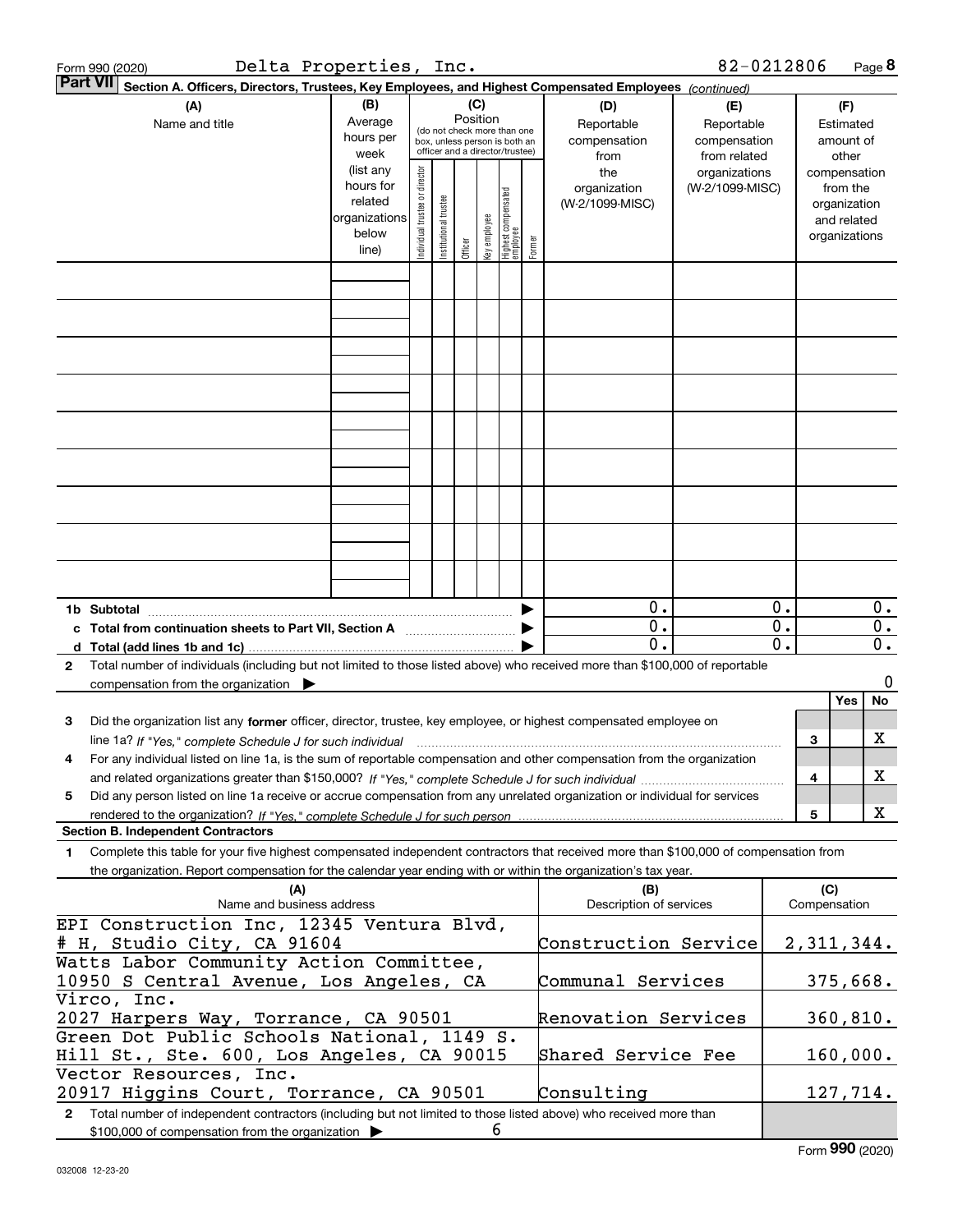Form 990 (2020) Delta Properties, Inc. 82-0212806 Page **8**

## Part VII Section A. Officers, Directors, Trustees, Key Employees, and Highest Compensated Employees *(continued)*

| (A) Name and title | (B) Average hours per week (list any hours for related organizations below line) | (C) Position (do not check more than one box, unless person is both an officer and a director/trustee): Individual trustee or director | Institutional trustee | Officer | Key employee | Highest compensated employee | Former | (D) Reportable compensation from the organization (W-2/1099-MISC) | (E) Reportable compensation from related organizations (W-2/1099-MISC) | (F) Estimated amount of other compensation from the organization and related organizations |
|---|---|---|---|---|---|---|---|---|---|---|
| | | | | | | | | | | |
| **1b Subtotal** | | | | | | | | 0. | 0. | 0. |
| **c Total from continuation sheets to Part VII, Section A** | | | | | | | | 0. | 0. | 0. |
| **d Total (add lines 1b and 1c)** | | | | | | | | 0. | 0. | 0. |

**2** Total number of individuals (including but not limited to those listed above) who received more than $100,000 of reportable compensation from the organization ▶ 0

| | | Yes | No |
|---|---|---|---|
| **3** Did the organization list any **former** officer, director, trustee, key employee, or highest compensated employee on line 1a? *If "Yes," complete Schedule J for such individual* | 3 | | X |
| **4** For any individual listed on line 1a, is the sum of reportable compensation and other compensation from the organization and related organizations greater than $150,000? *If "Yes," complete Schedule J for such individual* | 4 | | X |
| **5** Did any person listed on line 1a receive or accrue compensation from any unrelated organization or individual for services rendered to the organization? *If "Yes," complete Schedule J for such person* | 5 | | X |

### Section B. Independent Contractors

**1** Complete this table for your five highest compensated independent contractors that received more than $100,000 of compensation from the organization. Report compensation for the calendar year ending with or within the organization's tax year.

| (A) Name and business address | (B) Description of services | (C) Compensation |
|---|---|---|
| EPI Construction Inc, 12345 Ventura Blvd, # H, Studio City, CA 91604 | Construction Service | 2,311,344. |
| Watts Labor Community Action Committee, 10950 S Central Avenue, Los Angeles, CA | Communal Services | 375,668. |
| Virco, Inc. 2027 Harpers Way, Torrance, CA 90501 | Renovation Services | 360,810. |
| Green Dot Public Schools National, 1149 S. Hill St., Ste. 600, Los Angeles, CA 90015 | Shared Service Fee | 160,000. |
| Vector Resources, Inc. 20917 Higgins Court, Torrance, CA 90501 | Consulting | 127,714. |

**2** Total number of independent contractors (including but not limited to those listed above) who received more than $100,000 of compensation from the organization ▶ 6

Form **990** (2020)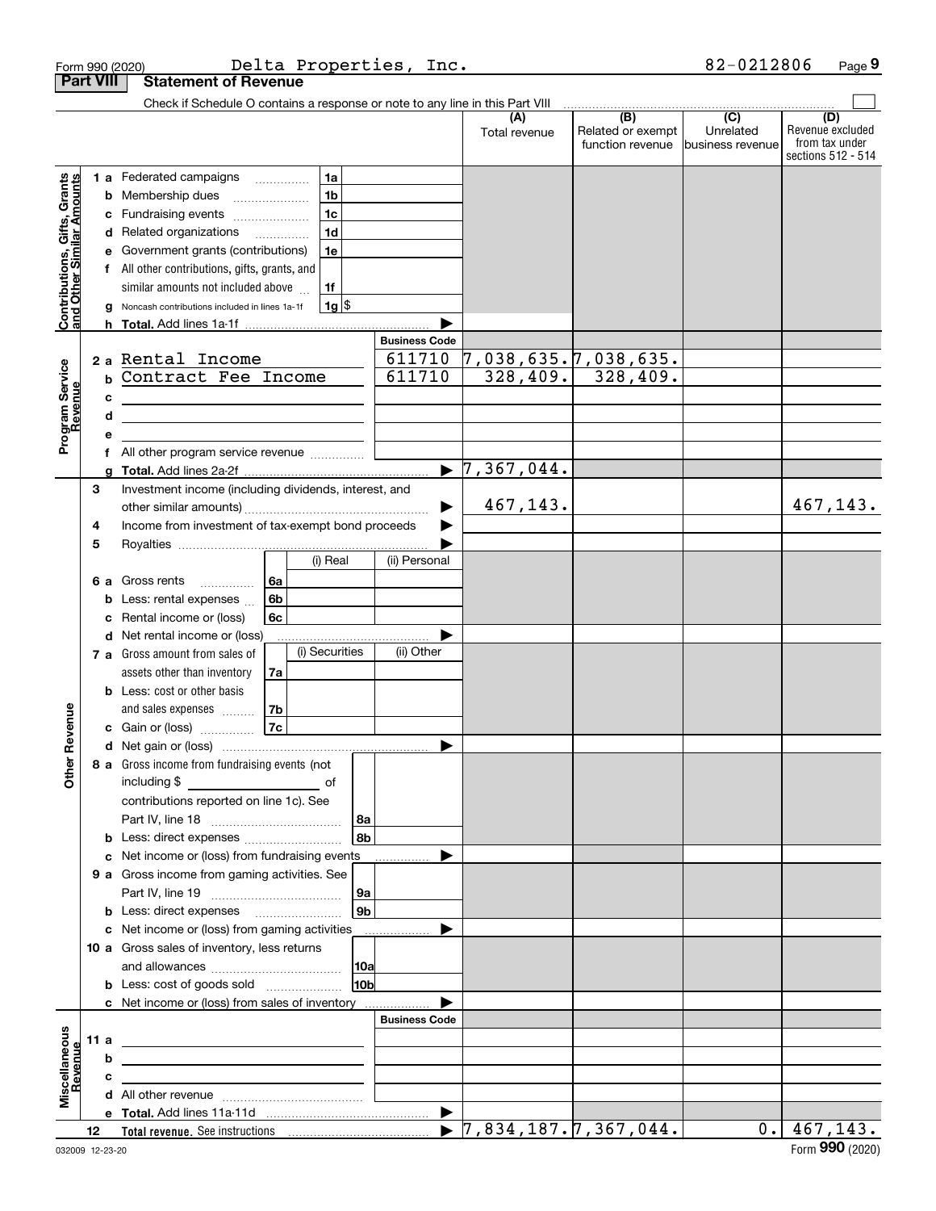Form 990 (2020) Delta Properties, Inc. 82-0212806 Page 9

**Part VIII Statement of Revenue**

Check if Schedule O contains a response or note to any line in this Part VIII

| | | | | (A) Total revenue | (B) Related or exempt function revenue | (C) Unrelated business revenue | (D) Revenue excluded from tax under sections 512 - 514 |
|---|---|---|---|---|---|---|---|
| Contributions, Gifts, Grants and Other Similar Amounts | 1 a Federated campaigns | 1a | | | | | |
| | b Membership dues | 1b | | | | | |
| | c Fundraising events | 1c | | | | | |
| | d Related organizations | 1d | | | | | |
| | e Government grants (contributions) | 1e | | | | | |
| | f All other contributions, gifts, grants, and similar amounts not included above | 1f | | | | | |
| | g Noncash contributions included in lines 1a-1f | 1g $ | | | | | |
| | h Total. Add lines 1a-1f | | | | | | |
| Program Service Revenue | | | Business Code | | | | |
| | 2 a Rental Income | | 611710 | 7,038,635. | 7,038,635. | | |
| | b Contract Fee Income | | 611710 | 328,409. | 328,409. | | |
| | c | | | | | | |
| | d | | | | | | |
| | e | | | | | | |
| | f All other program service revenue | | | | | | |
| | g Total. Add lines 2a-2f | | | 7,367,044. | | | |
| Other Revenue | 3 Investment income (including dividends, interest, and other similar amounts) | | | 467,143. | | | 467,143. |
| | 4 Income from investment of tax-exempt bond proceeds | | | | | | |
| | 5 Royalties | | | | | | |
| | | (i) Real | (ii) Personal | | | | |
| | 6 a Gross rents 6a | | | | | | |
| | b Less: rental expenses 6b | | | | | | |
| | c Rental income or (loss) 6c | | | | | | |
| | d Net rental income or (loss) | | | | | | |
| | | (i) Securities | (ii) Other | | | | |
| | 7 a Gross amount from sales of assets other than inventory 7a | | | | | | |
| | b Less: cost or other basis and sales expenses 7b | | | | | | |
| | c Gain or (loss) 7c | | | | | | |
| | d Net gain or (loss) | | | | | | |
| | 8 a Gross income from fundraising events (not including $ of contributions reported on line 1c). See Part IV, line 18 | 8a | | | | | |
| | b Less: direct expenses | 8b | | | | | |
| | c Net income or (loss) from fundraising events | | | | | | |
| | 9 a Gross income from gaming activities. See Part IV, line 19 | 9a | | | | | |
| | b Less: direct expenses | 9b | | | | | |
| | c Net income or (loss) from gaming activities | | | | | | |
| | 10 a Gross sales of inventory, less returns and allowances | 10a | | | | | |
| | b Less: cost of goods sold | 10b | | | | | |
| | c Net income or (loss) from sales of inventory | | | | | | |
| Miscellaneous Revenue | | | Business Code | | | | |
| | 11 a | | | | | | |
| | b | | | | | | |
| | c | | | | | | |
| | d All other revenue | | | | | | |
| | e Total. Add lines 11a-11d | | | | | | |
| | 12 Total revenue. See instructions | | | 7,834,187. | 7,367,044. | 0. | 467,143. |

032009 12-23-20 Form 990 (2020)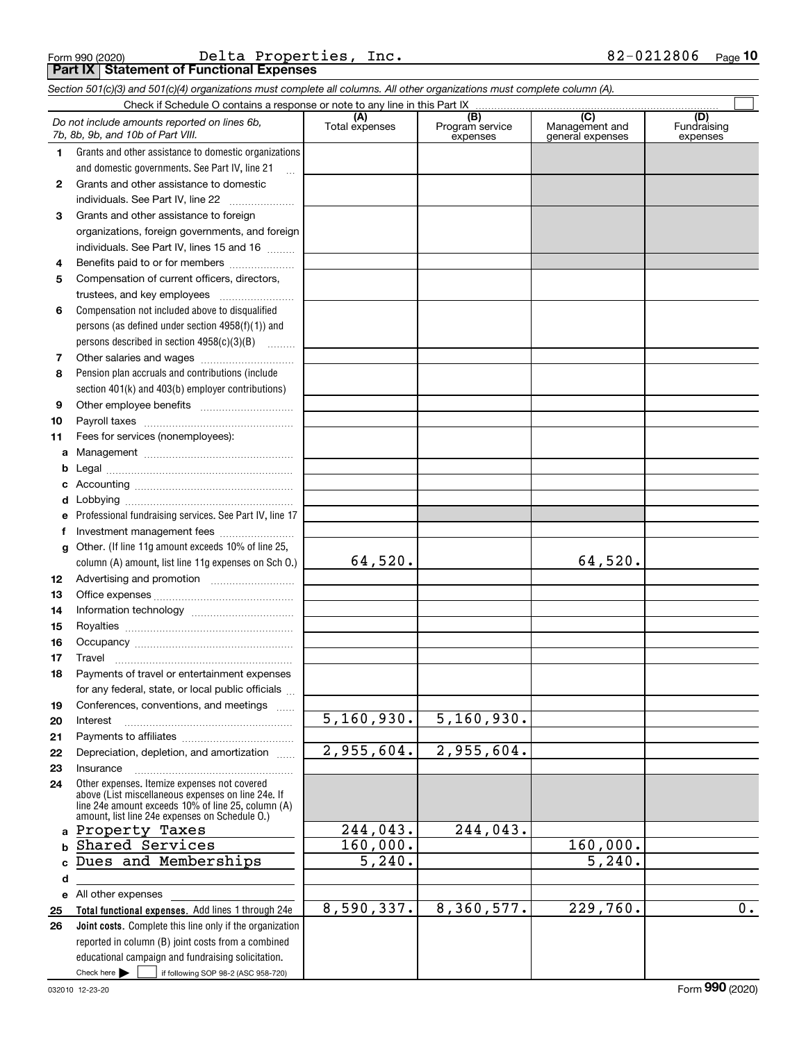Form 990 (2020) Delta Properties, Inc. 82-0212806 Page 10

**Part IX Statement of Functional Expenses**

*Section 501(c)(3) and 501(c)(4) organizations must complete all columns. All other organizations must complete column (A).*

Check if Schedule O contains a response or note to any line in this Part IX ☐

| *Do not include amounts reported on lines 6b, 7b, 8b, 9b, and 10b of Part VIII.* | (A) Total expenses | (B) Program service expenses | (C) Management and general expenses | (D) Fundraising expenses |
|---|---|---|---|---|
| **1** Grants and other assistance to domestic organizations and domestic governments. See Part IV, line 21 | | | | |
| **2** Grants and other assistance to domestic individuals. See Part IV, line 22 | | | | |
| **3** Grants and other assistance to foreign organizations, foreign governments, and foreign individuals. See Part IV, lines 15 and 16 | | | | |
| **4** Benefits paid to or for members | | | | |
| **5** Compensation of current officers, directors, trustees, and key employees | | | | |
| **6** Compensation not included above to disqualified persons (as defined under section 4958(f)(1)) and persons described in section 4958(c)(3)(B) | | | | |
| **7** Other salaries and wages | | | | |
| **8** Pension plan accruals and contributions (include section 401(k) and 403(b) employer contributions) | | | | |
| **9** Other employee benefits | | | | |
| **10** Payroll taxes | | | | |
| **11** Fees for services (nonemployees): | | | | |
| **a** Management | | | | |
| **b** Legal | | | | |
| **c** Accounting | | | | |
| **d** Lobbying | | | | |
| **e** Professional fundraising services. See Part IV, line 17 | | | | |
| **f** Investment management fees | | | | |
| **g** Other. (If line 11g amount exceeds 10% of line 25, column (A) amount, list line 11g expenses on Sch O.) | 64,520. | | 64,520. | |
| **12** Advertising and promotion | | | | |
| **13** Office expenses | | | | |
| **14** Information technology | | | | |
| **15** Royalties | | | | |
| **16** Occupancy | | | | |
| **17** Travel | | | | |
| **18** Payments of travel or entertainment expenses for any federal, state, or local public officials | | | | |
| **19** Conferences, conventions, and meetings | | | | |
| **20** Interest | 5,160,930. | 5,160,930. | | |
| **21** Payments to affiliates | | | | |
| **22** Depreciation, depletion, and amortization | 2,955,604. | 2,955,604. | | |
| **23** Insurance | | | | |
| **24** Other expenses. Itemize expenses not covered above (List miscellaneous expenses on line 24e. If line 24e amount exceeds 10% of line 25, column (A) amount, list line 24e expenses on Schedule O.) | | | | |
| **a** Property Taxes | 244,043. | 244,043. | | |
| **b** Shared Services | 160,000. | | 160,000. | |
| **c** Dues and Memberships | 5,240. | | 5,240. | |
| **d** | | | | |
| **e** All other expenses | | | | |
| **25 Total functional expenses.** Add lines 1 through 24e | 8,590,337. | 8,360,577. | 229,760. | 0. |
| **26 Joint costs.** Complete this line only if the organization reported in column (B) joint costs from a combined educational campaign and fundraising solicitation. Check here ☐ if following SOP 98-2 (ASC 958-720) | | | | |

032010 12-23-20 Form **990** (2020)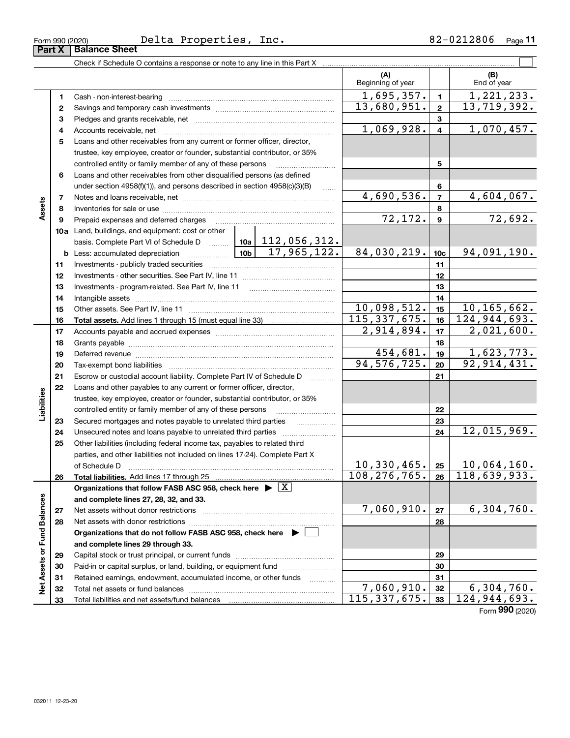Form 990 (2020) Delta Properties, Inc. 82-0212806 Page **11**

## Part X Balance Sheet

Check if Schedule O contains a response or note to any line in this Part X ☐

| | | | | | (A) Beginning of year | | (B) End of year |
|---|---|---|---|---|---|---|---|
| **Assets** | 1 | Cash - non-interest-bearing | | | 1,695,357. | 1 | 1,221,233. |
| | 2 | Savings and temporary cash investments | | | 13,680,951. | 2 | 13,719,392. |
| | 3 | Pledges and grants receivable, net | | | | 3 | |
| | 4 | Accounts receivable, net | | | 1,069,928. | 4 | 1,070,457. |
| | 5 | Loans and other receivables from any current or former officer, director, trustee, key employee, creator or founder, substantial contributor, or 35% controlled entity or family member of any of these persons | | | | 5 | |
| | 6 | Loans and other receivables from other disqualified persons (as defined under section 4958(f)(1)), and persons described in section 4958(c)(3)(B) | | | | 6 | |
| | 7 | Notes and loans receivable, net | | | 4,690,536. | 7 | 4,604,067. |
| | 8 | Inventories for sale or use | | | | 8 | |
| | 9 | Prepaid expenses and deferred charges | | | 72,172. | 9 | 72,692. |
| | 10a | Land, buildings, and equipment: cost or other basis. Complete Part VI of Schedule D | 10a | 112,056,312. | | | |
| | b | Less: accumulated depreciation | 10b | 17,965,122. | 84,030,219. | 10c | 94,091,190. |
| | 11 | Investments - publicly traded securities | | | | 11 | |
| | 12 | Investments - other securities. See Part IV, line 11 | | | | 12 | |
| | 13 | Investments - program-related. See Part IV, line 11 | | | | 13 | |
| | 14 | Intangible assets | | | | 14 | |
| | 15 | Other assets. See Part IV, line 11 | | | 10,098,512. | 15 | 10,165,662. |
| | 16 | **Total assets.** Add lines 1 through 15 (must equal line 33) | | | 115,337,675. | 16 | 124,944,693. |
| **Liabilities** | 17 | Accounts payable and accrued expenses | | | 2,914,894. | 17 | 2,021,600. |
| | 18 | Grants payable | | | | 18 | |
| | 19 | Deferred revenue | | | 454,681. | 19 | 1,623,773. |
| | 20 | Tax-exempt bond liabilities | | | 94,576,725. | 20 | 92,914,431. |
| | 21 | Escrow or custodial account liability. Complete Part IV of Schedule D | | | | 21 | |
| | 22 | Loans and other payables to any current or former officer, director, trustee, key employee, creator or founder, substantial contributor, or 35% controlled entity or family member of any of these persons | | | | 22 | |
| | 23 | Secured mortgages and notes payable to unrelated third parties | | | | 23 | |
| | 24 | Unsecured notes and loans payable to unrelated third parties | | | | 24 | 12,015,969. |
| | 25 | Other liabilities (including federal income tax, payables to related third parties, and other liabilities not included on lines 17-24). Complete Part X of Schedule D | | | 10,330,465. | 25 | 10,064,160. |
| | 26 | **Total liabilities.** Add lines 17 through 25 | | | 108,276,765. | 26 | 118,639,933. |
| **Net Assets or Fund Balances** | | **Organizations that follow FASB ASC 958, check here** ▶ ☒ **and complete lines 27, 28, 32, and 33.** | | | | | |
| | 27 | Net assets without donor restrictions | | | 7,060,910. | 27 | 6,304,760. |
| | 28 | Net assets with donor restrictions | | | | 28 | |
| | | **Organizations that do not follow FASB ASC 958, check here** ▶ ☐ **and complete lines 29 through 33.** | | | | | |
| | 29 | Capital stock or trust principal, or current funds | | | | 29 | |
| | 30 | Paid-in or capital surplus, or land, building, or equipment fund | | | | 30 | |
| | 31 | Retained earnings, endowment, accumulated income, or other funds | | | | 31 | |
| | 32 | Total net assets or fund balances | | | 7,060,910. | 32 | 6,304,760. |
| | 33 | Total liabilities and net assets/fund balances | | | 115,337,675. | 33 | 124,944,693. |

Form **990** (2020)

032011 12-23-20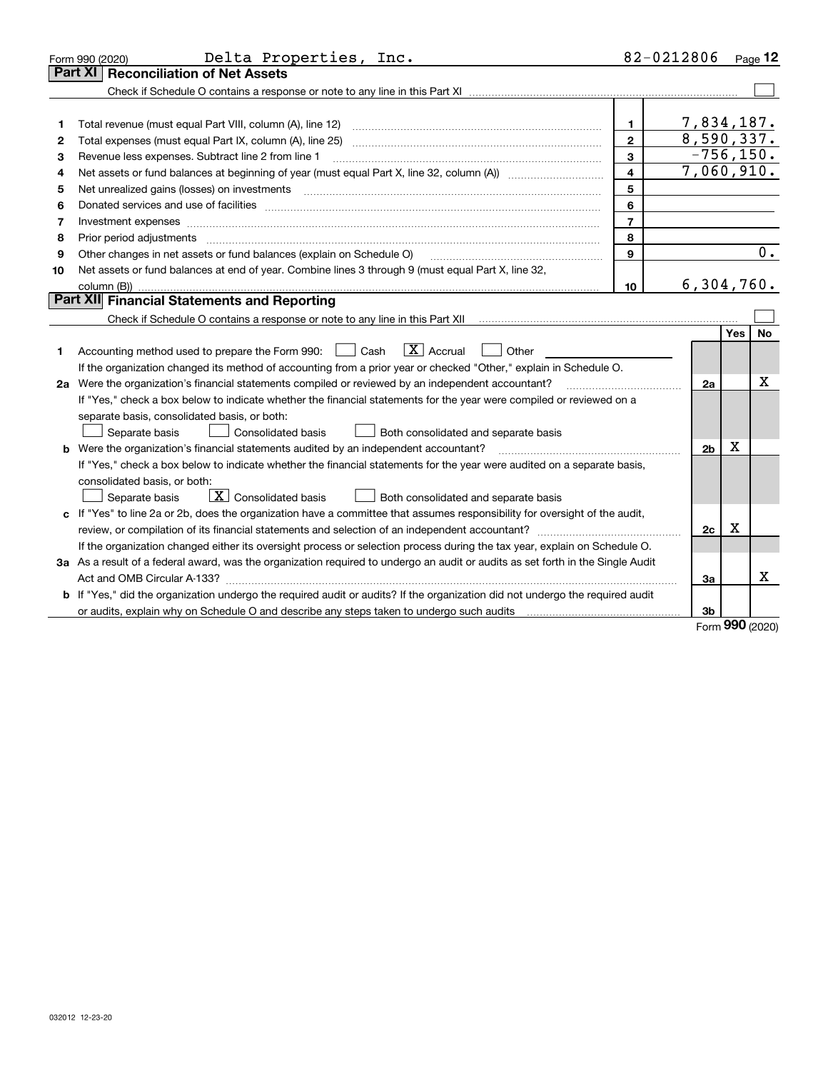Form 990 (2020) Delta Properties, Inc. 82-0212806 Page 12

## Part XI Reconciliation of Net Assets

Check if Schedule O contains a response or note to any line in this Part XI ☐

| | | | |
|---|---|---|---|
| 1 | Total revenue (must equal Part VIII, column (A), line 12) | 1 | 7,834,187. |
| 2 | Total expenses (must equal Part IX, column (A), line 25) | 2 | 8,590,337. |
| 3 | Revenue less expenses. Subtract line 2 from line 1 | 3 | -756,150. |
| 4 | Net assets or fund balances at beginning of year (must equal Part X, line 32, column (A)) | 4 | 7,060,910. |
| 5 | Net unrealized gains (losses) on investments | 5 | |
| 6 | Donated services and use of facilities | 6 | |
| 7 | Investment expenses | 7 | |
| 8 | Prior period adjustments | 8 | |
| 9 | Other changes in net assets or fund balances (explain on Schedule O) | 9 | 0. |
| 10 | Net assets or fund balances at end of year. Combine lines 3 through 9 (must equal Part X, line 32, column (B)) | 10 | 6,304,760. |

## Part XII Financial Statements and Reporting

Check if Schedule O contains a response or note to any line in this Part XII ☐

| | | | Yes | No |
|---|---|---|---|---|
| 1 | Accounting method used to prepare the Form 990: ☐ Cash ☒ Accrual ☐ Other<br>If the organization changed its method of accounting from a prior year or checked "Other," explain in Schedule O. | | | |
| 2a | Were the organization's financial statements compiled or reviewed by an independent accountant?<br>If "Yes," check a box below to indicate whether the financial statements for the year were compiled or reviewed on a separate basis, consolidated basis, or both:<br>☐ Separate basis ☐ Consolidated basis ☐ Both consolidated and separate basis | 2a | | X |
| b | Were the organization's financial statements audited by an independent accountant?<br>If "Yes," check a box below to indicate whether the financial statements for the year were audited on a separate basis, consolidated basis, or both:<br>☐ Separate basis ☒ Consolidated basis ☐ Both consolidated and separate basis | 2b | X | |
| c | If "Yes" to line 2a or 2b, does the organization have a committee that assumes responsibility for oversight of the audit, review, or compilation of its financial statements and selection of an independent accountant?<br>If the organization changed either its oversight process or selection process during the tax year, explain on Schedule O. | 2c | X | |
| 3a | As a result of a federal award, was the organization required to undergo an audit or audits as set forth in the Single Audit Act and OMB Circular A-133? | 3a | | X |
| b | If "Yes," did the organization undergo the required audit or audits? If the organization did not undergo the required audit or audits, explain why on Schedule O and describe any steps taken to undergo such audits | 3b | | |

Form **990** (2020)

032012 12-23-20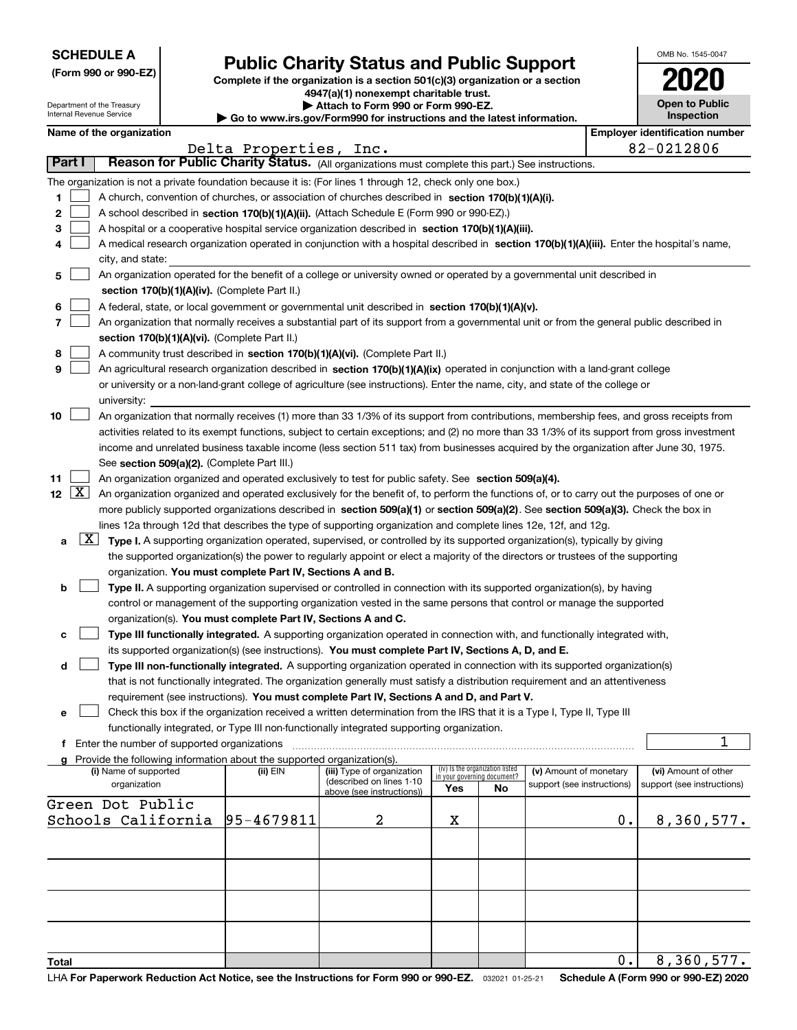**SCHEDULE A**
**(Form 990 or 990-EZ)**

Department of the Treasury
Internal Revenue Service

# Public Charity Status and Public Support

**Complete if the organization is a section 501(c)(3) organization or a section 4947(a)(1) nonexempt charitable trust.**
**▶ Attach to Form 990 or Form 990-EZ.**
**▶ Go to www.irs.gov/Form990 for instructions and the latest information.**

OMB No. 1545-0047

**2020**

**Open to Public Inspection**

**Name of the organization:** Delta Properties, Inc.

**Employer identification number:** 82-0212806

## Part I — Reason for Public Charity Status. (All organizations must complete this part.) See instructions.

The organization is not a private foundation because it is: (For lines 1 through 12, check only one box.)

1. ☐ A church, convention of churches, or association of churches described in **section 170(b)(1)(A)(i).**
2. ☐ A school described in **section 170(b)(1)(A)(ii).** (Attach Schedule E (Form 990 or 990-EZ).)
3. ☐ A hospital or a cooperative hospital service organization described in **section 170(b)(1)(A)(iii).**
4. ☐ A medical research organization operated in conjunction with a hospital described in **section 170(b)(1)(A)(iii).** Enter the hospital's name, city, and state:
5. ☐ An organization operated for the benefit of a college or university owned or operated by a governmental unit described in **section 170(b)(1)(A)(iv).** (Complete Part II.)
6. ☐ A federal, state, or local government or governmental unit described in **section 170(b)(1)(A)(v).**
7. ☐ An organization that normally receives a substantial part of its support from a governmental unit or from the general public described in **section 170(b)(1)(A)(vi).** (Complete Part II.)
8. ☐ A community trust described in **section 170(b)(1)(A)(vi).** (Complete Part II.)
9. ☐ An agricultural research organization described in **section 170(b)(1)(A)(ix)** operated in conjunction with a land-grant college or university or a non-land-grant college of agriculture (see instructions). Enter the name, city, and state of the college or university:
10. ☐ An organization that normally receives (1) more than 33 1/3% of its support from contributions, membership fees, and gross receipts from activities related to its exempt functions, subject to certain exceptions; and (2) no more than 33 1/3% of its support from gross investment income and unrelated business taxable income (less section 511 tax) from businesses acquired by the organization after June 30, 1975. See **section 509(a)(2).** (Complete Part III.)
11. ☐ An organization organized and operated exclusively to test for public safety. See **section 509(a)(4).**
12. ☒ An organization organized and operated exclusively for the benefit of, to perform the functions of, or to carry out the purposes of one or more publicly supported organizations described in **section 509(a)(1)** or **section 509(a)(2)**. See **section 509(a)(3).** Check the box in lines 12a through 12d that describes the type of supporting organization and complete lines 12e, 12f, and 12g.
   - **a** ☒ **Type I.** A supporting organization operated, supervised, or controlled by its supported organization(s), typically by giving the supported organization(s) the power to regularly appoint or elect a majority of the directors or trustees of the supporting organization. **You must complete Part IV, Sections A and B.**
   - **b** ☐ **Type II.** A supporting organization supervised or controlled in connection with its supported organization(s), by having control or management of the supporting organization vested in the same persons that control or manage the supported organization(s). **You must complete Part IV, Sections A and C.**
   - **c** ☐ **Type III functionally integrated.** A supporting organization operated in connection with, and functionally integrated with, its supported organization(s) (see instructions). **You must complete Part IV, Sections A, D, and E.**
   - **d** ☐ **Type III non-functionally integrated.** A supporting organization operated in connection with its supported organization(s) that is not functionally integrated. The organization generally must satisfy a distribution requirement and an attentiveness requirement (see instructions). **You must complete Part IV, Sections A and D, and Part V.**
   - **e** ☐ Check this box if the organization received a written determination from the IRS that it is a Type I, Type II, Type III functionally integrated, or Type III non-functionally integrated supporting organization.
   - **f** Enter the number of supported organizations: 1
   - **g** Provide the following information about the supported organization(s).

| (i) Name of supported organization | (ii) EIN | (iii) Type of organization (described on lines 1-10 above (see instructions)) | (iv) Is the organization listed in your governing document? Yes | No | (v) Amount of monetary support (see instructions) | (vi) Amount of other support (see instructions) |
|---|---|---|---|---|---|---|
| Green Dot Public Schools California | 95-4679811 | 2 | X | | 0. | 8,360,577. |
| | | | | | | |
| | | | | | | |
| | | | | | | |
| | | | | | | |
| **Total** | | | | | 0. | 8,360,577. |

LHA **For Paperwork Reduction Act Notice, see the Instructions for Form 990 or 990-EZ.** 032021 01-25-21 **Schedule A (Form 990 or 990-EZ) 2020**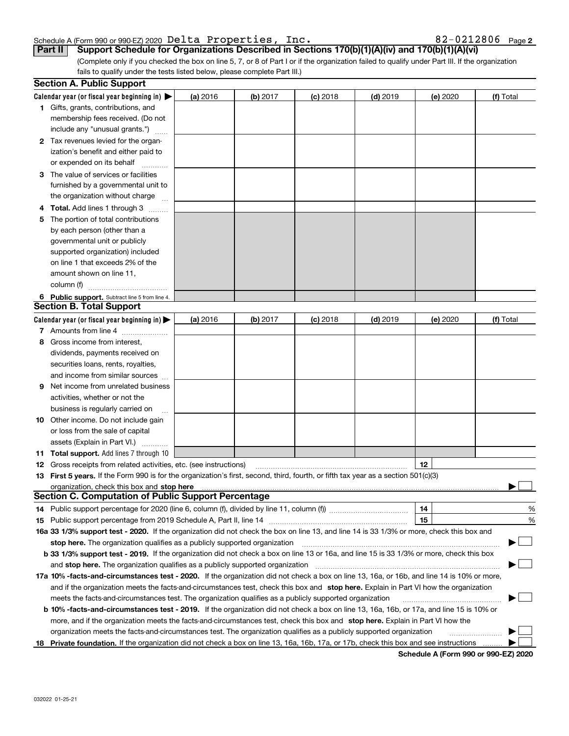Schedule A (Form 990 or 990-EZ) 2020 Delta Properties, Inc. 82-0212806 Page 2

**Part II Support Schedule for Organizations Described in Sections 170(b)(1)(A)(iv) and 170(b)(1)(A)(vi)**

(Complete only if you checked the box on line 5, 7, or 8 of Part I or if the organization failed to qualify under Part III. If the organization fails to qualify under the tests listed below, please complete Part III.)

### Section A. Public Support

| Calendar year (or fiscal year beginning in) ▶ | (a) 2016 | (b) 2017 | (c) 2018 | (d) 2019 | (e) 2020 | (f) Total |
|---|---|---|---|---|---|---|
| **1** Gifts, grants, contributions, and membership fees received. (Do not include any "unusual grants.") | | | | | | |
| **2** Tax revenues levied for the organization's benefit and either paid to or expended on its behalf | | | | | | |
| **3** The value of services or facilities furnished by a governmental unit to the organization without charge | | | | | | |
| **4 Total.** Add lines 1 through 3 | | | | | | |
| **5** The portion of total contributions by each person (other than a governmental unit or publicly supported organization) included on line 1 that exceeds 2% of the amount shown on line 11, column (f) | | | | | | |
| **6 Public support.** Subtract line 5 from line 4. | | | | | | |

### Section B. Total Support

| Calendar year (or fiscal year beginning in) ▶ | (a) 2016 | (b) 2017 | (c) 2018 | (d) 2019 | (e) 2020 | (f) Total |
|---|---|---|---|---|---|---|
| **7** Amounts from line 4 | | | | | | |
| **8** Gross income from interest, dividends, payments received on securities loans, rents, royalties, and income from similar sources | | | | | | |
| **9** Net income from unrelated business activities, whether or not the business is regularly carried on | | | | | | |
| **10** Other income. Do not include gain or loss from the sale of capital assets (Explain in Part VI.) | | | | | | |
| **11 Total support.** Add lines 7 through 10 | | | | | | |

**12** Gross receipts from related activities, etc. (see instructions) | **12** |

**13 First 5 years.** If the Form 990 is for the organization's first, second, third, fourth, or fifth tax year as a section 501(c)(3) organization, check this box and **stop here** ▶ ☐

### Section C. Computation of Public Support Percentage

**14** Public support percentage for 2020 (line 6, column (f), divided by line 11, column (f)) | **14** | %

**15** Public support percentage from 2019 Schedule A, Part II, line 14 | **15** | %

**16a 33 1/3% support test - 2020.** If the organization did not check the box on line 13, and line 14 is 33 1/3% or more, check this box and **stop here.** The organization qualifies as a publicly supported organization ▶ ☐

**b 33 1/3% support test - 2019.** If the organization did not check a box on line 13 or 16a, and line 15 is 33 1/3% or more, check this box and **stop here.** The organization qualifies as a publicly supported organization ▶ ☐

**17a 10% -facts-and-circumstances test - 2020.** If the organization did not check a box on line 13, 16a, or 16b, and line 14 is 10% or more, and if the organization meets the facts-and-circumstances test, check this box and **stop here.** Explain in Part VI how the organization meets the facts-and-circumstances test. The organization qualifies as a publicly supported organization ▶ ☐

**b 10% -facts-and-circumstances test - 2019.** If the organization did not check a box on line 13, 16a, 16b, or 17a, and line 15 is 10% or more, and if the organization meets the facts-and-circumstances test, check this box and **stop here.** Explain in Part VI how the organization meets the facts-and-circumstances test. The organization qualifies as a publicly supported organization ▶ ☐

**18 Private foundation.** If the organization did not check a box on line 13, 16a, 16b, 17a, or 17b, check this box and see instructions ▶ ☐

**Schedule A (Form 990 or 990-EZ) 2020**

032022 01-25-21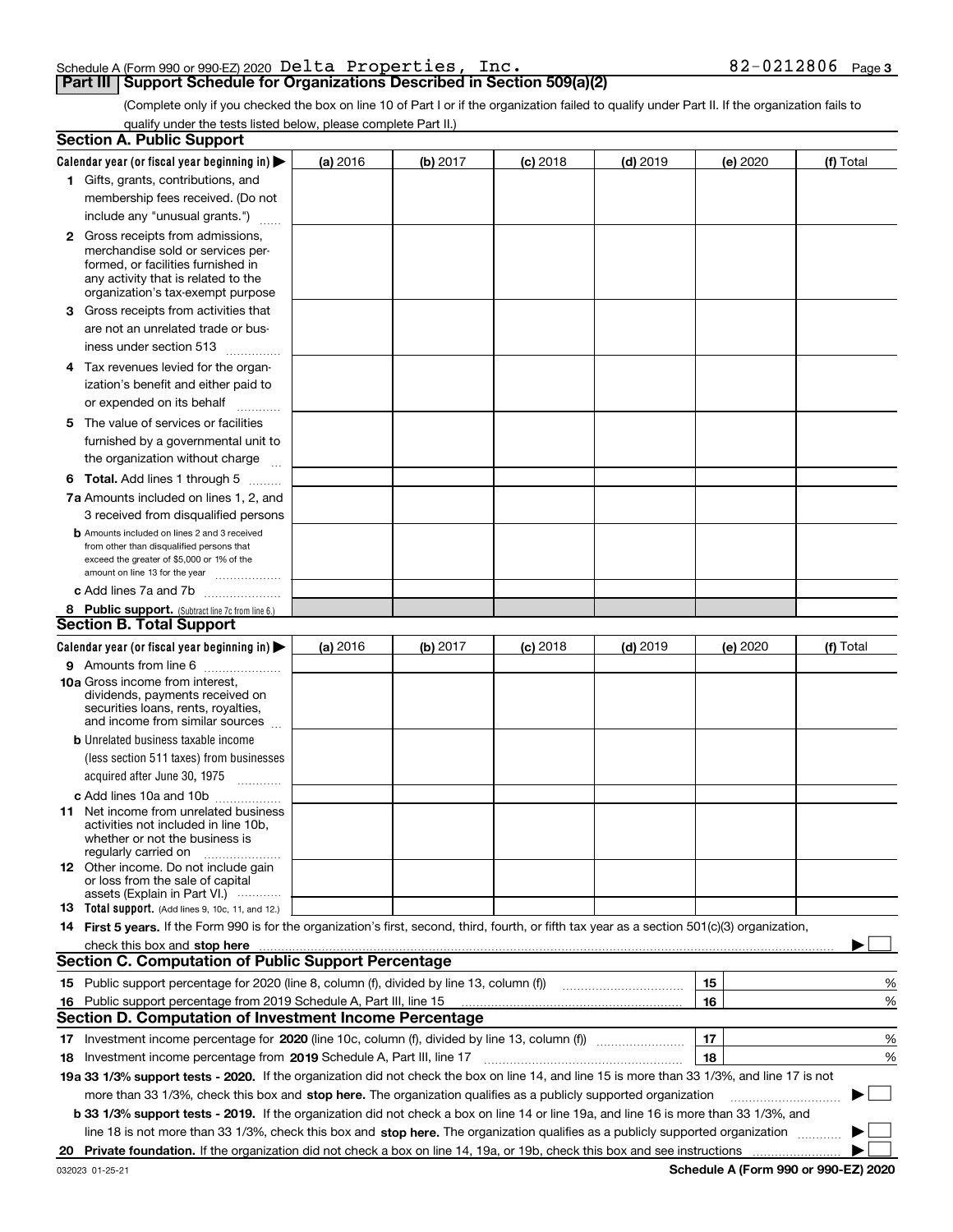Schedule A (Form 990 or 990-EZ) 2020 Delta Properties, Inc. 82-0212806 Page 3

## Part III Support Schedule for Organizations Described in Section 509(a)(2)

(Complete only if you checked the box on line 10 of Part I or if the organization failed to qualify under Part II. If the organization fails to qualify under the tests listed below, please complete Part II.)

### Section A. Public Support

| Calendar year (or fiscal year beginning in) ▶ | (a) 2016 | (b) 2017 | (c) 2018 | (d) 2019 | (e) 2020 | (f) Total |
|---|---|---|---|---|---|---|
| 1 Gifts, grants, contributions, and membership fees received. (Do not include any "unusual grants.") | | | | | | |
| 2 Gross receipts from admissions, merchandise sold or services performed, or facilities furnished in any activity that is related to the organization's tax-exempt purpose | | | | | | |
| 3 Gross receipts from activities that are not an unrelated trade or business under section 513 | | | | | | |
| 4 Tax revenues levied for the organization's benefit and either paid to or expended on its behalf | | | | | | |
| 5 The value of services or facilities furnished by a governmental unit to the organization without charge | | | | | | |
| 6 Total. Add lines 1 through 5 | | | | | | |
| 7a Amounts included on lines 1, 2, and 3 received from disqualified persons | | | | | | |
| b Amounts included on lines 2 and 3 received from other than disqualified persons that exceed the greater of $5,000 or 1% of the amount on line 13 for the year | | | | | | |
| c Add lines 7a and 7b | | | | | | |
| 8 Public support. (Subtract line 7c from line 6.) | | | | | | |

### Section B. Total Support

| Calendar year (or fiscal year beginning in) ▶ | (a) 2016 | (b) 2017 | (c) 2018 | (d) 2019 | (e) 2020 | (f) Total |
|---|---|---|---|---|---|---|
| 9 Amounts from line 6 | | | | | | |
| 10a Gross income from interest, dividends, payments received on securities loans, rents, royalties, and income from similar sources | | | | | | |
| b Unrelated business taxable income (less section 511 taxes) from businesses acquired after June 30, 1975 | | | | | | |
| c Add lines 10a and 10b | | | | | | |
| 11 Net income from unrelated business activities not included in line 10b, whether or not the business is regularly carried on | | | | | | |
| 12 Other income. Do not include gain or loss from the sale of capital assets (Explain in Part VI.) | | | | | | |
| 13 Total support. (Add lines 9, 10c, 11, and 12.) | | | | | | |

14 **First 5 years.** If the Form 990 is for the organization's first, second, third, fourth, or fifth tax year as a section 501(c)(3) organization, check this box and **stop here** ▶ ☐

### Section C. Computation of Public Support Percentage

| | | | |
|---|---|---|---|
| 15 | Public support percentage for 2020 (line 8, column (f), divided by line 13, column (f)) | 15 | % |
| 16 | Public support percentage from 2019 Schedule A, Part III, line 15 | 16 | % |

### Section D. Computation of Investment Income Percentage

| | | | |
|---|---|---|---|
| 17 | Investment income percentage for **2020** (line 10c, column (f), divided by line 13, column (f)) | 17 | % |
| 18 | Investment income percentage from **2019** Schedule A, Part III, line 17 | 18 | % |

**19a 33 1/3% support tests - 2020.** If the organization did not check the box on line 14, and line 15 is more than 33 1/3%, and line 17 is not more than 33 1/3%, check this box and **stop here.** The organization qualifies as a publicly supported organization ▶ ☐

**b 33 1/3% support tests - 2019.** If the organization did not check a box on line 14 or line 19a, and line 16 is more than 33 1/3%, and line 18 is not more than 33 1/3%, check this box and **stop here.** The organization qualifies as a publicly supported organization ▶ ☐

**20 Private foundation.** If the organization did not check a box on line 14, 19a, or 19b, check this box and see instructions ▶ ☐

032023 01-25-21 **Schedule A (Form 990 or 990-EZ) 2020**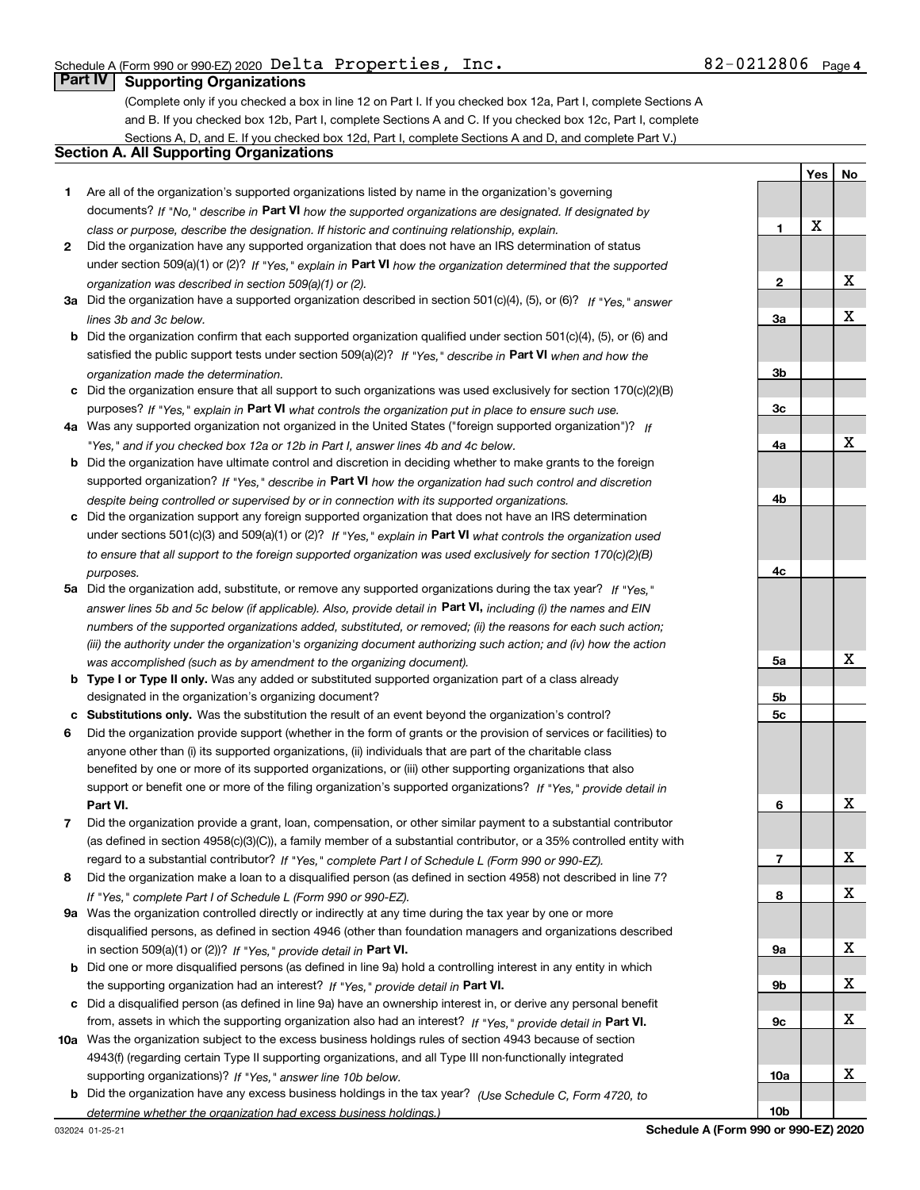Schedule A (Form 990 or 990-EZ) 2020 Delta Properties, Inc. 82-0212806 Page 4

## Part IV Supporting Organizations

(Complete only if you checked a box in line 12 on Part I. If you checked box 12a, Part I, complete Sections A and B. If you checked box 12b, Part I, complete Sections A and C. If you checked box 12c, Part I, complete Sections A, D, and E. If you checked box 12d, Part I, complete Sections A and D, and complete Part V.)

### Section A. All Supporting Organizations

| | | | Yes | No |
|---|---|---|---|---|
| 1 | Are all of the organization's supported organizations listed by name in the organization's governing documents? *If "No," describe in* **Part VI** *how the supported organizations are designated. If designated by class or purpose, describe the designation. If historic and continuing relationship, explain.* | 1 | X | |
| 2 | Did the organization have any supported organization that does not have an IRS determination of status under section 509(a)(1) or (2)? *If "Yes," explain in* **Part VI** *how the organization determined that the supported organization was described in section 509(a)(1) or (2).* | 2 | | X |
| 3a | Did the organization have a supported organization described in section 501(c)(4), (5), or (6)? *If "Yes," answer lines 3b and 3c below.* | 3a | | X |
| b | Did the organization confirm that each supported organization qualified under section 501(c)(4), (5), or (6) and satisfied the public support tests under section 509(a)(2)? *If "Yes," describe in* **Part VI** *when and how the organization made the determination.* | 3b | | |
| c | Did the organization ensure that all support to such organizations was used exclusively for section 170(c)(2)(B) purposes? *If "Yes," explain in* **Part VI** *what controls the organization put in place to ensure such use.* | 3c | | |
| 4a | Was any supported organization not organized in the United States ("foreign supported organization")? *If "Yes," and if you checked box 12a or 12b in Part I, answer lines 4b and 4c below.* | 4a | | X |
| b | Did the organization have ultimate control and discretion in deciding whether to make grants to the foreign supported organization? *If "Yes," describe in* **Part VI** *how the organization had such control and discretion despite being controlled or supervised by or in connection with its supported organizations.* | 4b | | |
| c | Did the organization support any foreign supported organization that does not have an IRS determination under sections 501(c)(3) and 509(a)(1) or (2)? *If "Yes," explain in* **Part VI** *what controls the organization used to ensure that all support to the foreign supported organization was used exclusively for section 170(c)(2)(B) purposes.* | 4c | | |
| 5a | Did the organization add, substitute, or remove any supported organizations during the tax year? *If "Yes," answer lines 5b and 5c below (if applicable). Also, provide detail in* **Part VI,** *including (i) the names and EIN numbers of the supported organizations added, substituted, or removed; (ii) the reasons for each such action; (iii) the authority under the organization's organizing document authorizing such action; and (iv) how the action was accomplished (such as by amendment to the organizing document).* | 5a | | X |
| b | **Type I or Type II only.** Was any added or substituted supported organization part of a class already designated in the organization's organizing document? | 5b | | |
| c | **Substitutions only.** Was the substitution the result of an event beyond the organization's control? | 5c | | |
| 6 | Did the organization provide support (whether in the form of grants or the provision of services or facilities) to anyone other than (i) its supported organizations, (ii) individuals that are part of the charitable class benefited by one or more of its supported organizations, or (iii) other supporting organizations that also support or benefit one or more of the filing organization's supported organizations? *If "Yes," provide detail in* **Part VI.** | 6 | | X |
| 7 | Did the organization provide a grant, loan, compensation, or other similar payment to a substantial contributor (as defined in section 4958(c)(3)(C)), a family member of a substantial contributor, or a 35% controlled entity with regard to a substantial contributor? *If "Yes," complete Part I of Schedule L (Form 990 or 990-EZ).* | 7 | | X |
| 8 | Did the organization make a loan to a disqualified person (as defined in section 4958) not described in line 7? *If "Yes," complete Part I of Schedule L (Form 990 or 990-EZ).* | 8 | | X |
| 9a | Was the organization controlled directly or indirectly at any time during the tax year by one or more disqualified persons, as defined in section 4946 (other than foundation managers and organizations described in section 509(a)(1) or (2))? *If "Yes," provide detail in* **Part VI.** | 9a | | X |
| b | Did one or more disqualified persons (as defined in line 9a) hold a controlling interest in any entity in which the supporting organization had an interest? *If "Yes," provide detail in* **Part VI.** | 9b | | X |
| c | Did a disqualified person (as defined in line 9a) have an ownership interest in, or derive any personal benefit from, assets in which the supporting organization also had an interest? *If "Yes," provide detail in* **Part VI.** | 9c | | X |
| 10a | Was the organization subject to the excess business holdings rules of section 4943 because of section 4943(f) (regarding certain Type II supporting organizations, and all Type III non-functionally integrated supporting organizations)? *If "Yes," answer line 10b below.* | 10a | | X |
| b | Did the organization have any excess business holdings in the tax year? *(Use Schedule C, Form 4720, to determine whether the organization had excess business holdings.)* | 10b | | |

032024 01-25-21 **Schedule A (Form 990 or 990-EZ) 2020**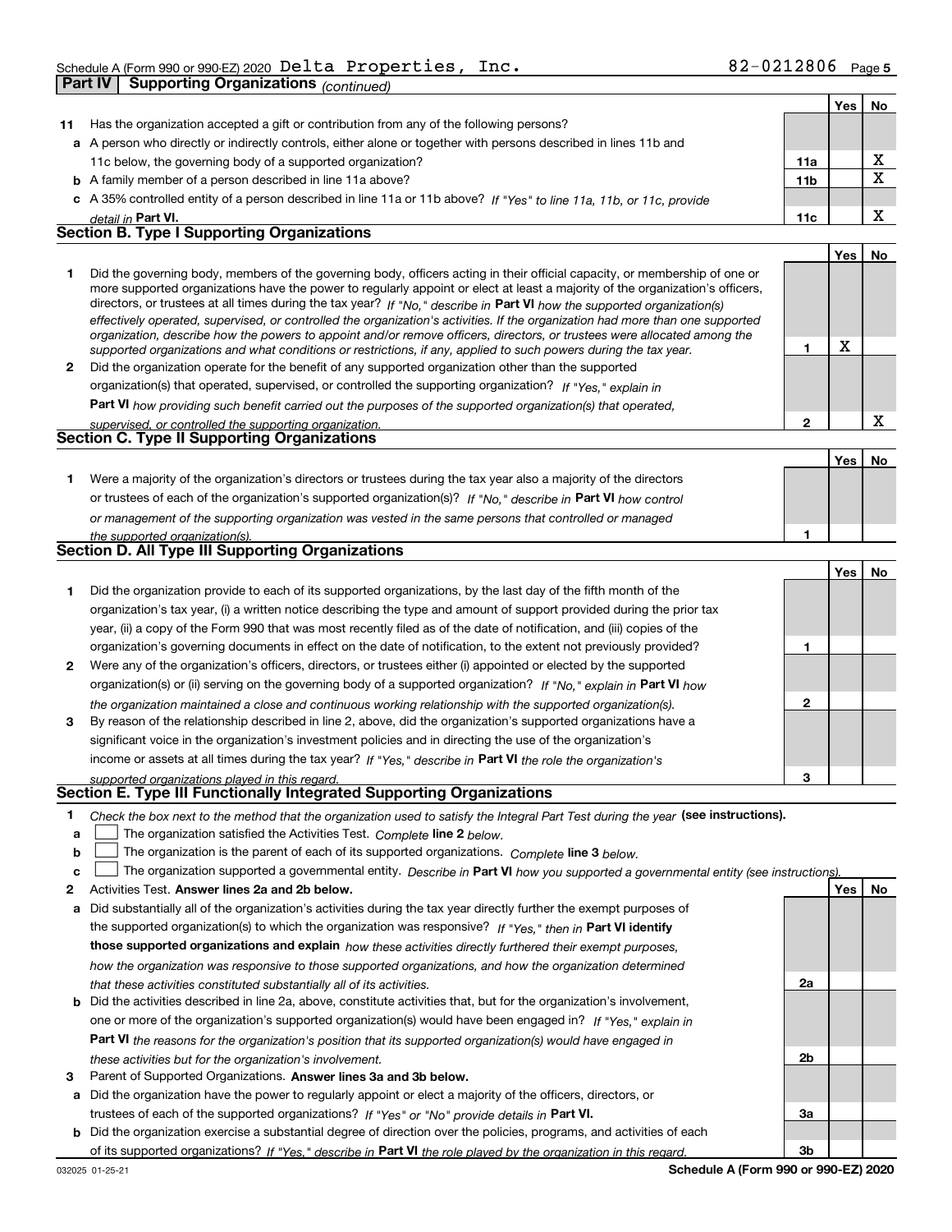Schedule A (Form 990 or 990-EZ) 2020 Delta Properties, Inc. 82-0212806 Page 5

## Part IV Supporting Organizations *(continued)*

| | | | Yes | No |
|---|---|---|---|---|
| **11** | Has the organization accepted a gift or contribution from any of the following persons? | | | |
| **a** | A person who directly or indirectly controls, either alone or together with persons described in lines 11b and 11c below, the governing body of a supported organization? | **11a** | | X |
| **b** | A family member of a person described in line 11a above? | **11b** | | X |
| **c** | A 35% controlled entity of a person described in line 11a or 11b above? *If "Yes" to line 11a, 11b, or 11c, provide detail in* **Part VI.** | **11c** | | X |

### Section B. Type I Supporting Organizations

| | | | Yes | No |
|---|---|---|---|---|
| **1** | Did the governing body, members of the governing body, officers acting in their official capacity, or membership of one or more supported organizations have the power to regularly appoint or elect at least a majority of the organization's officers, directors, or trustees at all times during the tax year? *If "No," describe in* **Part VI** *how the supported organization(s) effectively operated, supervised, or controlled the organization's activities. If the organization had more than one supported organization, describe how the powers to appoint and/or remove officers, directors, or trustees were allocated among the supported organizations and what conditions or restrictions, if any, applied to such powers during the tax year.* | **1** | X | |
| **2** | Did the organization operate for the benefit of any supported organization other than the supported organization(s) that operated, supervised, or controlled the supporting organization? *If "Yes," explain in* **Part VI** *how providing such benefit carried out the purposes of the supported organization(s) that operated, supervised, or controlled the supporting organization.* | **2** | | X |

### Section C. Type II Supporting Organizations

| | | | Yes | No |
|---|---|---|---|---|
| **1** | Were a majority of the organization's directors or trustees during the tax year also a majority of the directors or trustees of each of the organization's supported organization(s)? *If "No," describe in* **Part VI** *how control or management of the supporting organization was vested in the same persons that controlled or managed the supported organization(s).* | **1** | | |

### Section D. All Type III Supporting Organizations

| | | | Yes | No |
|---|---|---|---|---|
| **1** | Did the organization provide to each of its supported organizations, by the last day of the fifth month of the organization's tax year, (i) a written notice describing the type and amount of support provided during the prior tax year, (ii) a copy of the Form 990 that was most recently filed as of the date of notification, and (iii) copies of the organization's governing documents in effect on the date of notification, to the extent not previously provided? | **1** | | |
| **2** | Were any of the organization's officers, directors, or trustees either (i) appointed or elected by the supported organization(s) or (ii) serving on the governing body of a supported organization? *If "No," explain in* **Part VI** *how the organization maintained a close and continuous working relationship with the supported organization(s).* | **2** | | |
| **3** | By reason of the relationship described in line 2, above, did the organization's supported organizations have a significant voice in the organization's investment policies and in directing the use of the organization's income or assets at all times during the tax year? *If "Yes," describe in* **Part VI** *the role the organization's supported organizations played in this regard.* | **3** | | |

### Section E. Type III Functionally Integrated Supporting Organizations

**1** *Check the box next to the method that the organization used to satisfy the Integral Part Test during the year* **(see instructions).**

- **a** ☐ The organization satisfied the Activities Test. *Complete* **line 2** *below.*
- **b** ☐ The organization is the parent of each of its supported organizations. *Complete* **line 3** *below.*
- **c** ☐ The organization supported a governmental entity. *Describe in* **Part VI** *how you supported a governmental entity (see instructions).*

| | | | Yes | No |
|---|---|---|---|---|
| **2** | Activities Test. **Answer lines 2a and 2b below.** | | | |
| **a** | Did substantially all of the organization's activities during the tax year directly further the exempt purposes of the supported organization(s) to which the organization was responsive? *If "Yes," then in* **Part VI identify those supported organizations and explain** *how these activities directly furthered their exempt purposes, how the organization was responsive to those supported organizations, and how the organization determined that these activities constituted substantially all of its activities.* | **2a** | | |
| **b** | Did the activities described in line 2a, above, constitute activities that, but for the organization's involvement, one or more of the organization's supported organization(s) would have been engaged in? *If "Yes," explain in* **Part VI** *the reasons for the organization's position that its supported organization(s) would have engaged in these activities but for the organization's involvement.* | **2b** | | |
| **3** | Parent of Supported Organizations. **Answer lines 3a and 3b below.** | | | |
| **a** | Did the organization have the power to regularly appoint or elect a majority of the officers, directors, or trustees of each of the supported organizations? *If "Yes" or "No" provide details in* **Part VI.** | **3a** | | |
| **b** | Did the organization exercise a substantial degree of direction over the policies, programs, and activities of each of its supported organizations? *If "Yes," describe in* **Part VI** *the role played by the organization in this regard.* | **3b** | | |

032025 01-25-21 **Schedule A (Form 990 or 990-EZ) 2020**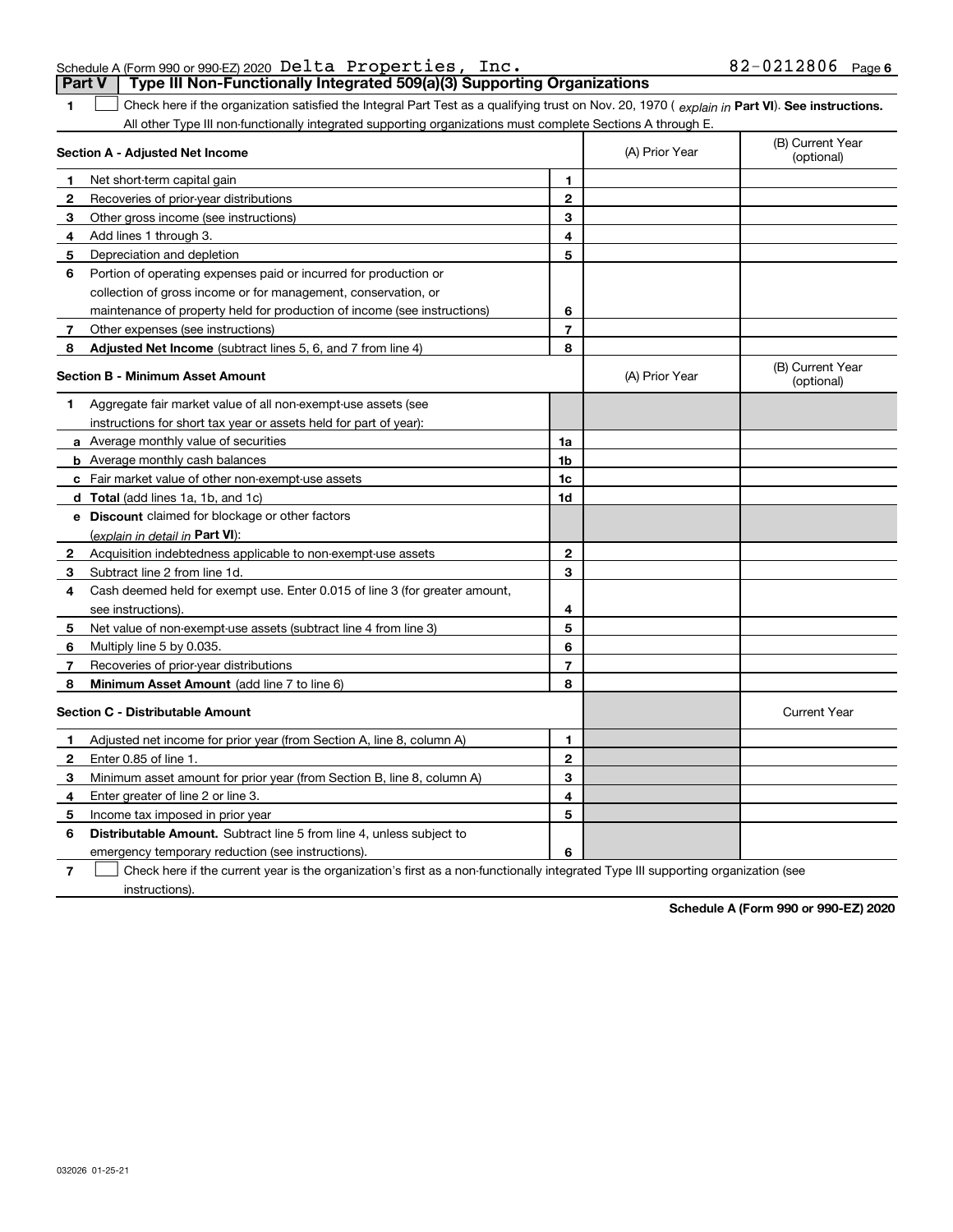Schedule A (Form 990 or 990-EZ) 2020 Delta Properties, Inc. 82-0212806 Page 6

**Part V | Type III Non-Functionally Integrated 509(a)(3) Supporting Organizations**

1 ☐ Check here if the organization satisfied the Integral Part Test as a qualifying trust on Nov. 20, 1970 ( *explain in* **Part VI**). **See instructions.** All other Type III non-functionally integrated supporting organizations must complete Sections A through E.

| **Section A - Adjusted Net Income** | | | (A) Prior Year | (B) Current Year (optional) |
|---|---|---|---|---|
| 1 | Net short-term capital gain | 1 | | |
| 2 | Recoveries of prior-year distributions | 2 | | |
| 3 | Other gross income (see instructions) | 3 | | |
| 4 | Add lines 1 through 3. | 4 | | |
| 5 | Depreciation and depletion | 5 | | |
| 6 | Portion of operating expenses paid or incurred for production or collection of gross income or for management, conservation, or maintenance of property held for production of income (see instructions) | 6 | | |
| 7 | Other expenses (see instructions) | 7 | | |
| 8 | **Adjusted Net Income** (subtract lines 5, 6, and 7 from line 4) | 8 | | |

| **Section B - Minimum Asset Amount** | | | (A) Prior Year | (B) Current Year (optional) |
|---|---|---|---|---|
| 1 | Aggregate fair market value of all non-exempt-use assets (see instructions for short tax year or assets held for part of year): | | | |
| a | Average monthly value of securities | 1a | | |
| b | Average monthly cash balances | 1b | | |
| c | Fair market value of other non-exempt-use assets | 1c | | |
| d | **Total** (add lines 1a, 1b, and 1c) | 1d | | |
| e | **Discount** claimed for blockage or other factors (*explain in detail in* **Part VI**): | | | |
| 2 | Acquisition indebtedness applicable to non-exempt-use assets | 2 | | |
| 3 | Subtract line 2 from line 1d. | 3 | | |
| 4 | Cash deemed held for exempt use. Enter 0.015 of line 3 (for greater amount, see instructions). | 4 | | |
| 5 | Net value of non-exempt-use assets (subtract line 4 from line 3) | 5 | | |
| 6 | Multiply line 5 by 0.035. | 6 | | |
| 7 | Recoveries of prior-year distributions | 7 | | |
| 8 | **Minimum Asset Amount** (add line 7 to line 6) | 8 | | |

| **Section C - Distributable Amount** | | | | Current Year |
|---|---|---|---|---|
| 1 | Adjusted net income for prior year (from Section A, line 8, column A) | 1 | | |
| 2 | Enter 0.85 of line 1. | 2 | | |
| 3 | Minimum asset amount for prior year (from Section B, line 8, column A) | 3 | | |
| 4 | Enter greater of line 2 or line 3. | 4 | | |
| 5 | Income tax imposed in prior year | 5 | | |
| 6 | **Distributable Amount.** Subtract line 5 from line 4, unless subject to emergency temporary reduction (see instructions). | 6 | | |

7 ☐ Check here if the current year is the organization's first as a non-functionally integrated Type III supporting organization (see instructions).

**Schedule A (Form 990 or 990-EZ) 2020**

032026 01-25-21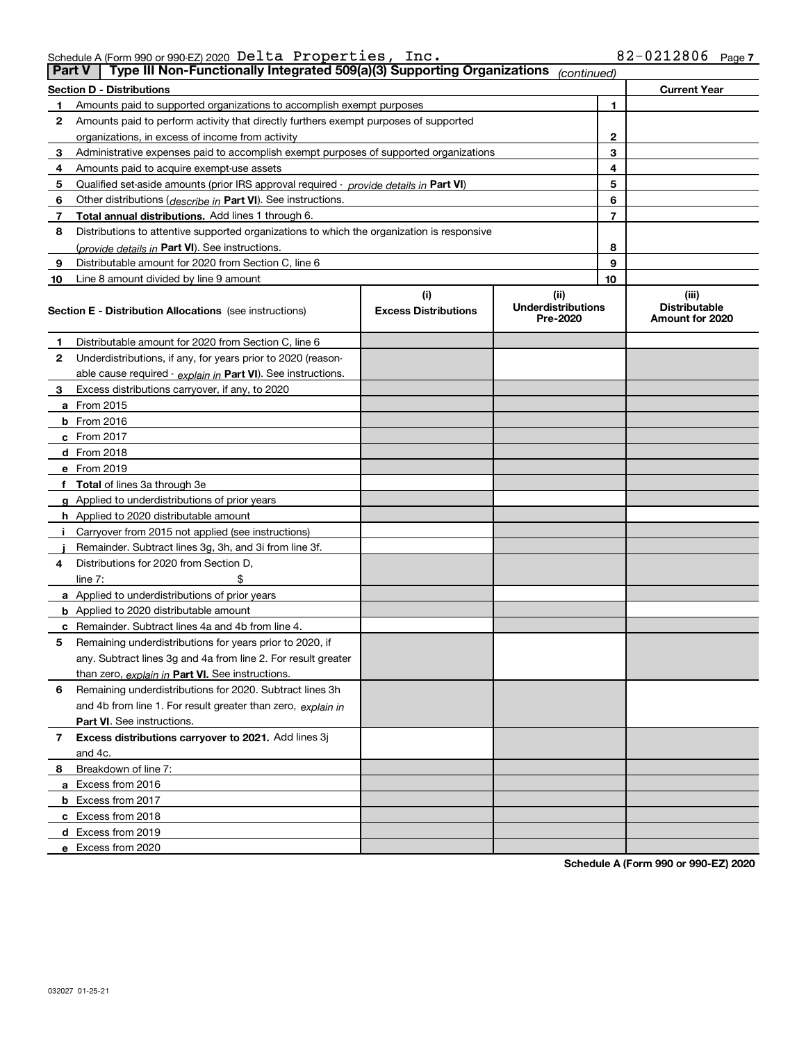Schedule A (Form 990 or 990-EZ) 2020 Delta Properties, Inc. 82-0212806 Page 7

**Part V | Type III Non-Functionally Integrated 509(a)(3) Supporting Organizations** *(continued)*

| **Section D - Distributions** | | | **Current Year** |
|---|---|---|---|
| 1 | Amounts paid to supported organizations to accomplish exempt purposes | 1 | |
| 2 | Amounts paid to perform activity that directly furthers exempt purposes of supported organizations, in excess of income from activity | 2 | |
| 3 | Administrative expenses paid to accomplish exempt purposes of supported organizations | 3 | |
| 4 | Amounts paid to acquire exempt-use assets | 4 | |
| 5 | Qualified set-aside amounts (prior IRS approval required - *provide details in* **Part VI**) | 5 | |
| 6 | Other distributions (*describe in* **Part VI**). See instructions. | 6 | |
| 7 | **Total annual distributions.** Add lines 1 through 6. | 7 | |
| 8 | Distributions to attentive supported organizations to which the organization is responsive (*provide details in* **Part VI**). See instructions. | 8 | |
| 9 | Distributable amount for 2020 from Section C, line 6 | 9 | |
| 10 | Line 8 amount divided by line 9 amount | 10 | |

| **Section E - Distribution Allocations** (see instructions) | (i) **Excess Distributions** | (ii) **Underdistributions Pre-2020** | (iii) **Distributable Amount for 2020** |
|---|---|---|---|
| **1** Distributable amount for 2020 from Section C, line 6 | | | |
| **2** Underdistributions, if any, for years prior to 2020 (reasonable cause required - *explain in* **Part VI**). See instructions. | | | |
| **3** Excess distributions carryover, if any, to 2020 | | | |
| **a** From 2015 | | | |
| **b** From 2016 | | | |
| **c** From 2017 | | | |
| **d** From 2018 | | | |
| **e** From 2019 | | | |
| **f** **Total** of lines 3a through 3e | | | |
| **g** Applied to underdistributions of prior years | | | |
| **h** Applied to 2020 distributable amount | | | |
| **i** Carryover from 2015 not applied (see instructions) | | | |
| **j** Remainder. Subtract lines 3g, 3h, and 3i from line 3f. | | | |
| **4** Distributions for 2020 from Section D, line 7: $ | | | |
| **a** Applied to underdistributions of prior years | | | |
| **b** Applied to 2020 distributable amount | | | |
| **c** Remainder. Subtract lines 4a and 4b from line 4. | | | |
| **5** Remaining underdistributions for years prior to 2020, if any. Subtract lines 3g and 4a from line 2. For result greater than zero, *explain in* **Part VI.** See instructions. | | | |
| **6** Remaining underdistributions for 2020. Subtract lines 3h and 4b from line 1. For result greater than zero, *explain in* **Part VI**. See instructions. | | | |
| **7** **Excess distributions carryover to 2021.** Add lines 3j and 4c. | | | |
| **8** Breakdown of line 7: | | | |
| **a** Excess from 2016 | | | |
| **b** Excess from 2017 | | | |
| **c** Excess from 2018 | | | |
| **d** Excess from 2019 | | | |
| **e** Excess from 2020 | | | |

**Schedule A (Form 990 or 990-EZ) 2020**

032027 01-25-21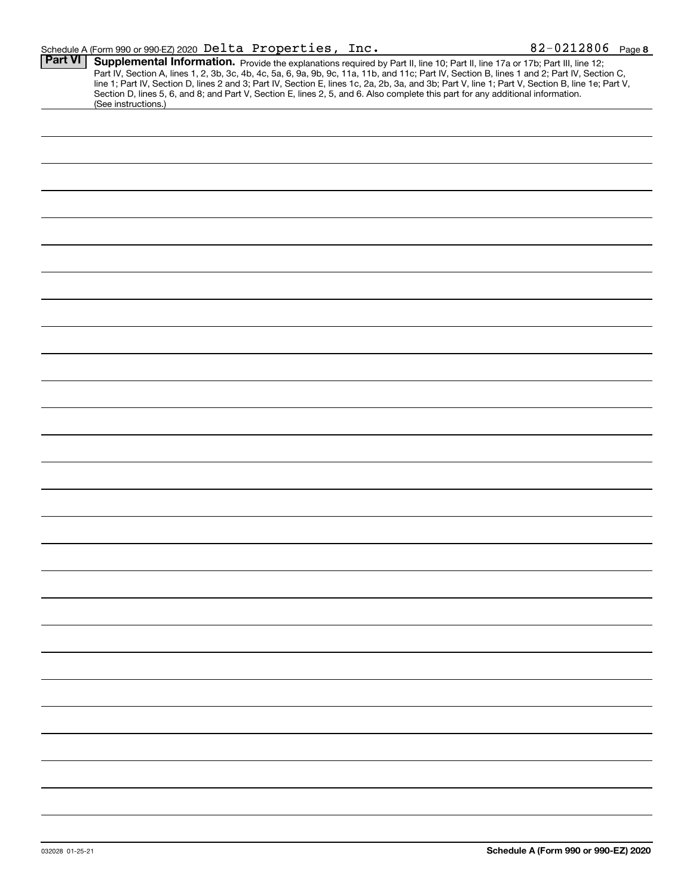Schedule A (Form 990 or 990-EZ) 2020 Delta Properties, Inc. 82-0212806 Page **8**

**Part VI** **Supplemental Information.** Provide the explanations required by Part II, line 10; Part II, line 17a or 17b; Part III, line 12; Part IV, Section A, lines 1, 2, 3b, 3c, 4b, 4c, 5a, 6, 9a, 9b, 9c, 11a, 11b, and 11c; Part IV, Section B, lines 1 and 2; Part IV, Section C, line 1; Part IV, Section D, lines 2 and 3; Part IV, Section E, lines 1c, 2a, 2b, 3a, and 3b; Part V, line 1; Part V, Section B, line 1e; Part V, Section D, lines 5, 6, and 8; and Part V, Section E, lines 2, 5, and 6. Also complete this part for any additional information. (See instructions.)

032028 01-25-21

**Schedule A (Form 990 or 990-EZ) 2020**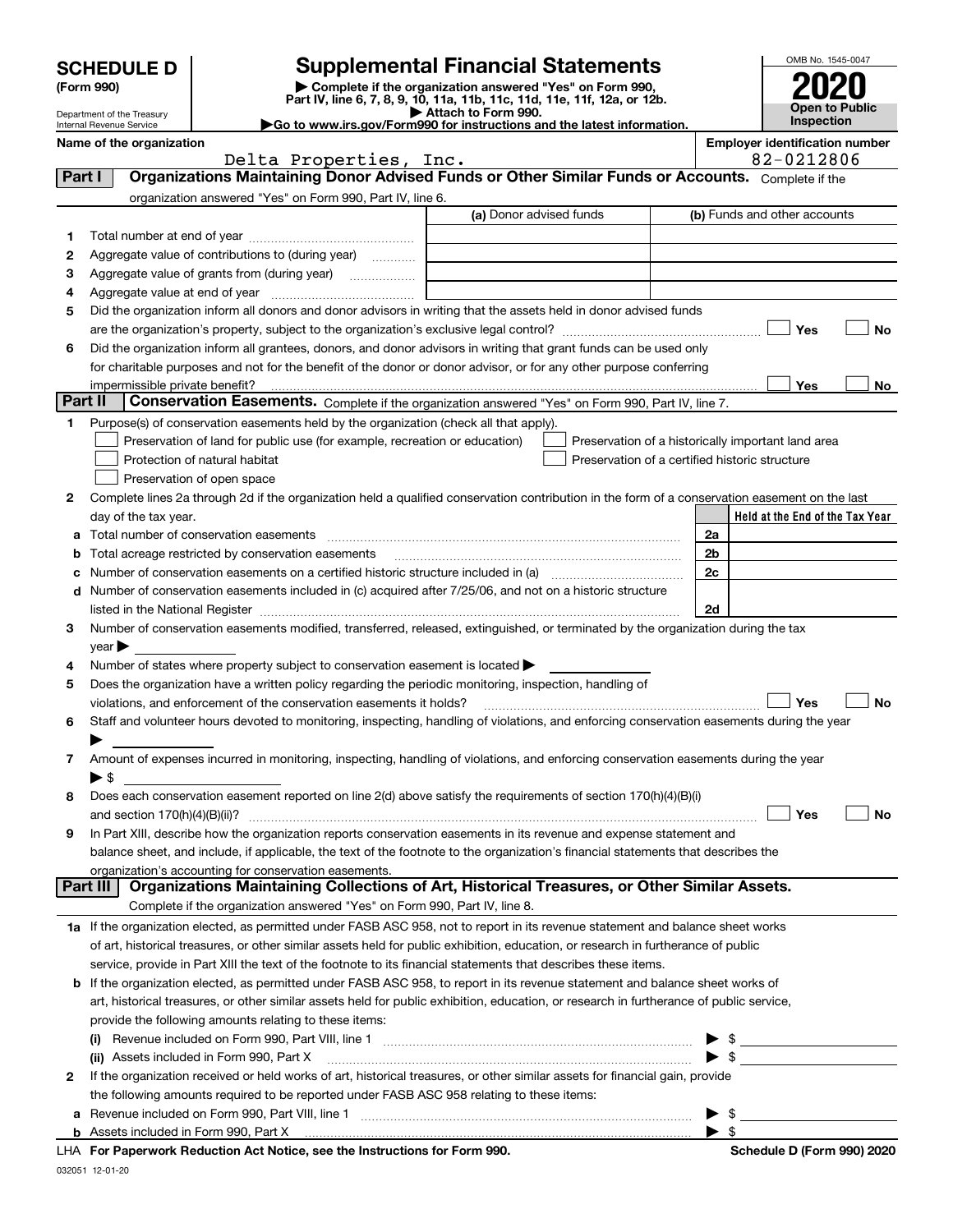# SCHEDULE D (Form 990)

Department of the Treasury
Internal Revenue Service

## Supplemental Financial Statements

▶ Complete if the organization answered "Yes" on Form 990, Part IV, line 6, 7, 8, 9, 10, 11a, 11b, 11c, 11d, 11e, 11f, 12a, or 12b.
▶ Attach to Form 990.
▶Go to www.irs.gov/Form990 for instructions and the latest information.

OMB No. 1545-0047

**2020**

**Open to Public Inspection**

**Name of the organization:** Delta Properties, Inc.

**Employer identification number:** 82-0212806

### Part I — Organizations Maintaining Donor Advised Funds or Other Similar Funds or Accounts.
Complete if the organization answered "Yes" on Form 990, Part IV, line 6.

| | | (a) Donor advised funds | (b) Funds and other accounts |
|---|---|---|---|
| 1 | Total number at end of year | | |
| 2 | Aggregate value of contributions to (during year) | | |
| 3 | Aggregate value of grants from (during year) | | |
| 4 | Aggregate value at end of year | | |

5 Did the organization inform all donors and donor advisors in writing that the assets held in donor advised funds are the organization's property, subject to the organization's exclusive legal control? ☐ Yes ☐ No

6 Did the organization inform all grantees, donors, and donor advisors in writing that grant funds can be used only for charitable purposes and not for the benefit of the donor or donor advisor, or for any other purpose conferring impermissible private benefit? ☐ Yes ☐ No

### Part II — Conservation Easements.
Complete if the organization answered "Yes" on Form 990, Part IV, line 7.

1 Purpose(s) of conservation easements held by the organization (check all that apply).

- ☐ Preservation of land for public use (for example, recreation or education)
- ☐ Protection of natural habitat
- ☐ Preservation of open space
- ☐ Preservation of a historically important land area
- ☐ Preservation of a certified historic structure

2 Complete lines 2a through 2d if the organization held a qualified conservation contribution in the form of a conservation easement on the last day of the tax year.

| | | | Held at the End of the Tax Year |
|---|---|---|---|
| a | Total number of conservation easements | 2a | |
| b | Total acreage restricted by conservation easements | 2b | |
| c | Number of conservation easements on a certified historic structure included in (a) | 2c | |
| d | Number of conservation easements included in (c) acquired after 7/25/06, and not on a historic structure listed in the National Register | 2d | |

3 Number of conservation easements modified, transferred, released, extinguished, or terminated by the organization during the tax year ▶

4 Number of states where property subject to conservation easement is located ▶

5 Does the organization have a written policy regarding the periodic monitoring, inspection, handling of violations, and enforcement of the conservation easements it holds? ☐ Yes ☐ No

6 Staff and volunteer hours devoted to monitoring, inspecting, handling of violations, and enforcing conservation easements during the year ▶

7 Amount of expenses incurred in monitoring, inspecting, handling of violations, and enforcing conservation easements during the year ▶ $

8 Does each conservation easement reported on line 2(d) above satisfy the requirements of section 170(h)(4)(B)(i) and section 170(h)(4)(B)(ii)? ☐ Yes ☐ No

9 In Part XIII, describe how the organization reports conservation easements in its revenue and expense statement and balance sheet, and include, if applicable, the text of the footnote to the organization's financial statements that describes the organization's accounting for conservation easements.

### Part III — Organizations Maintaining Collections of Art, Historical Treasures, or Other Similar Assets.
Complete if the organization answered "Yes" on Form 990, Part IV, line 8.

1a If the organization elected, as permitted under FASB ASC 958, not to report in its revenue statement and balance sheet works of art, historical treasures, or other similar assets held for public exhibition, education, or research in furtherance of public service, provide in Part XIII the text of the footnote to its financial statements that describes these items.

b If the organization elected, as permitted under FASB ASC 958, to report in its revenue statement and balance sheet works of art, historical treasures, or other similar assets held for public exhibition, education, or research in furtherance of public service, provide the following amounts relating to these items:

(i) Revenue included on Form 990, Part VIII, line 1 ▶ $

(ii) Assets included in Form 990, Part X ▶ $

2 If the organization received or held works of art, historical treasures, or other similar assets for financial gain, provide the following amounts required to be reported under FASB ASC 958 relating to these items:

a Revenue included on Form 990, Part VIII, line 1 ▶ $

b Assets included in Form 990, Part X ▶ $

LHA For Paperwork Reduction Act Notice, see the Instructions for Form 990. Schedule D (Form 990) 2020

032051 12-01-20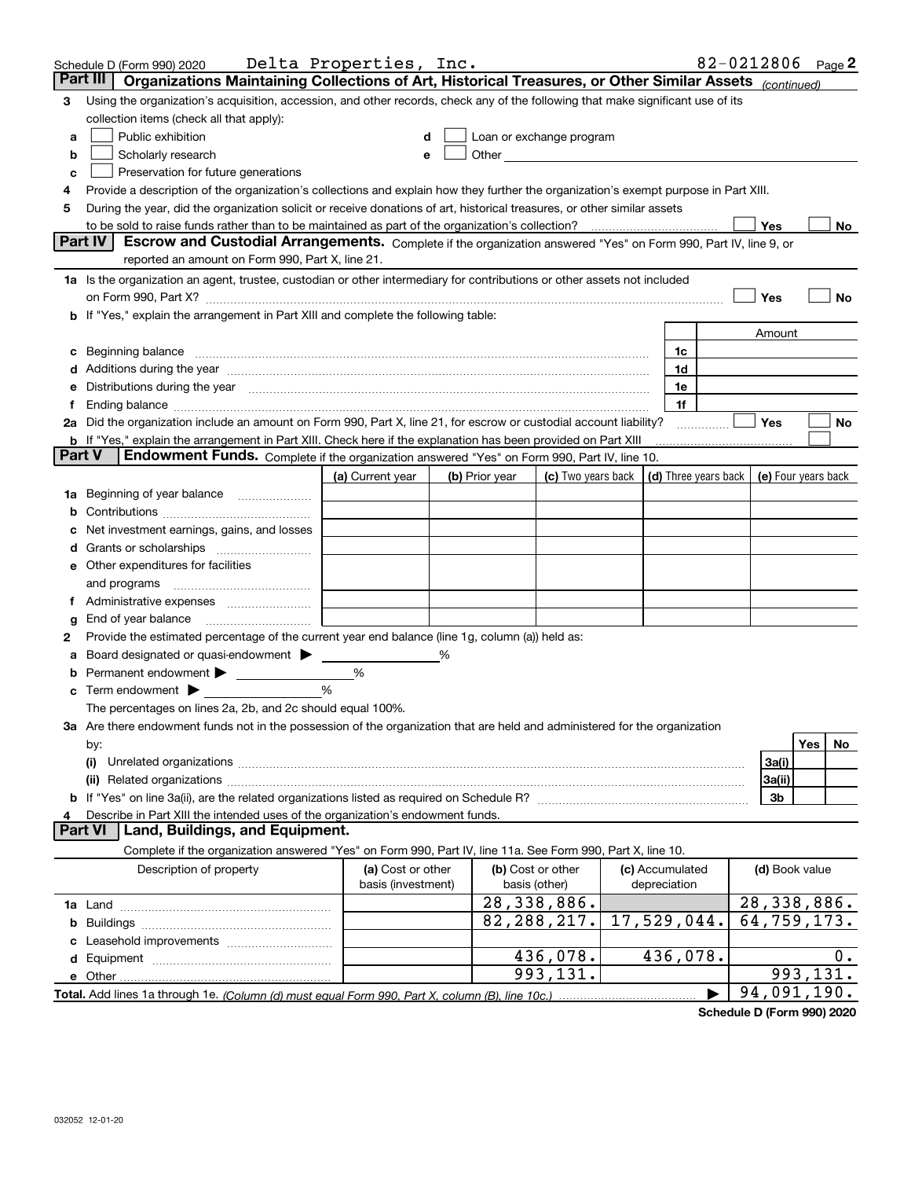Schedule D (Form 990) 2020 Delta Properties, Inc. 82-0212806 Page 2

## Part III Organizations Maintaining Collections of Art, Historical Treasures, or Other Similar Assets *(continued)*

**3** Using the organization's acquisition, accession, and other records, check any of the following that make significant use of its collection items (check all that apply):

- **a** ☐ Public exhibition
- **b** ☐ Scholarly research
- **c** ☐ Preservation for future generations
- **d** ☐ Loan or exchange program
- **e** ☐ Other

**4** Provide a description of the organization's collections and explain how they further the organization's exempt purpose in Part XIII.

**5** During the year, did the organization solicit or receive donations of art, historical treasures, or other similar assets to be sold to raise funds rather than to be maintained as part of the organization's collection? ☐ Yes ☐ No

## Part IV Escrow and Custodial Arrangements.

Complete if the organization answered "Yes" on Form 990, Part IV, line 9, or reported an amount on Form 990, Part X, line 21.

**1a** Is the organization an agent, trustee, custodian or other intermediary for contributions or other assets not included on Form 990, Part X? ☐ Yes ☐ No

**b** If "Yes," explain the arrangement in Part XIII and complete the following table:

| | | Amount |
|---|---|---|
| **c** Beginning balance | 1c | |
| **d** Additions during the year | 1d | |
| **e** Distributions during the year | 1e | |
| **f** Ending balance | 1f | |

**2a** Did the organization include an amount on Form 990, Part X, line 21, for escrow or custodial account liability? ☐ Yes ☐ No

**b** If "Yes," explain the arrangement in Part XIII. Check here if the explanation has been provided on Part XIII ☐

## Part V Endowment Funds.

Complete if the organization answered "Yes" on Form 990, Part IV, line 10.

| | (a) Current year | (b) Prior year | (c) Two years back | (d) Three years back | (e) Four years back |
|---|---|---|---|---|---|
| **1a** Beginning of year balance | | | | | |
| **b** Contributions | | | | | |
| **c** Net investment earnings, gains, and losses | | | | | |
| **d** Grants or scholarships | | | | | |
| **e** Other expenditures for facilities and programs | | | | | |
| **f** Administrative expenses | | | | | |
| **g** End of year balance | | | | | |

**2** Provide the estimated percentage of the current year end balance (line 1g, column (a)) held as:

- **a** Board designated or quasi-endowment ▶ ______ %
- **b** Permanent endowment ▶ ______ %
- **c** Term endowment ▶ ______ %

The percentages on lines 2a, 2b, and 2c should equal 100%.

**3a** Are there endowment funds not in the possession of the organization that are held and administered for the organization by:

| | | Yes | No |
|---|---|---|---|
| **(i)** Unrelated organizations | 3a(i) | | |
| **(ii)** Related organizations | 3a(ii) | | |
| **b** If "Yes" on line 3a(ii), are the related organizations listed as required on Schedule R? | 3b | | |

**4** Describe in Part XIII the intended uses of the organization's endowment funds.

## Part VI Land, Buildings, and Equipment.

Complete if the organization answered "Yes" on Form 990, Part IV, line 11a. See Form 990, Part X, line 10.

| Description of property | (a) Cost or other basis (investment) | (b) Cost or other basis (other) | (c) Accumulated depreciation | (d) Book value |
|---|---|---|---|---|
| **1a** Land | | 28,338,886. | | 28,338,886. |
| **b** Buildings | | 82,288,217. | 17,529,044. | 64,759,173. |
| **c** Leasehold improvements | | | | |
| **d** Equipment | | 436,078. | 436,078. | 0. |
| **e** Other | | 993,131. | | 993,131. |
| **Total.** Add lines 1a through 1e. *(Column (d) must equal Form 990, Part X, column (B), line 10c.)* | | | ▶ | 94,091,190. |

**Schedule D (Form 990) 2020**

032052 12-01-20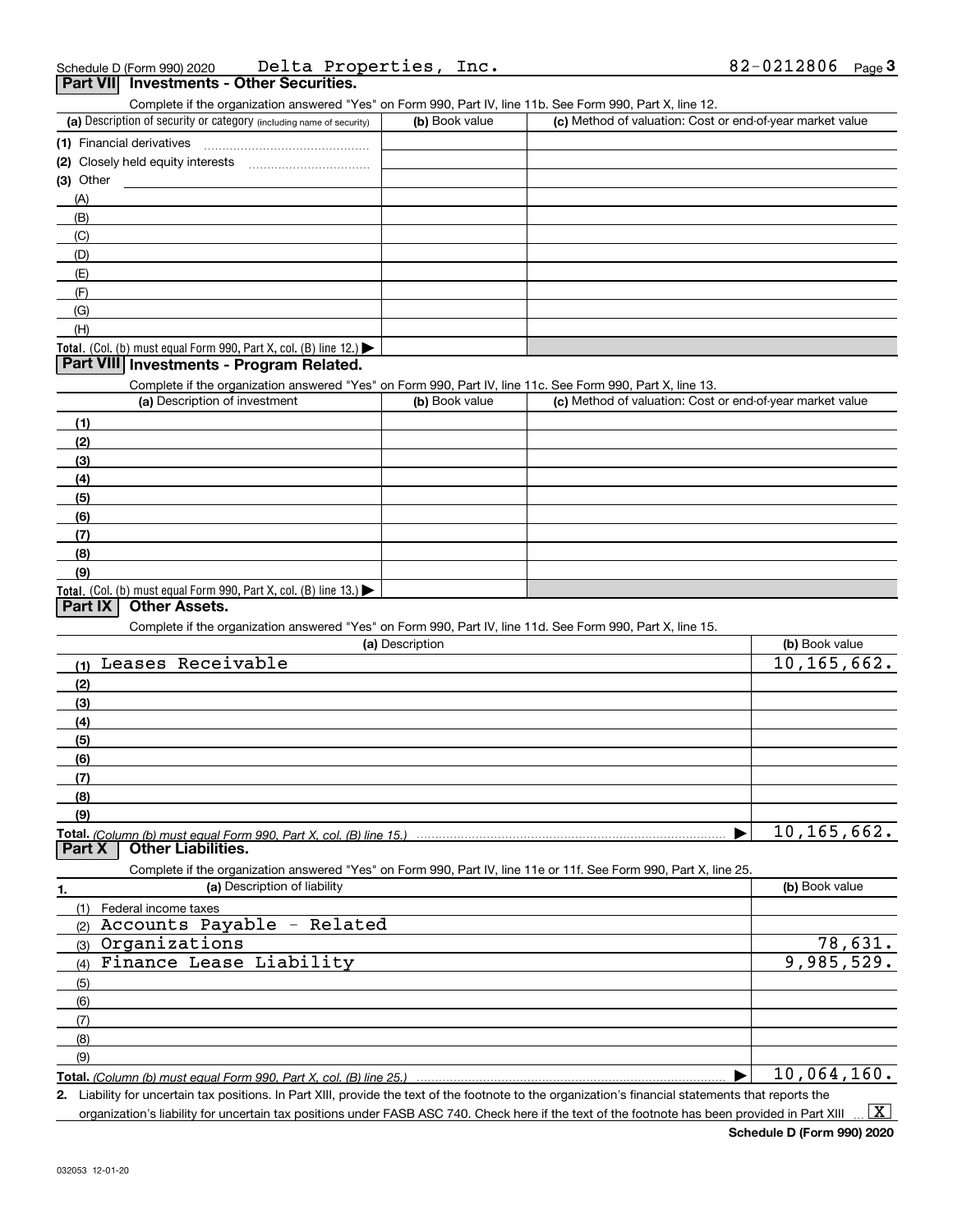Schedule D (Form 990) 2020 Delta Properties, Inc. 82-0212806 Page 3

## Part VII Investments - Other Securities.

Complete if the organization answered "Yes" on Form 990, Part IV, line 11b. See Form 990, Part X, line 12.

| (a) Description of security or category (including name of security) | (b) Book value | (c) Method of valuation: Cost or end-of-year market value |
|---|---|---|
| (1) Financial derivatives | | |
| (2) Closely held equity interests | | |
| (3) Other | | |
| (A) | | |
| (B) | | |
| (C) | | |
| (D) | | |
| (E) | | |
| (F) | | |
| (G) | | |
| (H) | | |
| **Total.** (Col. (b) must equal Form 990, Part X, col. (B) line 12.) ▶ | | |

## Part VIII Investments - Program Related.

Complete if the organization answered "Yes" on Form 990, Part IV, line 11c. See Form 990, Part X, line 13.

| (a) Description of investment | (b) Book value | (c) Method of valuation: Cost or end-of-year market value |
|---|---|---|
| (1) | | |
| (2) | | |
| (3) | | |
| (4) | | |
| (5) | | |
| (6) | | |
| (7) | | |
| (8) | | |
| (9) | | |
| **Total.** (Col. (b) must equal Form 990, Part X, col. (B) line 13.) ▶ | | |

## Part IX Other Assets.

Complete if the organization answered "Yes" on Form 990, Part IV, line 11d. See Form 990, Part X, line 15.

| (a) Description | (b) Book value |
|---|---|
| (1) Leases Receivable | 10,165,662. |
| (2) | |
| (3) | |
| (4) | |
| (5) | |
| (6) | |
| (7) | |
| (8) | |
| (9) | |
| **Total.** *(Column (b) must equal Form 990, Part X, col. (B) line 15.)* ▶ | 10,165,662. |

## Part X Other Liabilities.

Complete if the organization answered "Yes" on Form 990, Part IV, line 11e or 11f. See Form 990, Part X, line 25.

| 1. (a) Description of liability | (b) Book value |
|---|---|
| (1) Federal income taxes | |
| (2) Accounts Payable - Related | |
| (3) Organizations | 78,631. |
| (4) Finance Lease Liability | 9,985,529. |
| (5) | |
| (6) | |
| (7) | |
| (8) | |
| (9) | |
| **Total.** *(Column (b) must equal Form 990, Part X, col. (B) line 25.)* ▶ | 10,064,160. |

2. Liability for uncertain tax positions. In Part XIII, provide the text of the footnote to the organization's financial statements that reports the organization's liability for uncertain tax positions under FASB ASC 740. Check here if the text of the footnote has been provided in Part XIII ... [X]

Schedule D (Form 990) 2020

032053 12-01-20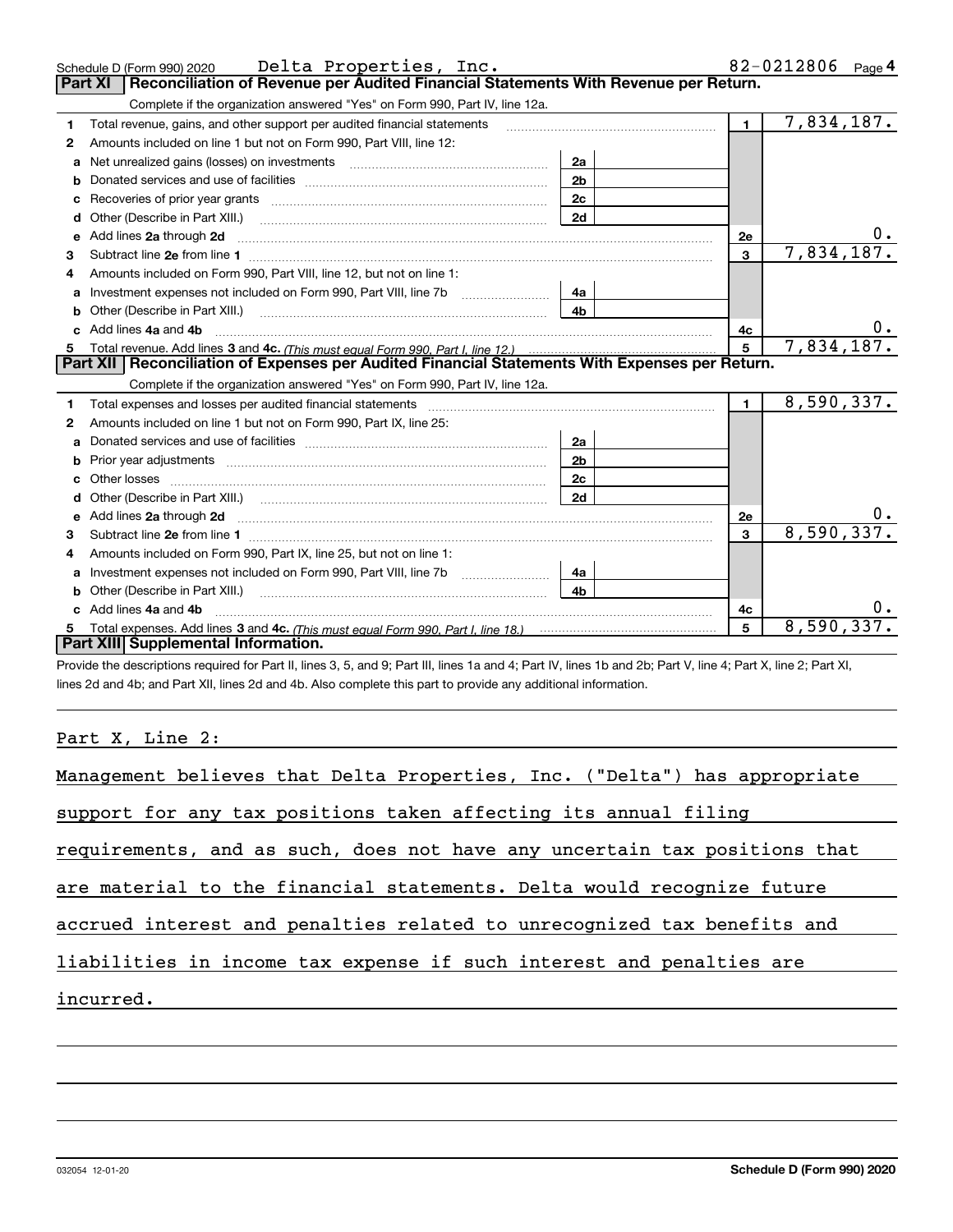Schedule D (Form 990) 2020 Delta Properties, Inc. 82-0212806 Page 4

**Part XI | Reconciliation of Revenue per Audited Financial Statements With Revenue per Return.**

Complete if the organization answered "Yes" on Form 990, Part IV, line 12a.

| | | | | | |
|---|---|---|---|---|---|
| 1 | Total revenue, gains, and other support per audited financial statements | | | 1 | 7,834,187. |
| 2 | Amounts included on line 1 but not on Form 990, Part VIII, line 12: | | | | |
| a | Net unrealized gains (losses) on investments | 2a | | | |
| b | Donated services and use of facilities | 2b | | | |
| c | Recoveries of prior year grants | 2c | | | |
| d | Other (Describe in Part XIII.) | 2d | | | |
| e | Add lines **2a** through **2d** | | | 2e | 0. |
| 3 | Subtract line **2e** from line **1** | | | 3 | 7,834,187. |
| 4 | Amounts included on Form 990, Part VIII, line 12, but not on line 1: | | | | |
| a | Investment expenses not included on Form 990, Part VIII, line 7b | 4a | | | |
| b | Other (Describe in Part XIII.) | 4b | | | |
| c | Add lines **4a** and **4b** | | | 4c | 0. |
| 5 | Total revenue. Add lines **3** and **4c.** *(This must equal Form 990, Part I, line 12.)* | | | 5 | 7,834,187. |

**Part XII | Reconciliation of Expenses per Audited Financial Statements With Expenses per Return.**

Complete if the organization answered "Yes" on Form 990, Part IV, line 12a.

| | | | | | |
|---|---|---|---|---|---|
| 1 | Total expenses and losses per audited financial statements | | | 1 | 8,590,337. |
| 2 | Amounts included on line 1 but not on Form 990, Part IX, line 25: | | | | |
| a | Donated services and use of facilities | 2a | | | |
| b | Prior year adjustments | 2b | | | |
| c | Other losses | 2c | | | |
| d | Other (Describe in Part XIII.) | 2d | | | |
| e | Add lines **2a** through **2d** | | | 2e | 0. |
| 3 | Subtract line **2e** from line **1** | | | 3 | 8,590,337. |
| 4 | Amounts included on Form 990, Part IX, line 25, but not on line 1: | | | | |
| a | Investment expenses not included on Form 990, Part VIII, line 7b | 4a | | | |
| b | Other (Describe in Part XIII.) | 4b | | | |
| c | Add lines **4a** and **4b** | | | 4c | 0. |
| 5 | Total expenses. Add lines **3** and **4c.** *(This must equal Form 990, Part I, line 18.)* | | | 5 | 8,590,337. |

**Part XIII | Supplemental Information.**

Provide the descriptions required for Part II, lines 3, 5, and 9; Part III, lines 1a and 4; Part IV, lines 1b and 2b; Part V, line 4; Part X, line 2; Part XI, lines 2d and 4b; and Part XII, lines 2d and 4b. Also complete this part to provide any additional information.

Part X, Line 2:

Management believes that Delta Properties, Inc. ("Delta") has appropriate support for any tax positions taken affecting its annual filing requirements, and as such, does not have any uncertain tax positions that are material to the financial statements. Delta would recognize future accrued interest and penalties related to unrecognized tax benefits and liabilities in income tax expense if such interest and penalties are incurred.

032054 12-01-20 **Schedule D (Form 990) 2020**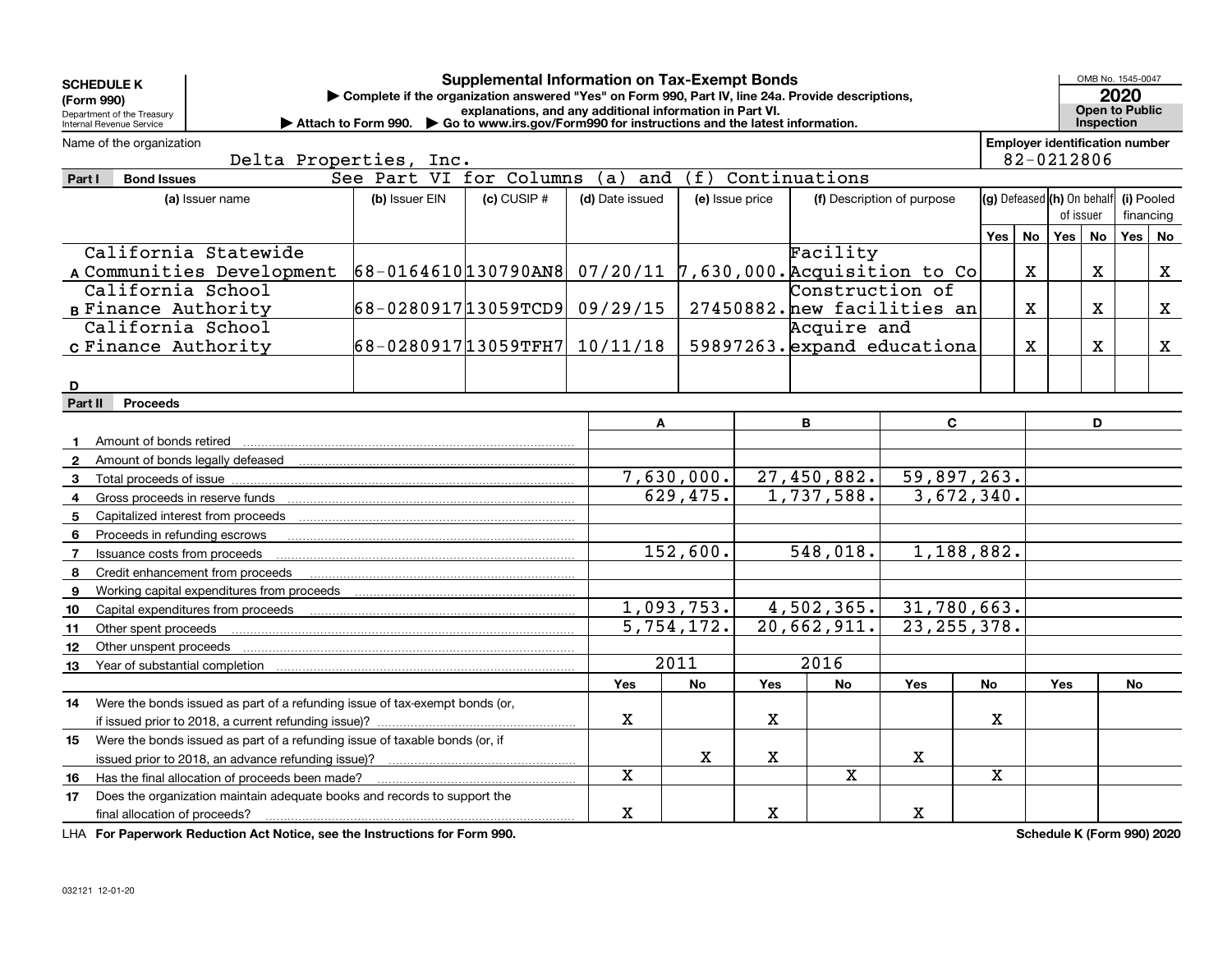**SCHEDULE K (Form 990)**

Department of the Treasury
Internal Revenue Service

# Supplemental Information on Tax-Exempt Bonds

▶ Complete if the organization answered "Yes" on Form 990, Part IV, line 24a. Provide descriptions, explanations, and any additional information in Part VI.

▶ Attach to Form 990. ▶ Go to www.irs.gov/Form990 for instructions and the latest information.

OMB No. 1545-0047

**2020**

**Open to Public Inspection**

Name of the organization: Delta Properties, Inc.

Employer identification number: 82-0212806

## Part I Bond Issues

See Part VI for Columns (a) and (f) Continuations

| | (a) Issuer name | (b) Issuer EIN | (c) CUSIP # | (d) Date issued | (e) Issue price | (f) Description of purpose | (g) Defeased Yes | (g) Defeased No | (h) On behalf of issuer Yes | (h) On behalf of issuer No | (i) Pooled financing Yes | (i) Pooled financing No |
|---|---|---|---|---|---|---|---|---|---|---|---|---|
| A | California Statewide Communities Development | 68-0164610 | 130790AN8 | 07/20/11 | 7,630,000. | Facility Acquisition to Co | | X | | X | | X |
| B | California School Finance Authority | 68-0280917 | 13059TCD9 | 09/29/15 | 27450882. | Construction of new facilities an | | X | | X | | X |
| C | California School Finance Authority | 68-0280917 | 13059TFH7 | 10/11/18 | 59897263. | Acquire and expand educationa | | X | | X | | X |
| D | | | | | | | | | | | | |

## Part II Proceeds

| | | A | | B | | C | | D | |
|---|---|---|---|---|---|---|---|---|---|
| 1 | Amount of bonds retired | | | | | | | | |
| 2 | Amount of bonds legally defeased | | | | | | | | |
| 3 | Total proceeds of issue | 7,630,000. | | 27,450,882. | | 59,897,263. | | | |
| 4 | Gross proceeds in reserve funds | 629,475. | | 1,737,588. | | 3,672,340. | | | |
| 5 | Capitalized interest from proceeds | | | | | | | | |
| 6 | Proceeds in refunding escrows | | | | | | | | |
| 7 | Issuance costs from proceeds | 152,600. | | 548,018. | | 1,188,882. | | | |
| 8 | Credit enhancement from proceeds | | | | | | | | |
| 9 | Working capital expenditures from proceeds | | | | | | | | |
| 10 | Capital expenditures from proceeds | 1,093,753. | | 4,502,365. | | 31,780,663. | | | |
| 11 | Other spent proceeds | 5,754,172. | | 20,662,911. | | 23,255,378. | | | |
| 12 | Other unspent proceeds | | | | | | | | |
| 13 | Year of substantial completion | 2011 | | 2016 | | | | | |
| | | Yes | No | Yes | No | Yes | No | Yes | No |
| 14 | Were the bonds issued as part of a refunding issue of tax-exempt bonds (or, if issued prior to 2018, a current refunding issue)? | X | | X | | | X | | |
| 15 | Were the bonds issued as part of a refunding issue of taxable bonds (or, if issued prior to 2018, an advance refunding issue)? | | X | X | | X | | | |
| 16 | Has the final allocation of proceeds been made? | X | | | X | | X | | |
| 17 | Does the organization maintain adequate books and records to support the final allocation of proceeds? | X | | X | | X | | | |

LHA **For Paperwork Reduction Act Notice, see the Instructions for Form 990.**

**Schedule K (Form 990) 2020**

032121 12-01-20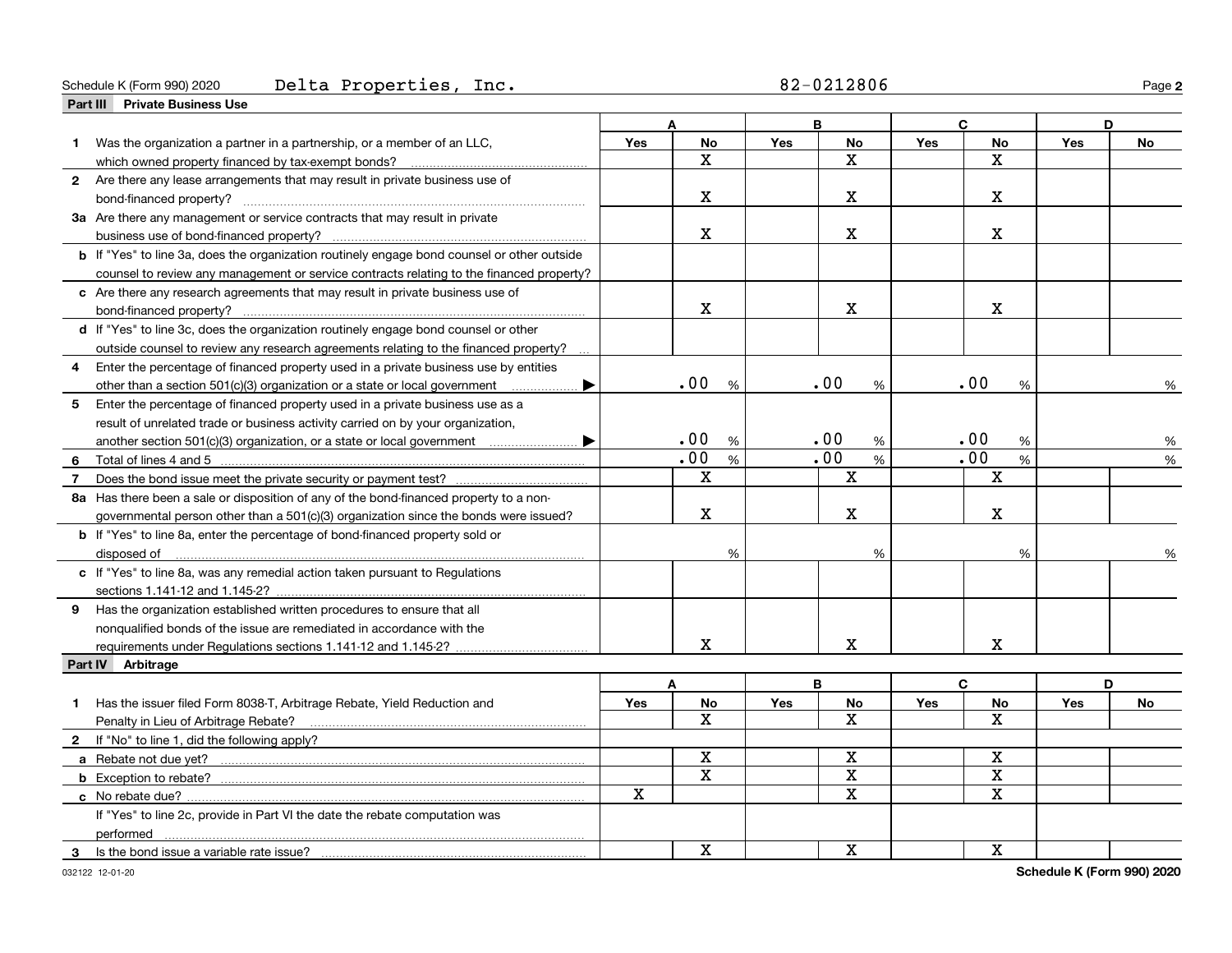Schedule K (Form 990) 2020 Delta Properties, Inc. 82-0212806

## Part III Private Business Use

| | A | | B | | C | | D | |
|---|---|---|---|---|---|---|---|---|
| | Yes | No | Yes | No | Yes | No | Yes | No |
| **1** Was the organization a partner in a partnership, or a member of an LLC, which owned property financed by tax-exempt bonds? | | X | | X | | X | | |
| **2** Are there any lease arrangements that may result in private business use of bond-financed property? | | X | | X | | X | | |
| **3a** Are there any management or service contracts that may result in private business use of bond-financed property? | | X | | X | | X | | |
| **b** If "Yes" to line 3a, does the organization routinely engage bond counsel or other outside counsel to review any management or service contracts relating to the financed property? | | | | | | | | |
| **c** Are there any research agreements that may result in private business use of bond-financed property? | | X | | X | | X | | |
| **d** If "Yes" to line 3c, does the organization routinely engage bond counsel or other outside counsel to review any research agreements relating to the financed property? | | | | | | | | |
| **4** Enter the percentage of financed property used in a private business use by entities other than a section 501(c)(3) organization or a state or local government ▶ | .00 % | | .00 % | | .00 % | | % | |
| **5** Enter the percentage of financed property used in a private business use as a result of unrelated trade or business activity carried on by your organization, another section 501(c)(3) organization, or a state or local government ▶ | .00 % | | .00 % | | .00 % | | % | |
| **6** Total of lines 4 and 5 | .00 % | | .00 % | | .00 % | | % | |
| **7** Does the bond issue meet the private security or payment test? | | X | | X | | X | | |
| **8a** Has there been a sale or disposition of any of the bond-financed property to a non-governmental person other than a 501(c)(3) organization since the bonds were issued? | | X | | X | | X | | |
| **b** If "Yes" to line 8a, enter the percentage of bond-financed property sold or disposed of | % | | % | | % | | % | |
| **c** If "Yes" to line 8a, was any remedial action taken pursuant to Regulations sections 1.141-12 and 1.145-2? | | | | | | | | |
| **9** Has the organization established written procedures to ensure that all nonqualified bonds of the issue are remediated in accordance with the requirements under Regulations sections 1.141-12 and 1.145-2? | | X | | X | | X | | |

## Part IV Arbitrage

| | A | | B | | C | | D | |
|---|---|---|---|---|---|---|---|---|
| | Yes | No | Yes | No | Yes | No | Yes | No |
| **1** Has the issuer filed Form 8038-T, Arbitrage Rebate, Yield Reduction and Penalty in Lieu of Arbitrage Rebate? | | X | | X | | X | | |
| **2** If "No" to line 1, did the following apply? | | | | | | | | |
| **a** Rebate not due yet? | | X | | X | | X | | |
| **b** Exception to rebate? | | X | | X | | X | | |
| **c** No rebate due? | X | | | X | | X | | |
| If "Yes" to line 2c, provide in Part VI the date the rebate computation was performed | | | | | | | | |
| **3** Is the bond issue a variable rate issue? | | X | | X | | X | | |

032122 12-01-20 Schedule K (Form 990) 2020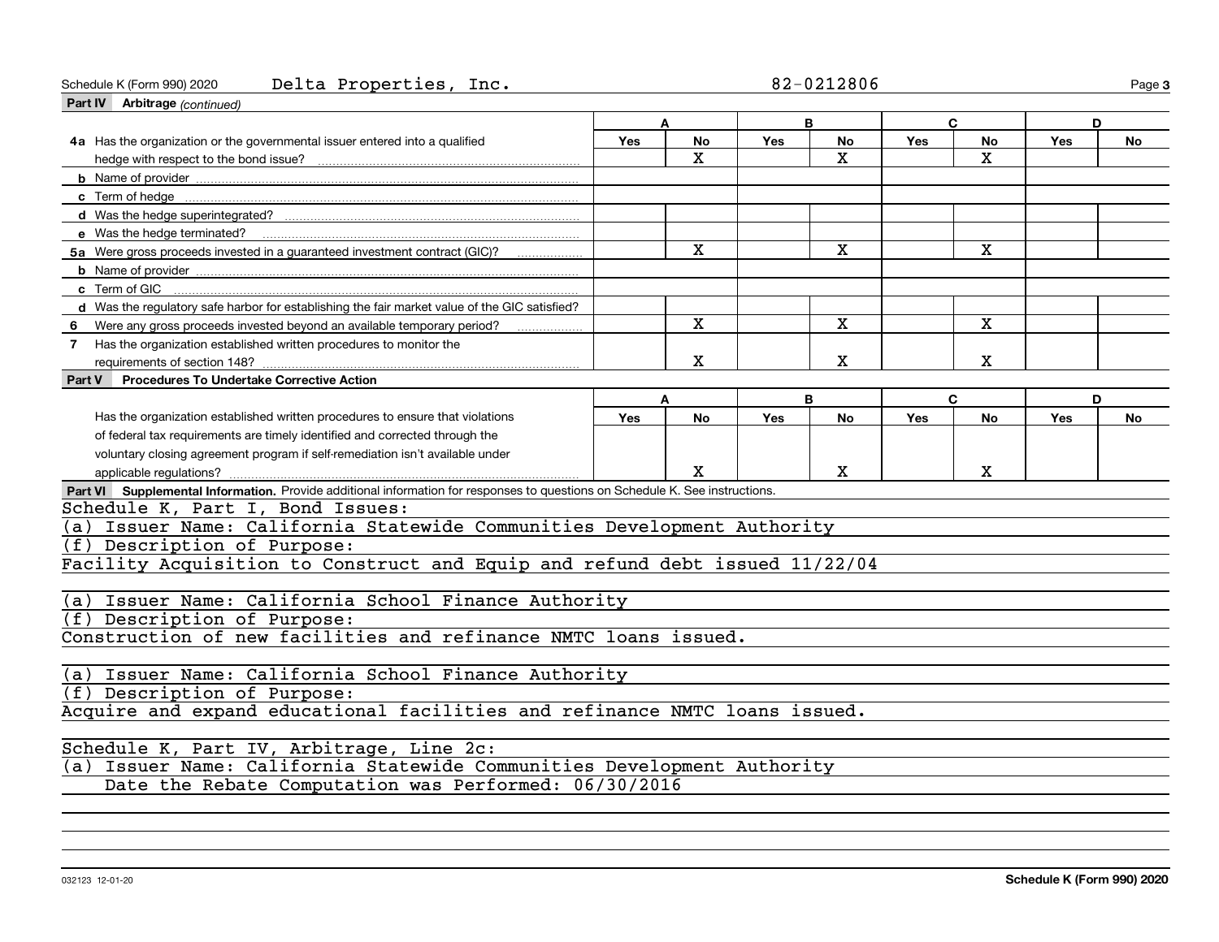Schedule K (Form 990) 2020 Delta Properties, Inc. 82-0212806

**Part IV Arbitrage** *(continued)*

| | A | | B | | C | | D | |
|---|---|---|---|---|---|---|---|---|
| | Yes | No | Yes | No | Yes | No | Yes | No |
| **4a** Has the organization or the governmental issuer entered into a qualified hedge with respect to the bond issue? | | X | | X | | X | | |
| **b** Name of provider | | | | | | | | |
| **c** Term of hedge | | | | | | | | |
| **d** Was the hedge superintegrated? | | | | | | | | |
| **e** Was the hedge terminated? | | | | | | | | |
| **5a** Were gross proceeds invested in a guaranteed investment contract (GIC)? | | X | | X | | X | | |
| **b** Name of provider | | | | | | | | |
| **c** Term of GIC | | | | | | | | |
| **d** Was the regulatory safe harbor for establishing the fair market value of the GIC satisfied? | | | | | | | | |
| **6** Were any gross proceeds invested beyond an available temporary period? | | X | | X | | X | | |
| **7** Has the organization established written procedures to monitor the requirements of section 148? | | X | | X | | X | | |

**Part V Procedures To Undertake Corrective Action**

| | A | | B | | C | | D | |
|---|---|---|---|---|---|---|---|---|
| | Yes | No | Yes | No | Yes | No | Yes | No |
| Has the organization established written procedures to ensure that violations of federal tax requirements are timely identified and corrected through the voluntary closing agreement program if self-remediation isn't available under applicable regulations? | | X | | X | | X | | |

**Part VI Supplemental Information.** Provide additional information for responses to questions on Schedule K. See instructions.

Schedule K, Part I, Bond Issues:
(a) Issuer Name: California Statewide Communities Development Authority
(f) Description of Purpose:
Facility Acquisition to Construct and Equip and refund debt issued 11/22/04

(a) Issuer Name: California School Finance Authority
(f) Description of Purpose:
Construction of new facilities and refinance NMTC loans issued.

(a) Issuer Name: California School Finance Authority
(f) Description of Purpose:
Acquire and expand educational facilities and refinance NMTC loans issued.

Schedule K, Part IV, Arbitrage, Line 2c:
(a) Issuer Name: California Statewide Communities Development Authority
Date the Rebate Computation was Performed: 06/30/2016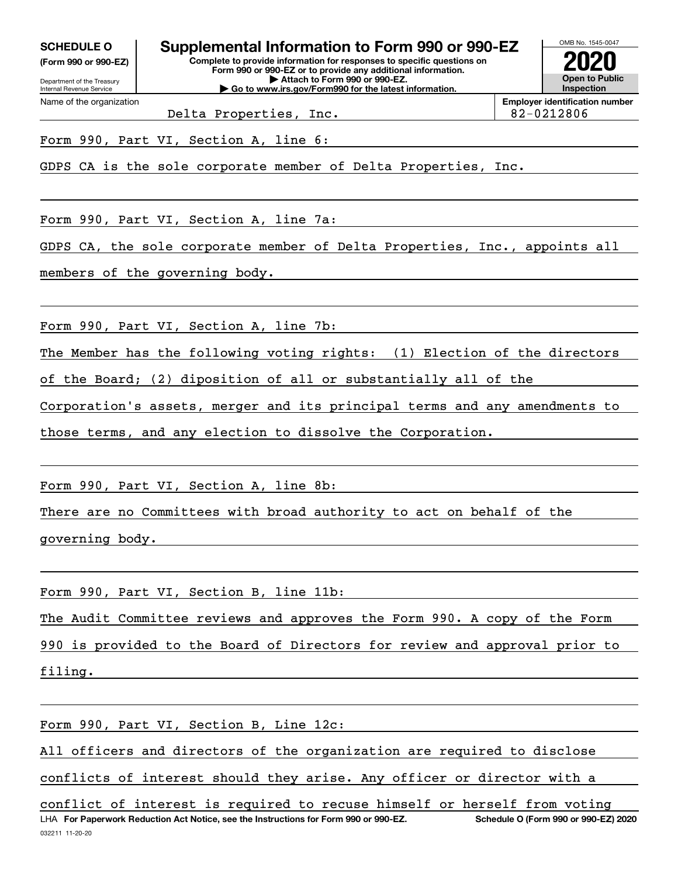**SCHEDULE O (Form 990 or 990-EZ)**

Department of the Treasury
Internal Revenue Service

# Supplemental Information to Form 990 or 990-EZ

**Complete to provide information for responses to specific questions on Form 990 or 990-EZ or to provide any additional information.**
**▶ Attach to Form 990 or 990-EZ.**
**▶ Go to www.irs.gov/Form990 for the latest information.**

OMB No. 1545-0047

**2020**

**Open to Public Inspection**

Name of the organization: Delta Properties, Inc.

**Employer identification number:** 82-0212806

Form 990, Part VI, Section A, line 6:

GDPS CA is the sole corporate member of Delta Properties, Inc.

Form 990, Part VI, Section A, line 7a:

GDPS CA, the sole corporate member of Delta Properties, Inc., appoints all members of the governing body.

Form 990, Part VI, Section A, line 7b:

The Member has the following voting rights: (1) Election of the directors of the Board; (2) diposition of all or substantially all of the Corporation's assets, merger and its principal terms and any amendments to those terms, and any election to dissolve the Corporation.

Form 990, Part VI, Section A, line 8b:

There are no Committees with broad authority to act on behalf of the governing body.

Form 990, Part VI, Section B, line 11b:

The Audit Committee reviews and approves the Form 990. A copy of the Form 990 is provided to the Board of Directors for review and approval prior to filing.

Form 990, Part VI, Section B, Line 12c:

All officers and directors of the organization are required to disclose conflicts of interest should they arise. Any officer or director with a conflict of interest is required to recuse himself or herself from voting

LHA **For Paperwork Reduction Act Notice, see the Instructions for Form 990 or 990-EZ.** **Schedule O (Form 990 or 990-EZ) 2020**

032211 11-20-20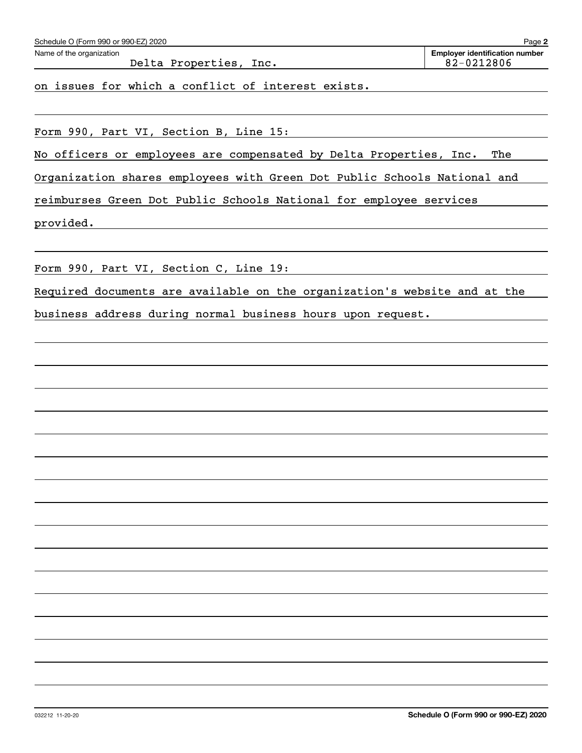Name of the organization: Delta Properties, Inc.

**Employer identification number:** 82-0212806

on issues for which a conflict of interest exists.

Form 990, Part VI, Section B, Line 15:

No officers or employees are compensated by Delta Properties, Inc. The Organization shares employees with Green Dot Public Schools National and reimburses Green Dot Public Schools National for employee services provided.

Form 990, Part VI, Section C, Line 19:

Required documents are available on the organization's website and at the business address during normal business hours upon request.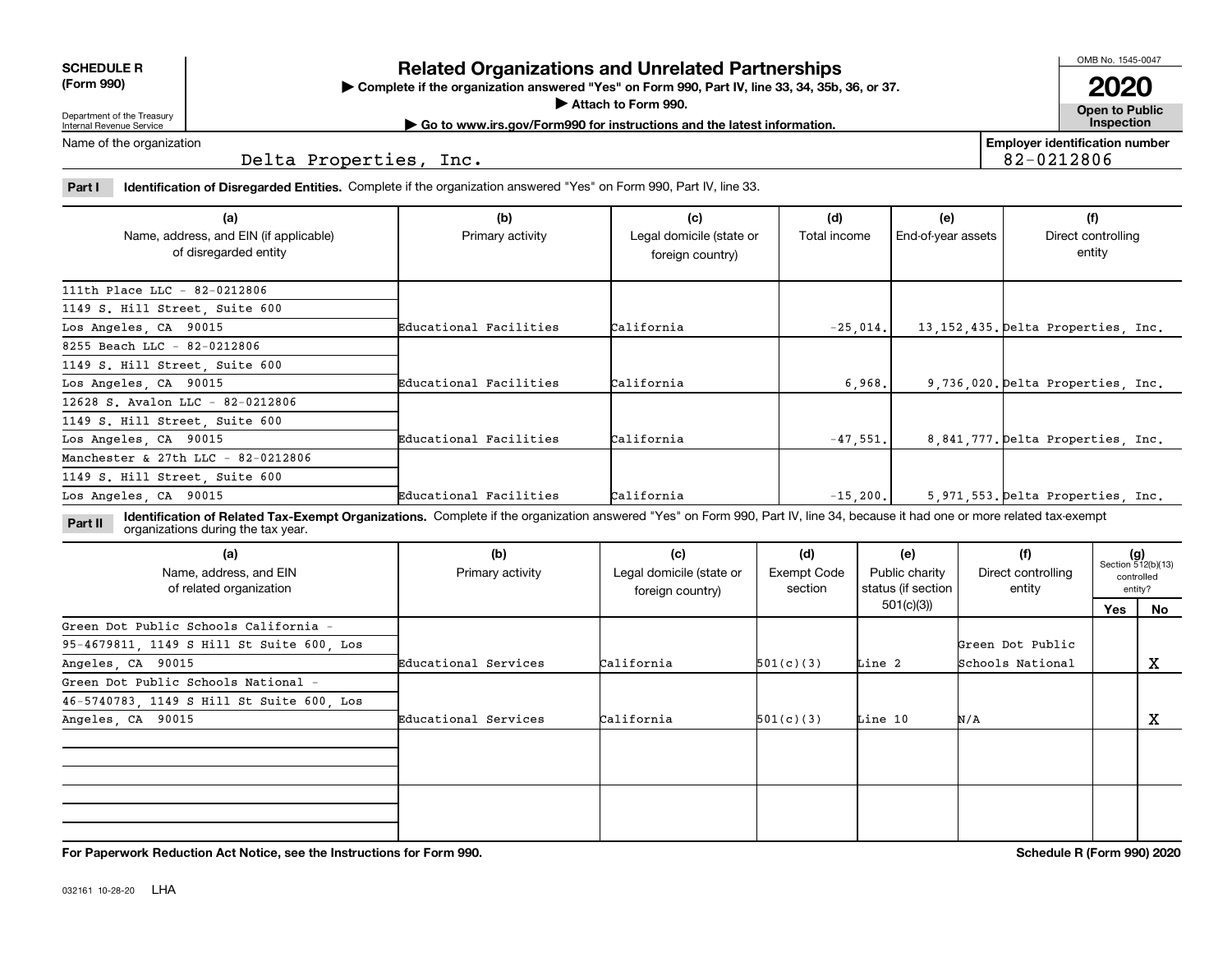**SCHEDULE R (Form 990)**

Department of the Treasury
Internal Revenue Service

# Related Organizations and Unrelated Partnerships

▶ Complete if the organization answered "Yes" on Form 990, Part IV, line 33, 34, 35b, 36, or 37.
▶ Attach to Form 990.
▶ Go to www.irs.gov/Form990 for instructions and the latest information.

OMB No. 1545-0047
**2020**
**Open to Public Inspection**

Name of the organization: Delta Properties, Inc.

Employer identification number: 82-0212806

**Part I** **Identification of Disregarded Entities.** Complete if the organization answered "Yes" on Form 990, Part IV, line 33.

| (a) Name, address, and EIN (if applicable) of disregarded entity | (b) Primary activity | (c) Legal domicile (state or foreign country) | (d) Total income | (e) End-of-year assets | (f) Direct controlling entity |
|---|---|---|---|---|---|
| 111th Place LLC - 82-0212806, 1149 S. Hill Street, Suite 600, Los Angeles, CA 90015 | Educational Facilities | California | -25,014. | 13,152,435. | Delta Properties, Inc. |
| 8255 Beach LLC - 82-0212806, 1149 S. Hill Street, Suite 600, Los Angeles, CA 90015 | Educational Facilities | California | 6,968. | 9,736,020. | Delta Properties, Inc. |
| 12628 S. Avalon LLC - 82-0212806, 1149 S. Hill Street, Suite 600, Los Angeles, CA 90015 | Educational Facilities | California | -47,551. | 8,841,777. | Delta Properties, Inc. |
| Manchester & 27th LLC - 82-0212806, 1149 S. Hill Street, Suite 600, Los Angeles, CA 90015 | Educational Facilities | California | -15,200. | 5,971,553. | Delta Properties, Inc. |

**Part II** **Identification of Related Tax-Exempt Organizations.** Complete if the organization answered "Yes" on Form 990, Part IV, line 34, because it had one or more related tax-exempt organizations during the tax year.

| (a) Name, address, and EIN of related organization | (b) Primary activity | (c) Legal domicile (state or foreign country) | (d) Exempt Code section | (e) Public charity status (if section 501(c)(3)) | (f) Direct controlling entity | (g) Section 512(b)(13) controlled entity? Yes | No |
|---|---|---|---|---|---|---|---|
| Green Dot Public Schools California - 95-4679811, 1149 S Hill St Suite 600, Los Angeles, CA 90015 | Educational Services | California | 501(c)(3) | Line 2 | Green Dot Public Schools National | | X |
| Green Dot Public Schools National - 46-5740783, 1149 S Hill St Suite 600, Los Angeles, CA 90015 | Educational Services | California | 501(c)(3) | Line 10 | N/A | | X |
| | | | | | | | |
| | | | | | | | |

**For Paperwork Reduction Act Notice, see the Instructions for Form 990.** **Schedule R (Form 990) 2020**

032161 10-28-20 LHA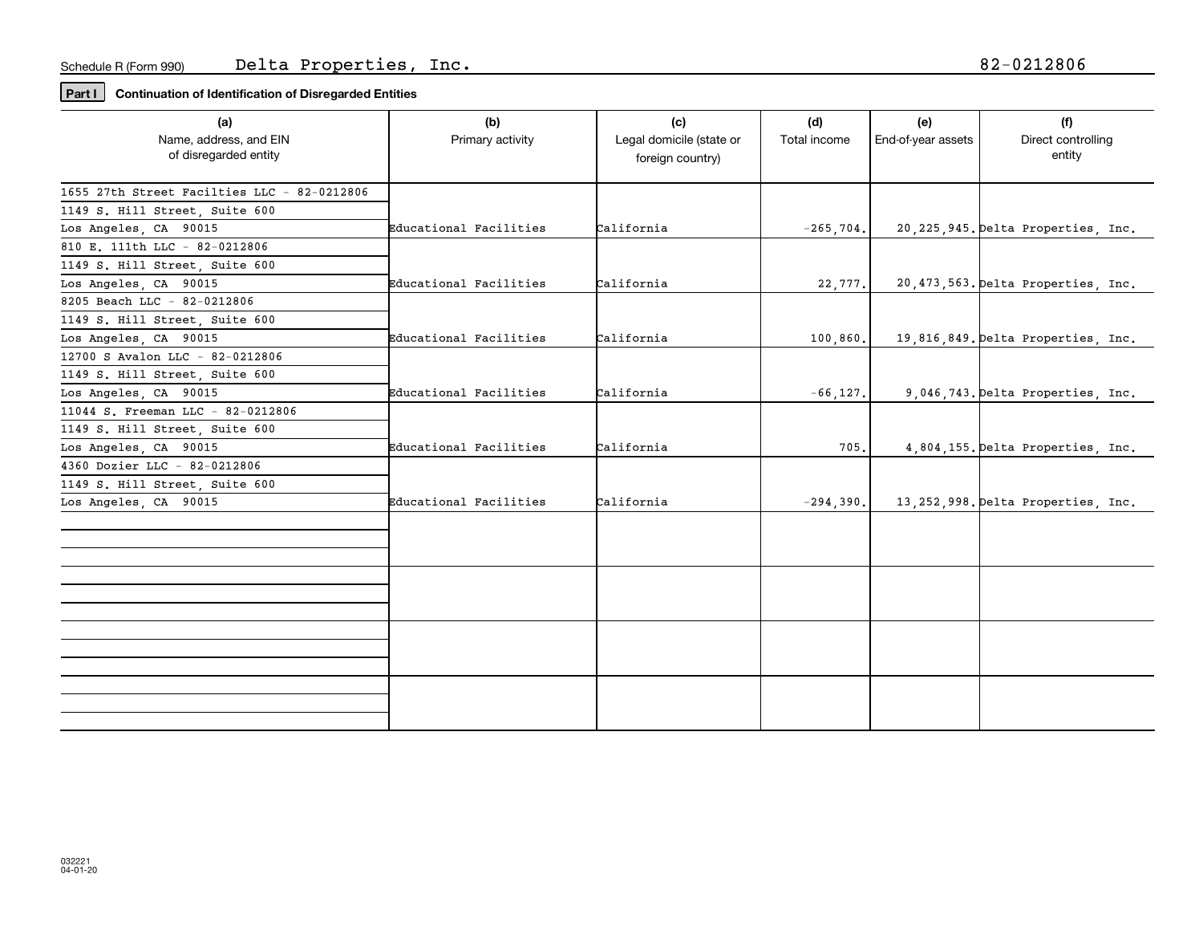Schedule R (Form 990) Delta Properties, Inc. 82-0212806

**Part I** **Continuation of Identification of Disregarded Entities**

| (a) Name, address, and EIN of disregarded entity | (b) Primary activity | (c) Legal domicile (state or foreign country) | (d) Total income | (e) End-of-year assets | (f) Direct controlling entity |
|---|---|---|---|---|---|
| 1655 27th Street Facilties LLC - 82-0212806<br>1149 S. Hill Street, Suite 600<br>Los Angeles, CA 90015 | Educational Facilities | California | -265,704. | 20,225,945. | Delta Properties, Inc. |
| 810 E. 111th LLC - 82-0212806<br>1149 S. Hill Street, Suite 600<br>Los Angeles, CA 90015 | Educational Facilities | California | 22,777. | 20,473,563. | Delta Properties, Inc. |
| 8205 Beach LLC - 82-0212806<br>1149 S. Hill Street, Suite 600<br>Los Angeles, CA 90015 | Educational Facilities | California | 100,860. | 19,816,849. | Delta Properties, Inc. |
| 12700 S Avalon LLC - 82-0212806<br>1149 S. Hill Street, Suite 600<br>Los Angeles, CA 90015 | Educational Facilities | California | -66,127. | 9,046,743. | Delta Properties, Inc. |
| 11044 S. Freeman LLC - 82-0212806<br>1149 S. Hill Street, Suite 600<br>Los Angeles, CA 90015 | Educational Facilities | California | 705. | 4,804,155. | Delta Properties, Inc. |
| 4360 Dozier LLC - 82-0212806<br>1149 S. Hill Street, Suite 600<br>Los Angeles, CA 90015 | Educational Facilities | California | -294,390. | 13,252,998. | Delta Properties, Inc. |
| | | | | | |
| | | | | | |
| | | | | | |
| | | | | | |

032221
04-01-20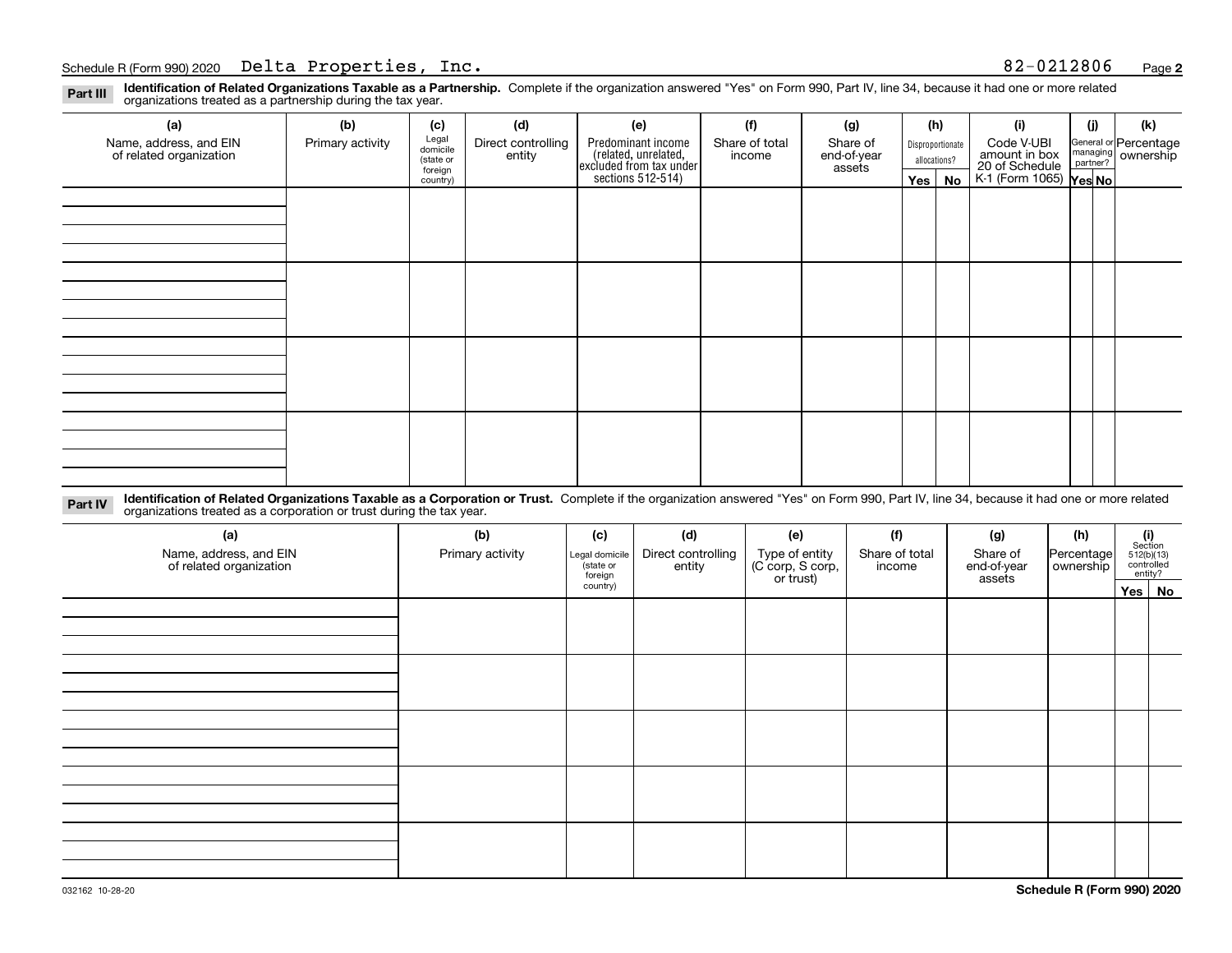Schedule R (Form 990) 2020 Delta Properties, Inc. 82-0212806

**Part III** **Identification of Related Organizations Taxable as a Partnership.** Complete if the organization answered "Yes" on Form 990, Part IV, line 34, because it had one or more related organizations treated as a partnership during the tax year.

| (a) Name, address, and EIN of related organization | (b) Primary activity | (c) Legal domicile (state or foreign country) | (d) Direct controlling entity | (e) Predominant income (related, unrelated, excluded from tax under sections 512-514) | (f) Share of total income | (g) Share of end-of-year assets | (h) Disproportionate allocations? | | (i) Code V-UBI amount in box 20 of Schedule K-1 (Form 1065) | (j) General or managing partner? | | (k) Percentage ownership |
|---|---|---|---|---|---|---|---|---|---|---|---|---|
| | | | | | | | Yes | No | | Yes | No | |
| | | | | | | | | | | | | |
| | | | | | | | | | | | | |
| | | | | | | | | | | | | |
| | | | | | | | | | | | | |

**Part IV** **Identification of Related Organizations Taxable as a Corporation or Trust.** Complete if the organization answered "Yes" on Form 990, Part IV, line 34, because it had one or more related organizations treated as a corporation or trust during the tax year.

| (a) Name, address, and EIN of related organization | (b) Primary activity | (c) Legal domicile (state or foreign country) | (d) Direct controlling entity | (e) Type of entity (C corp, S corp, or trust) | (f) Share of total income | (g) Share of end-of-year assets | (h) Percentage ownership | (i) Section 512(b)(13) controlled entity? | |
|---|---|---|---|---|---|---|---|---|---|
| | | | | | | | | Yes | No |
| | | | | | | | | | |
| | | | | | | | | | |
| | | | | | | | | | |
| | | | | | | | | | |
| | | | | | | | | | |

032162 10-28-20

**Schedule R (Form 990) 2020**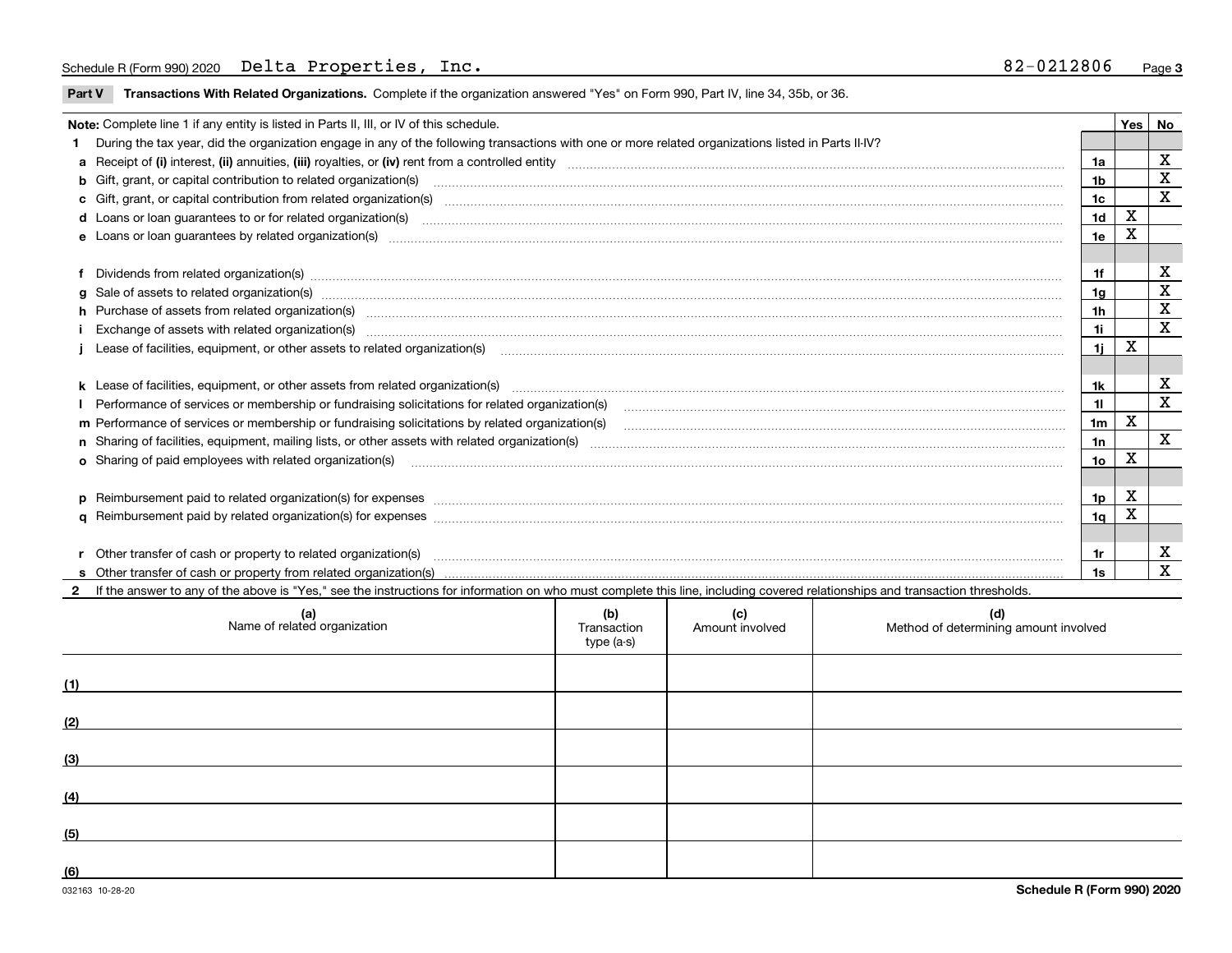Schedule R (Form 990) 2020 Delta Properties, Inc. 82-0212806

## Part V Transactions With Related Organizations.

Complete if the organization answered "Yes" on Form 990, Part IV, line 34, 35b, or 36.

| **Note:** Complete line 1 if any entity is listed in Parts II, III, or IV of this schedule. | | Yes | No |
|---|---|---|---|
| **1** During the tax year, did the organization engage in any of the following transactions with one or more related organizations listed in Parts II-IV? | | | |
| **a** Receipt of **(i)** interest, **(ii)** annuities, **(iii)** royalties, or **(iv)** rent from a controlled entity | 1a | | X |
| **b** Gift, grant, or capital contribution to related organization(s) | 1b | | X |
| **c** Gift, grant, or capital contribution from related organization(s) | 1c | | X |
| **d** Loans or loan guarantees to or for related organization(s) | 1d | X | |
| **e** Loans or loan guarantees by related organization(s) | 1e | X | |
| **f** Dividends from related organization(s) | 1f | | X |
| **g** Sale of assets to related organization(s) | 1g | | X |
| **h** Purchase of assets from related organization(s) | 1h | | X |
| **i** Exchange of assets with related organization(s) | 1i | | X |
| **j** Lease of facilities, equipment, or other assets to related organization(s) | 1j | X | |
| **k** Lease of facilities, equipment, or other assets from related organization(s) | 1k | | X |
| **l** Performance of services or membership or fundraising solicitations for related organization(s) | 1l | | X |
| **m** Performance of services or membership or fundraising solicitations by related organization(s) | 1m | X | |
| **n** Sharing of facilities, equipment, mailing lists, or other assets with related organization(s) | 1n | | X |
| **o** Sharing of paid employees with related organization(s) | 1o | X | |
| **p** Reimbursement paid to related organization(s) for expenses | 1p | X | |
| **q** Reimbursement paid by related organization(s) for expenses | 1q | X | |
| **r** Other transfer of cash or property to related organization(s) | 1r | | X |
| **s** Other transfer of cash or property from related organization(s) | 1s | | X |

**2** If the answer to any of the above is "Yes," see the instructions for information on who must complete this line, including covered relationships and transaction thresholds.

| (a) Name of related organization | (b) Transaction type (a-s) | (c) Amount involved | (d) Method of determining amount involved |
|---|---|---|---|
| (1) | | | |
| (2) | | | |
| (3) | | | |
| (4) | | | |
| (5) | | | |
| (6) | | | |

032163 10-28-20

**Schedule R (Form 990) 2020**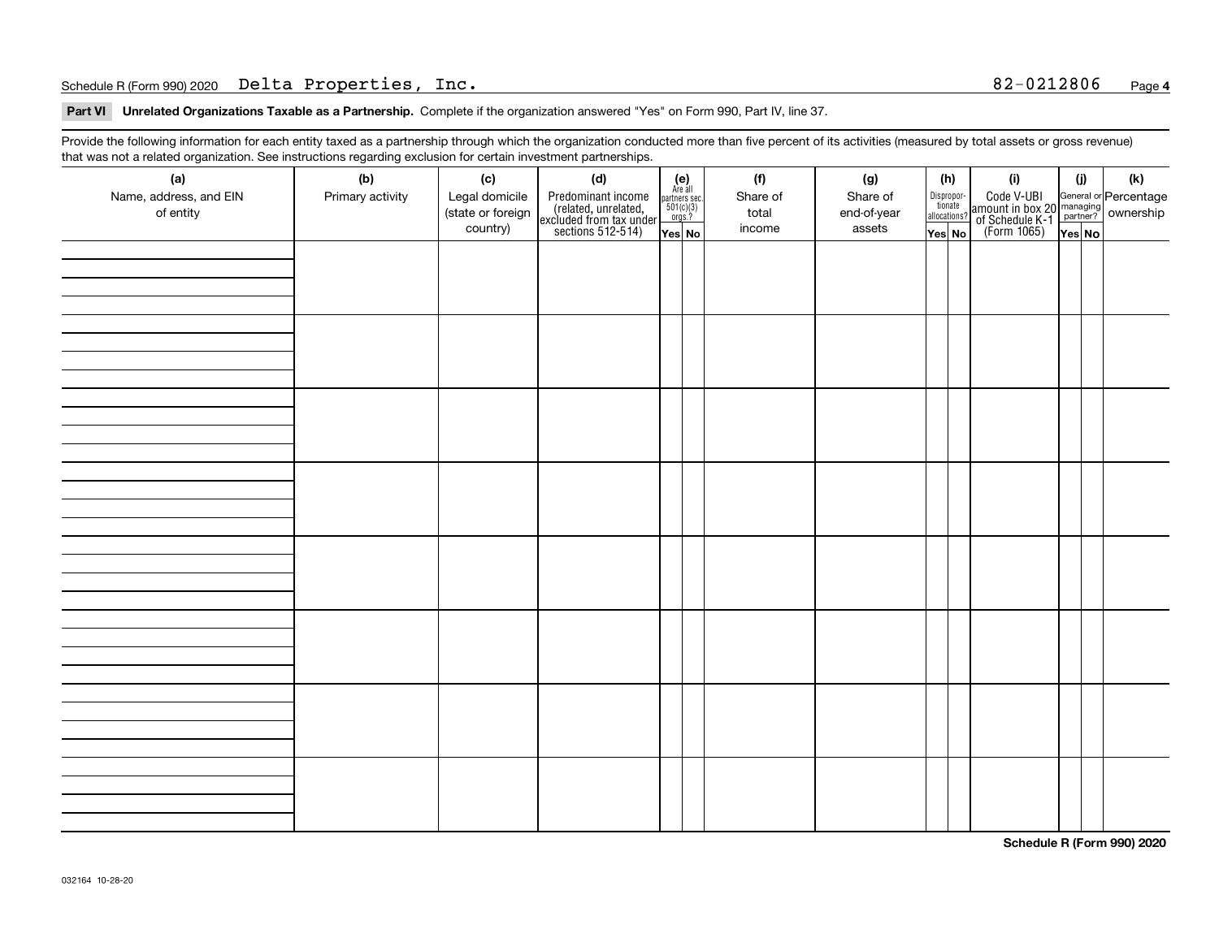Schedule R (Form 990) 2020 Delta Properties, Inc. 82-0212806

**Part VI** **Unrelated Organizations Taxable as a Partnership.** Complete if the organization answered "Yes" on Form 990, Part IV, line 37.

Provide the following information for each entity taxed as a partnership through which the organization conducted more than five percent of its activities (measured by total assets or gross revenue) that was not a related organization. See instructions regarding exclusion for certain investment partnerships.

| (a) Name, address, and EIN of entity | (b) Primary activity | (c) Legal domicile (state or foreign country) | (d) Predominant income (related, unrelated, excluded from tax under sections 512-514) | (e) Are all partners sec. 501(c)(3) orgs.? Yes | (e) No | (f) Share of total income | (g) Share of end-of-year assets | (h) Disproportionate allocations? Yes | (h) No | (i) Code V-UBI amount in box 20 of Schedule K-1 (Form 1065) | (j) General or managing partner? Yes | (j) No | (k) Percentage ownership |
|---|---|---|---|---|---|---|---|---|---|---|---|---|---|
| | | | | | | | | | | | | | |
| | | | | | | | | | | | | | |
| | | | | | | | | | | | | | |
| | | | | | | | | | | | | | |
| | | | | | | | | | | | | | |
| | | | | | | | | | | | | | |
| | | | | | | | | | | | | | |
| | | | | | | | | | | | | | |

**Schedule R (Form 990) 2020**

032164 10-28-20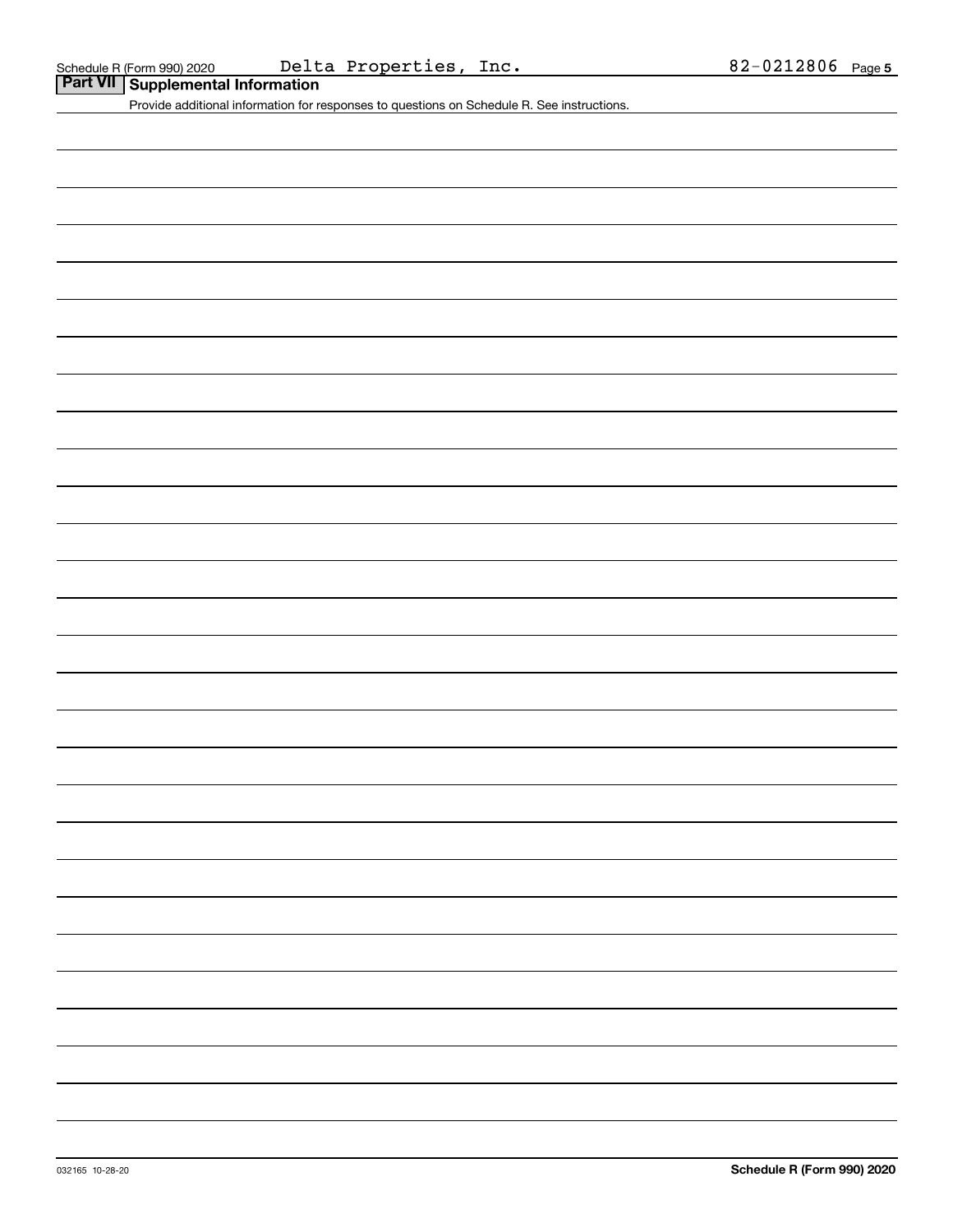## Part VII Supplemental Information

Provide additional information for responses to questions on Schedule R. See instructions.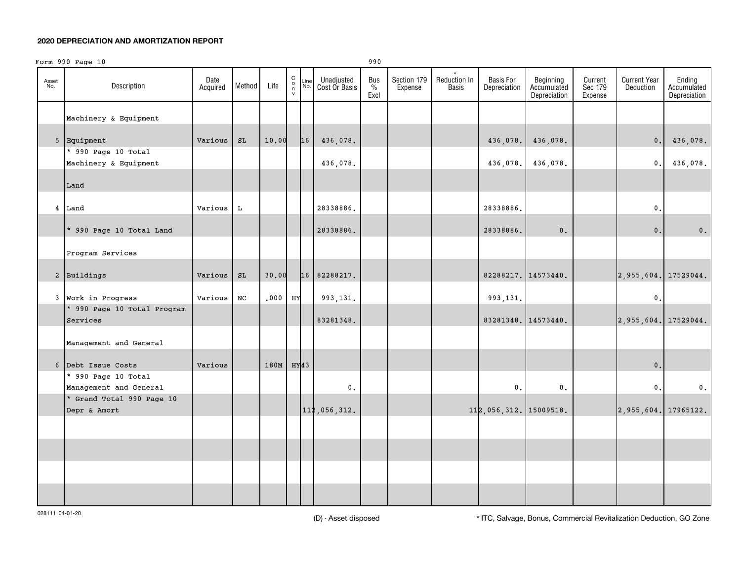## 2020 DEPRECIATION AND AMORTIZATION REPORT

Form 990 Page 10 990

| Asset No. | Description | Date Acquired | Method | Life | Conv | Line No. | Unadjusted Cost Or Basis | Bus % Excl | Section 179 Expense | * Reduction In Basis | Basis For Depreciation | Beginning Accumulated Depreciation | Current Sec 179 Expense | Current Year Deduction | Ending Accumulated Depreciation |
|---|---|---|---|---|---|---|---|---|---|---|---|---|---|---|---|
| | Machinery & Equipment | | | | | | | | | | | | | | |
| 5 | Equipment | Various | SL | 10.00 | | 16 | 436,078. | | | | 436,078. | 436,078. | | 0. | 436,078. |
| | * 990 Page 10 Total Machinery & Equipment | | | | | | 436,078. | | | | 436,078. | 436,078. | | 0. | 436,078. |
| | Land | | | | | | | | | | | | | | |
| 4 | Land | Various | L | | | | 28338886. | | | | 28338886. | | | 0. | |
| | * 990 Page 10 Total Land | | | | | | 28338886. | | | | 28338886. | 0. | | 0. | 0. |
| | Program Services | | | | | | | | | | | | | | |
| 2 | Buildings | Various | SL | 30.00 | | 16 | 82288217. | | | | 82288217. | 14573440. | | 2,955,604. | 17529044. |
| 3 | Work in Progress | Various | NC | .000 | HY | | 993,131. | | | | 993,131. | | | 0. | |
| | * 990 Page 10 Total Program Services | | | | | | 83281348. | | | | 83281348. | 14573440. | | 2,955,604. | 17529044. |
| | Management and General | | | | | | | | | | | | | | |
| 6 | Debt Issue Costs | Various | | 180M | HY | 43 | | | | | | | | 0. | |
| | * 990 Page 10 Total Management and General | | | | | | 0. | | | | 0. | 0. | | 0. | 0. |
| | * Grand Total 990 Page 10 Depr & Amort | | | | | | 112,056,312. | | | | 112,056,312. | 15009518. | | 2,955,604. | 17965122. |

028111 04-01-20

(D) - Asset disposed

* ITC, Salvage, Bonus, Commercial Revitalization Deduction, GO Zone